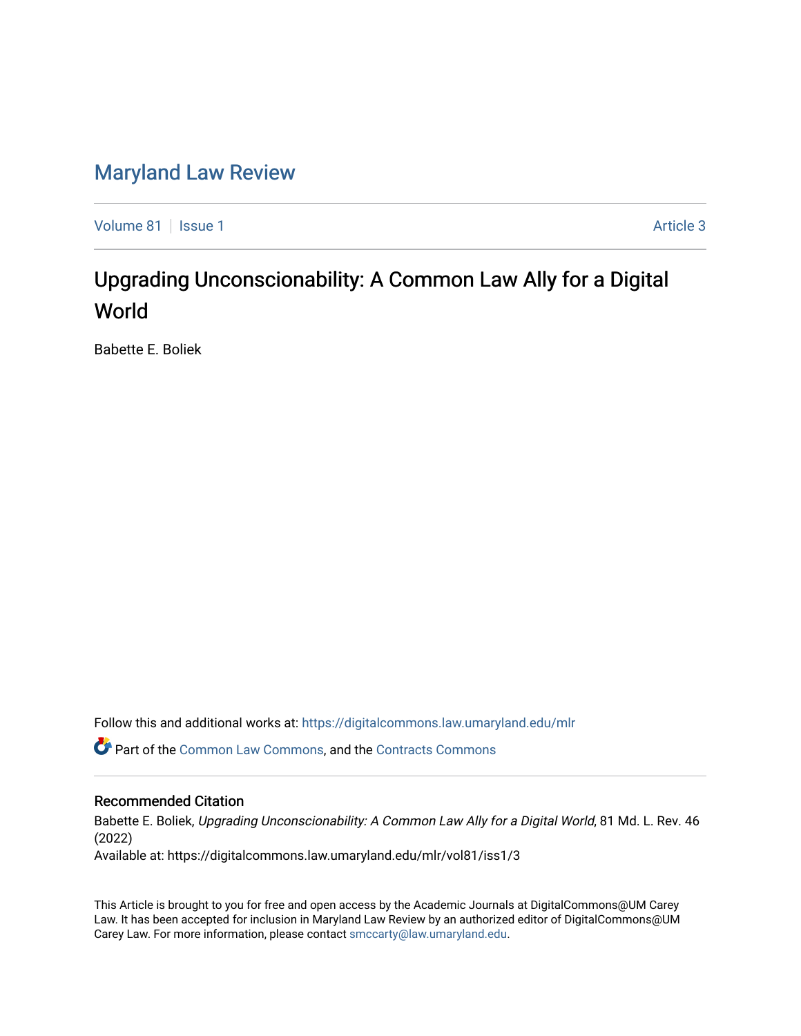# Maryland Law Review

Volume 81 | Issue 1 Article 3

## Upgrading Unconscionability: A Common Law Ally for a Digital World

Babette E. Boliek

Follow this and additional works at: https://digitalcommons.law.umaryland.edu/mlr

Part of the Common Law Commons, and the Contracts Commons

### Recommended Citation

Babette E. Boliek, *Upgrading Unconscionability: A Common Law Ally for a Digital World*, 81 Md. L. Rev. 46 (2022)

Available at: https://digitalcommons.law.umaryland.edu/mlr/vol81/iss1/3

This Article is brought to you for free and open access by the Academic Journals at DigitalCommons@UM Carey Law. It has been accepted for inclusion in Maryland Law Review by an authorized editor of DigitalCommons@UM Carey Law. For more information, please contact smccarty@law.umaryland.edu.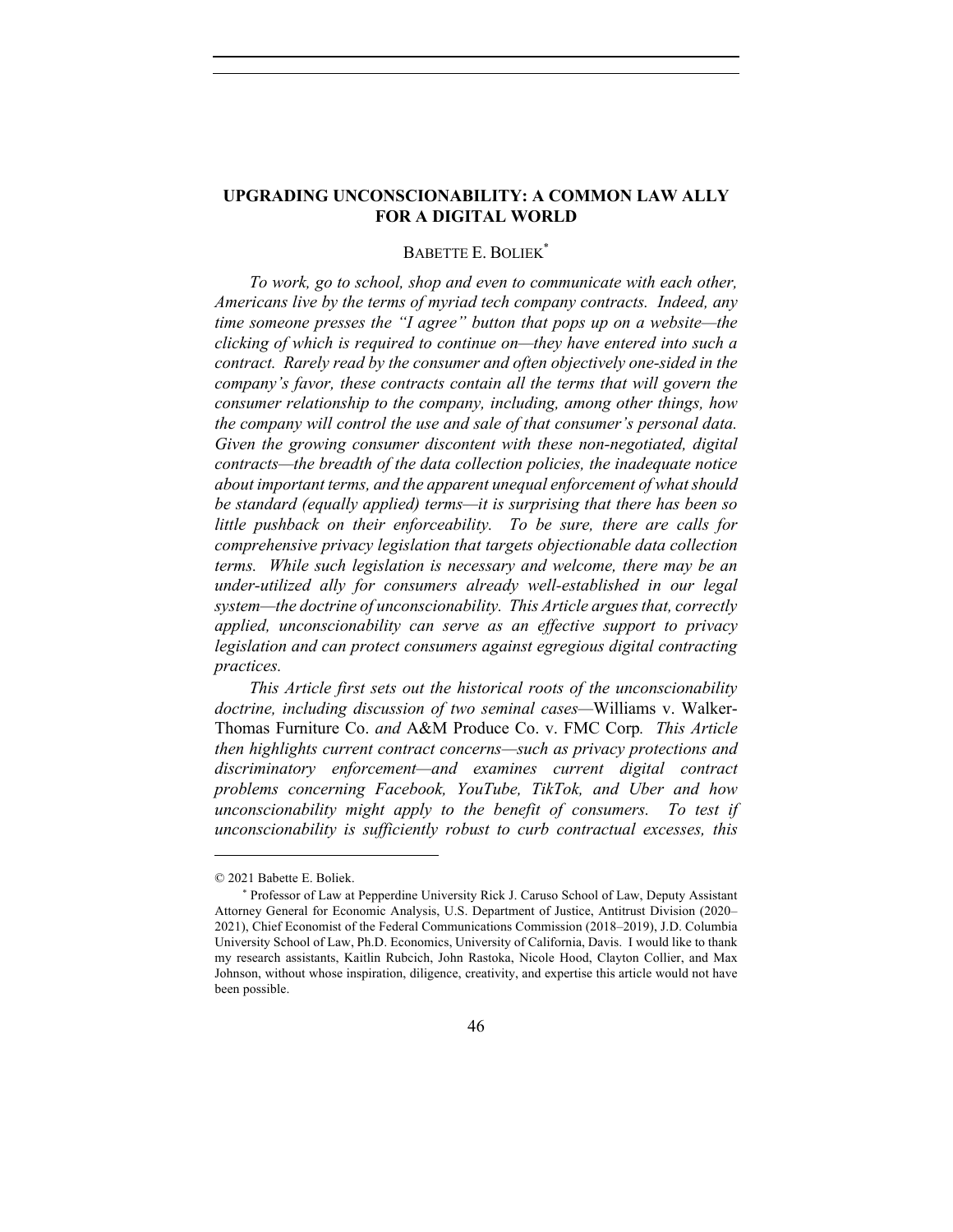# UPGRADING UNCONSCIONABILITY: A COMMON LAW ALLY FOR A DIGITAL WORLD

BABETTE E. BOLIEK*

*To work, go to school, shop and even to communicate with each other, Americans live by the terms of myriad tech company contracts. Indeed, any time someone presses the "I agree" button that pops up on a website—the clicking of which is required to continue on—they have entered into such a contract. Rarely read by the consumer and often objectively one-sided in the company's favor, these contracts contain all the terms that will govern the consumer relationship to the company, including, among other things, how the company will control the use and sale of that consumer's personal data. Given the growing consumer discontent with these non-negotiated, digital contracts—the breadth of the data collection policies, the inadequate notice about important terms, and the apparent unequal enforcement of what should be standard (equally applied) terms—it is surprising that there has been so little pushback on their enforceability. To be sure, there are calls for comprehensive privacy legislation that targets objectionable data collection terms. While such legislation is necessary and welcome, there may be an under-utilized ally for consumers already well-established in our legal system—the doctrine of unconscionability. This Article argues that, correctly applied, unconscionability can serve as an effective support to privacy legislation and can protect consumers against egregious digital contracting practices.*

*This Article first sets out the historical roots of the unconscionability doctrine, including discussion of two seminal cases—*Williams v. Walker-Thomas Furniture Co. *and* A&M Produce Co. v. FMC Corp*. This Article then highlights current contract concerns—such as privacy protections and discriminatory enforcement—and examines current digital contract problems concerning Facebook, YouTube, TikTok, and Uber and how unconscionability might apply to the benefit of consumers. To test if unconscionability is sufficiently robust to curb contractual excesses, this*

---

© 2021 Babette E. Boliek.

\* Professor of Law at Pepperdine University Rick J. Caruso School of Law, Deputy Assistant Attorney General for Economic Analysis, U.S. Department of Justice, Antitrust Division (2020–2021), Chief Economist of the Federal Communications Commission (2018–2019), J.D. Columbia University School of Law, Ph.D. Economics, University of California, Davis. I would like to thank my research assistants, Kaitlin Rubcich, John Rastoka, Nicole Hood, Clayton Collier, and Max Johnson, without whose inspiration, diligence, creativity, and expertise this article would not have been possible.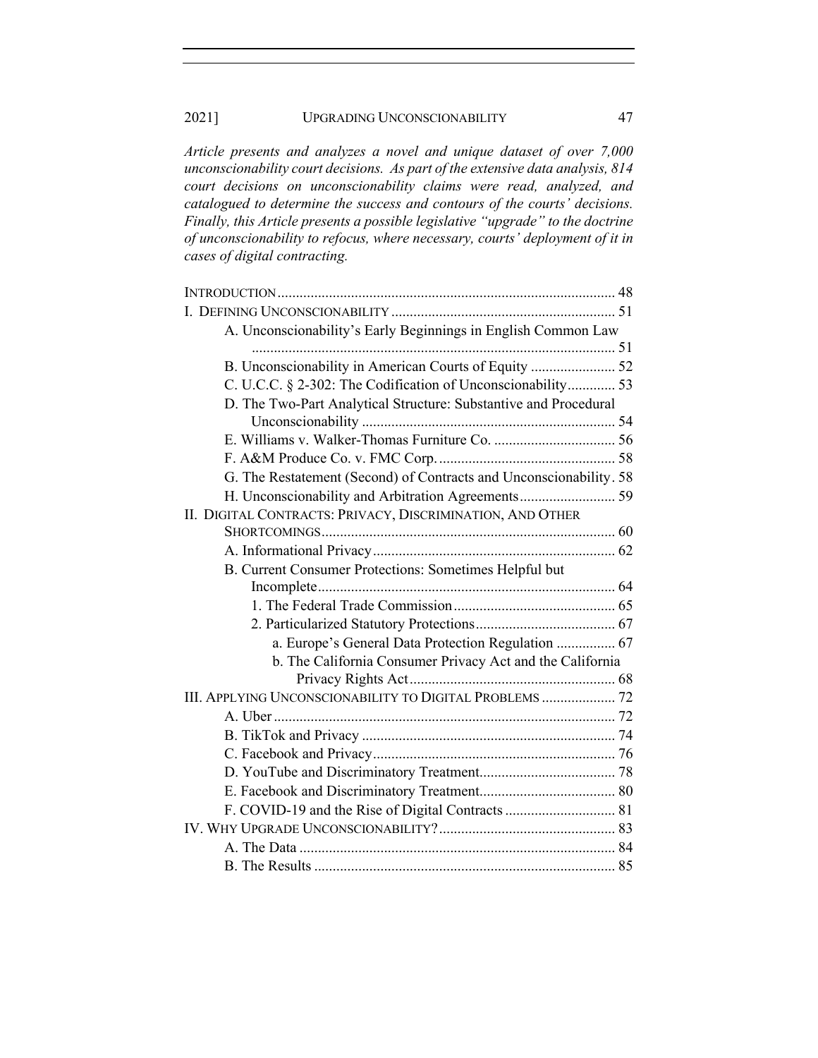*Article presents and analyzes a novel and unique dataset of over 7,000 unconscionability court decisions. As part of the extensive data analysis, 814 court decisions on unconscionability claims were read, analyzed, and catalogued to determine the success and contours of the courts' decisions. Finally, this Article presents a possible legislative "upgrade" to the doctrine of unconscionability to refocus, where necessary, courts' deployment of it in cases of digital contracting.*

INTRODUCTION ............ 48
I. DEFINING UNCONSCIONABILITY ............ 51
- A. Unconscionability's Early Beginnings in English Common Law ............ 51
- B. Unconscionability in American Courts of Equity ............ 52
- C. U.C.C. § 2-302: The Codification of Unconscionability ............ 53
- D. The Two-Part Analytical Structure: Substantive and Procedural Unconscionability ............ 54
- E. Williams v. Walker-Thomas Furniture Co. ............ 56
- F. A&M Produce Co. v. FMC Corp. ............ 58
- G. The Restatement (Second) of Contracts and Unconscionability . 58
- H. Unconscionability and Arbitration Agreements ............ 59

II. DIGITAL CONTRACTS: PRIVACY, DISCRIMINATION, AND OTHER SHORTCOMINGS ............ 60
- A. Informational Privacy ............ 62
- B. Current Consumer Protections: Sometimes Helpful but Incomplete ............ 64
  - 1. The Federal Trade Commission ............ 65
  - 2. Particularized Statutory Protections ............ 67
    - a. Europe's General Data Protection Regulation ............ 67
    - b. The California Consumer Privacy Act and the California Privacy Rights Act ............ 68

III. APPLYING UNCONSCIONABILITY TO DIGITAL PROBLEMS ............ 72
- A. Uber ............ 72
- B. TikTok and Privacy ............ 74
- C. Facebook and Privacy ............ 76
- D. YouTube and Discriminatory Treatment ............ 78
- E. Facebook and Discriminatory Treatment ............ 80
- F. COVID-19 and the Rise of Digital Contracts ............ 81

IV. WHY UPGRADE UNCONSCIONABILITY? ............ 83
- A. The Data ............ 84
- B. The Results ............ 85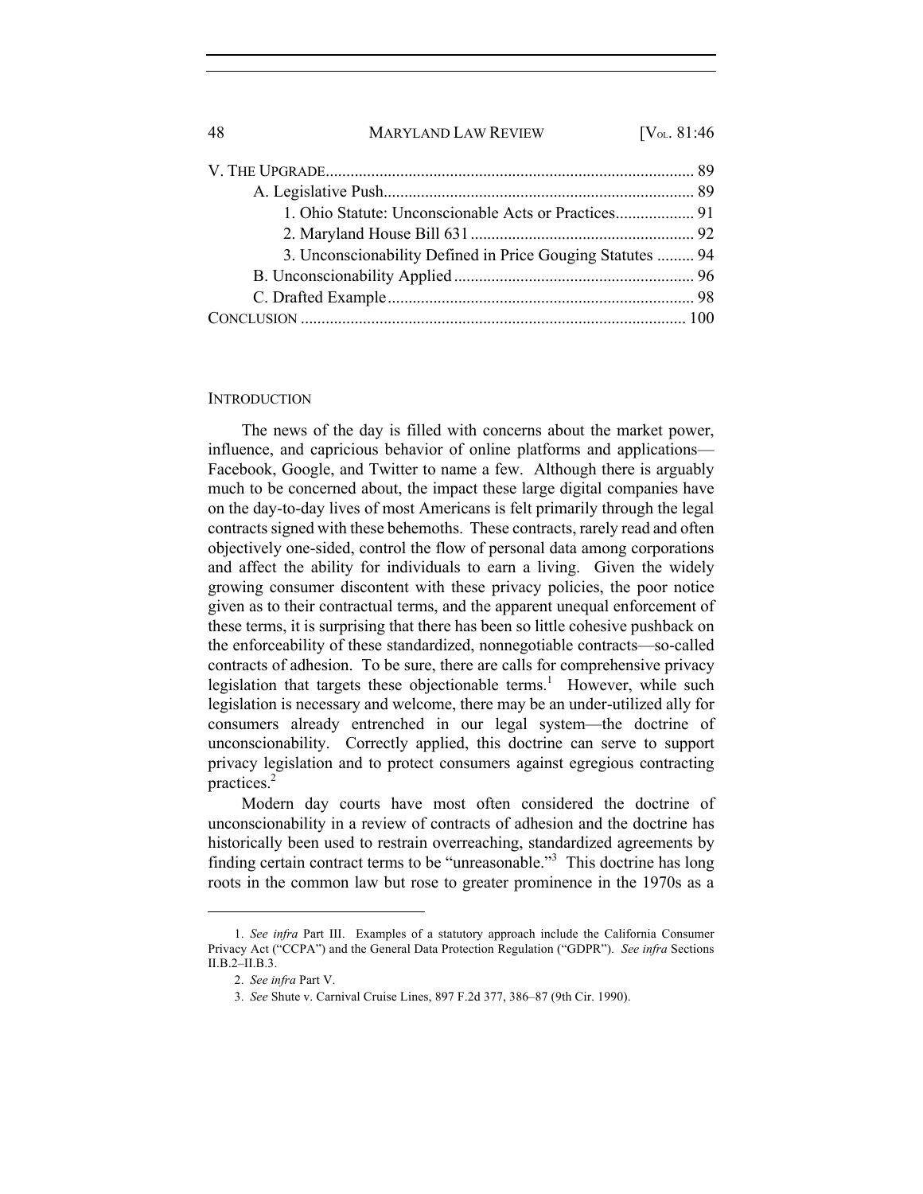V. THE UPGRADE........................................................................................ 89

A. Legislative Push.......................................................................... 89

1. Ohio Statute: Unconscionable Acts or Practices................... 91

2. Maryland House Bill 631...................................................... 92

3. Unconscionability Defined in Price Gouging Statutes ......... 94

B. Unconscionability Applied.......................................................... 96

C. Drafted Example.......................................................................... 98

CONCLUSION ............................................................................................ 100

## INTRODUCTION

The news of the day is filled with concerns about the market power, influence, and capricious behavior of online platforms and applications—Facebook, Google, and Twitter to name a few. Although there is arguably much to be concerned about, the impact these large digital companies have on the day-to-day lives of most Americans is felt primarily through the legal contracts signed with these behemoths. These contracts, rarely read and often objectively one-sided, control the flow of personal data among corporations and affect the ability for individuals to earn a living. Given the widely growing consumer discontent with these privacy policies, the poor notice given as to their contractual terms, and the apparent unequal enforcement of these terms, it is surprising that there has been so little cohesive pushback on the enforceability of these standardized, nonnegotiable contracts—so-called contracts of adhesion. To be sure, there are calls for comprehensive privacy legislation that targets these objectionable terms.[1] However, while such legislation is necessary and welcome, there may be an under-utilized ally for consumers already entrenched in our legal system—the doctrine of unconscionability. Correctly applied, this doctrine can serve to support privacy legislation and to protect consumers against egregious contracting practices.[2]

Modern day courts have most often considered the doctrine of unconscionability in a review of contracts of adhesion and the doctrine has historically been used to restrain overreaching, standardized agreements by finding certain contract terms to be "unreasonable."[3] This doctrine has long roots in the common law but rose to greater prominence in the 1970s as a

---

1. *See infra* Part III. Examples of a statutory approach include the California Consumer Privacy Act ("CCPA") and the General Data Protection Regulation ("GDPR"). *See infra* Sections II.B.2–II.B.3.

2. *See infra* Part V.

3. *See* Shute v. Carnival Cruise Lines, 897 F.2d 377, 386–87 (9th Cir. 1990).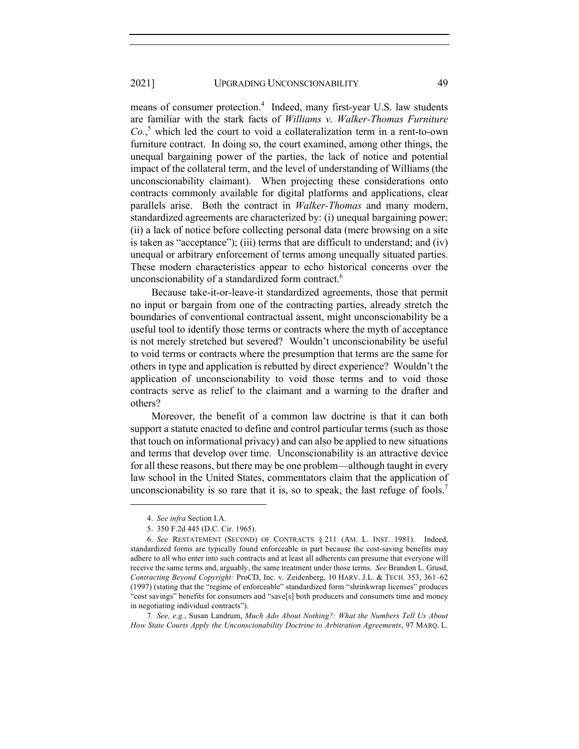means of consumer protection.[4] Indeed, many first-year U.S. law students are familiar with the stark facts of *Williams v. Walker-Thomas Furniture Co.*,[5] which led the court to void a collateralization term in a rent-to-own furniture contract. In doing so, the court examined, among other things, the unequal bargaining power of the parties, the lack of notice and potential impact of the collateral term, and the level of understanding of Williams (the unconscionability claimant). When projecting these considerations onto contracts commonly available for digital platforms and applications, clear parallels arise. Both the contract in *Walker-Thomas* and many modern, standardized agreements are characterized by: (i) unequal bargaining power; (ii) a lack of notice before collecting personal data (mere browsing on a site is taken as "acceptance"); (iii) terms that are difficult to understand; and (iv) unequal or arbitrary enforcement of terms among unequally situated parties. These modern characteristics appear to echo historical concerns over the unconscionability of a standardized form contract.[6]

Because take-it-or-leave-it standardized agreements, those that permit no input or bargain from one of the contracting parties, already stretch the boundaries of conventional contractual assent, might unconscionability be a useful tool to identify those terms or contracts where the myth of acceptance is not merely stretched but severed? Wouldn't unconscionability be useful to void terms or contracts where the presumption that terms are the same for others in type and application is rebutted by direct experience? Wouldn't the application of unconscionability to void those terms and to void those contracts serve as relief to the claimant and a warning to the drafter and others?

Moreover, the benefit of a common law doctrine is that it can both support a statute enacted to define and control particular terms (such as those that touch on informational privacy) and can also be applied to new situations and terms that develop over time. Unconscionability is an attractive device for all these reasons, but there may be one problem—although taught in every law school in the United States, commentators claim that the application of unconscionability is so rare that it is, so to speak, the last refuge of fools.[7]

---

4. *See infra* Section I.A.

5. 350 F.2d 445 (D.C. Cir. 1965).

6. *See* RESTATEMENT (SECOND) OF CONTRACTS § 211 (AM. L. INST. 1981). Indeed, standardized forms are typically found enforceable in part because the cost-saving benefits may adhere to all who enter into such contracts and at least all adherents can presume that everyone will receive the same terms and, arguably, the same treatment under those terms. *See* Brandon L. Grusd, *Contracting Beyond Copyright:* ProCD, Inc. v. Zeidenberg, 10 HARV. J.L. & TECH. 353, 361–62 (1997) (stating that the "regime of enforceable" standardized form "shrinkwrap licenses" produces "cost savings" benefits for consumers and "save[s] both producers and consumers time and money in negotiating individual contracts").

7. *See, e.g.*, Susan Landrum, *Much Ado About Nothing?: What the Numbers Tell Us About How State Courts Apply the Unconscionability Doctrine to Arbitration Agreements*, 97 MARQ. L.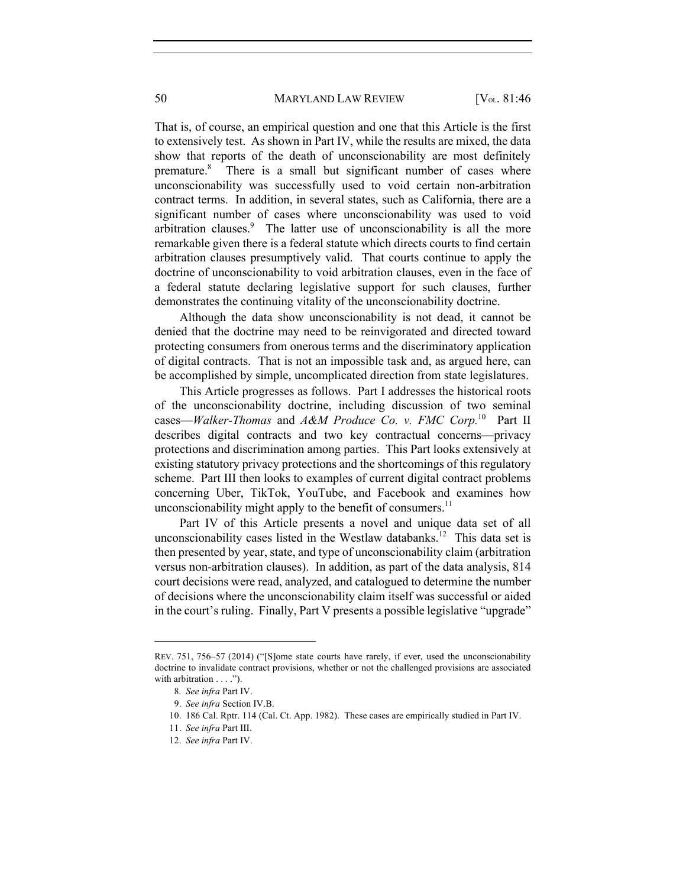That is, of course, an empirical question and one that this Article is the first to extensively test. As shown in Part IV, while the results are mixed, the data show that reports of the death of unconscionability are most definitely premature.[8] There is a small but significant number of cases where unconscionability was successfully used to void certain non-arbitration contract terms. In addition, in several states, such as California, there are a significant number of cases where unconscionability was used to void arbitration clauses.[9] The latter use of unconscionability is all the more remarkable given there is a federal statute which directs courts to find certain arbitration clauses presumptively valid. That courts continue to apply the doctrine of unconscionability to void arbitration clauses, even in the face of a federal statute declaring legislative support for such clauses, further demonstrates the continuing vitality of the unconscionability doctrine.

Although the data show unconscionability is not dead, it cannot be denied that the doctrine may need to be reinvigorated and directed toward protecting consumers from onerous terms and the discriminatory application of digital contracts. That is not an impossible task and, as argued here, can be accomplished by simple, uncomplicated direction from state legislatures.

This Article progresses as follows. Part I addresses the historical roots of the unconscionability doctrine, including discussion of two seminal cases—*Walker-Thomas* and *A&M Produce Co. v. FMC Corp.*[10] Part II describes digital contracts and two key contractual concerns—privacy protections and discrimination among parties. This Part looks extensively at existing statutory privacy protections and the shortcomings of this regulatory scheme. Part III then looks to examples of current digital contract problems concerning Uber, TikTok, YouTube, and Facebook and examines how unconscionability might apply to the benefit of consumers.[11]

Part IV of this Article presents a novel and unique data set of all unconscionability cases listed in the Westlaw databanks.[12] This data set is then presented by year, state, and type of unconscionability claim (arbitration versus non-arbitration clauses). In addition, as part of the data analysis, 814 court decisions were read, analyzed, and catalogued to determine the number of decisions where the unconscionability claim itself was successful or aided in the court's ruling. Finally, Part V presents a possible legislative "upgrade"

---

REV. 751, 756–57 (2014) ("[S]ome state courts have rarely, if ever, used the unconscionability doctrine to invalidate contract provisions, whether or not the challenged provisions are associated with arbitration . . . .").

8. *See infra* Part IV.

9. *See infra* Section IV.B.

10. 186 Cal. Rptr. 114 (Cal. Ct. App. 1982). These cases are empirically studied in Part IV.

11. *See infra* Part III.

12. *See infra* Part IV.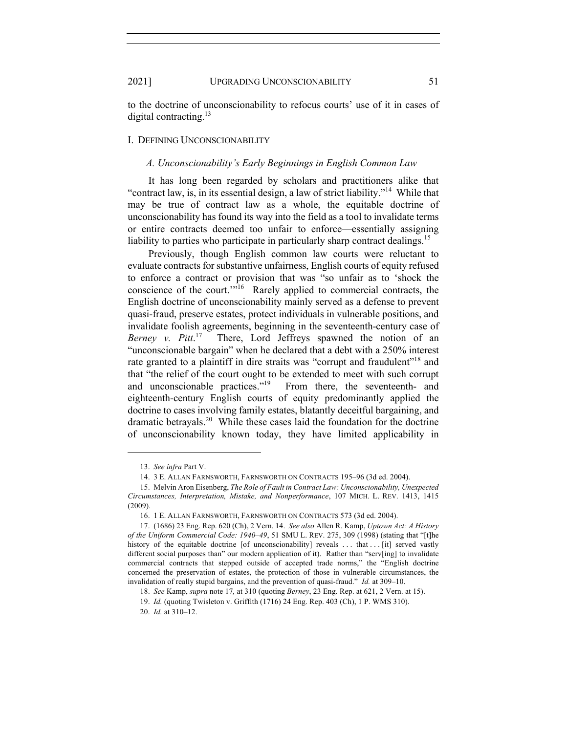to the doctrine of unconscionability to refocus courts' use of it in cases of digital contracting.[13]

## I. Defining Unconscionability

### *A. Unconscionability's Early Beginnings in English Common Law*

It has long been regarded by scholars and practitioners alike that "contract law, is, in its essential design, a law of strict liability."[14] While that may be true of contract law as a whole, the equitable doctrine of unconscionability has found its way into the field as a tool to invalidate terms or entire contracts deemed too unfair to enforce—essentially assigning liability to parties who participate in particularly sharp contract dealings.[15]

Previously, though English common law courts were reluctant to evaluate contracts for substantive unfairness, English courts of equity refused to enforce a contract or provision that was "so unfair as to 'shock the conscience of the court.'"[16] Rarely applied to commercial contracts, the English doctrine of unconscionability mainly served as a defense to prevent quasi-fraud, preserve estates, protect individuals in vulnerable positions, and invalidate foolish agreements, beginning in the seventeenth-century case of *Berney v. Pitt*.[17] There, Lord Jeffreys spawned the notion of an "unconscionable bargain" when he declared that a debt with a 250% interest rate granted to a plaintiff in dire straits was "corrupt and fraudulent"[18] and that "the relief of the court ought to be extended to meet with such corrupt and unconscionable practices."[19] From there, the seventeenth- and eighteenth-century English courts of equity predominantly applied the doctrine to cases involving family estates, blatantly deceitful bargaining, and dramatic betrayals.[20] While these cases laid the foundation for the doctrine of unconscionability known today, they have limited applicability in

---

13. *See infra* Part V.

14. 3 E. Allan Farnsworth, Farnsworth on Contracts 195–96 (3d ed. 2004).

15. Melvin Aron Eisenberg, *The Role of Fault in Contract Law: Unconscionability, Unexpected Circumstances, Interpretation, Mistake, and Nonperformance*, 107 Mich. L. Rev. 1413, 1415 (2009).

16. 1 E. Allan Farnsworth, Farnsworth on Contracts 573 (3d ed. 2004).

17. (1686) 23 Eng. Rep. 620 (Ch), 2 Vern. 14. *See also* Allen R. Kamp, *Uptown Act: A History of the Uniform Commercial Code: 1940–49*, 51 SMU L. Rev. 275, 309 (1998) (stating that "[t]he history of the equitable doctrine [of unconscionability] reveals . . . that . . . [it] served vastly different social purposes than" our modern application of it). Rather than "serv[ing] to invalidate commercial contracts that stepped outside of accepted trade norms," the "English doctrine concerned the preservation of estates, the protection of those in vulnerable circumstances, the invalidation of really stupid bargains, and the prevention of quasi-fraud." *Id.* at 309–10.

18. *See* Kamp, *supra* note 17*,* at 310 (quoting *Berney*, 23 Eng. Rep. at 621, 2 Vern. at 15).

19. *Id.* (quoting Twisleton v. Griffith (1716) 24 Eng. Rep. 403 (Ch), 1 P. WMS 310).

20. *Id.* at 310–12.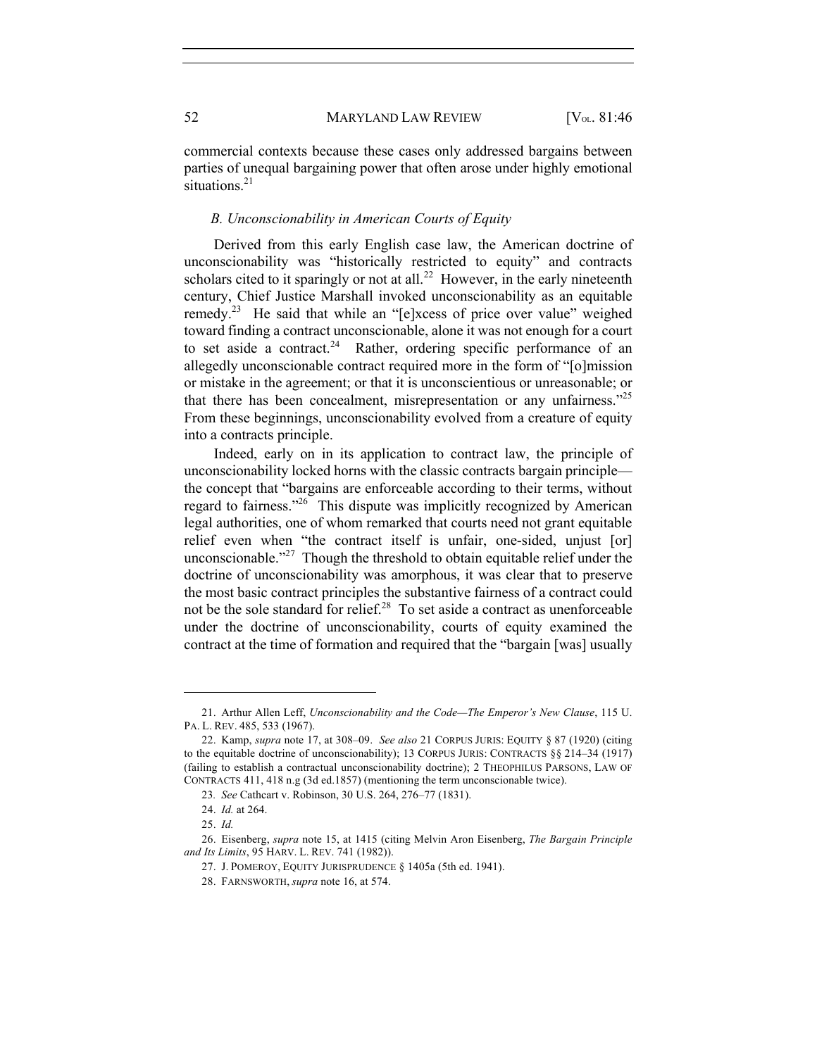commercial contexts because these cases only addressed bargains between parties of unequal bargaining power that often arose under highly emotional situations.[21]

### *B. Unconscionability in American Courts of Equity*

Derived from this early English case law, the American doctrine of unconscionability was "historically restricted to equity" and contracts scholars cited to it sparingly or not at all.[22] However, in the early nineteenth century, Chief Justice Marshall invoked unconscionability as an equitable remedy.[23] He said that while an "[e]xcess of price over value" weighed toward finding a contract unconscionable, alone it was not enough for a court to set aside a contract.[24] Rather, ordering specific performance of an allegedly unconscionable contract required more in the form of "[o]mission or mistake in the agreement; or that it is unconscientious or unreasonable; or that there has been concealment, misrepresentation or any unfairness."[25] From these beginnings, unconscionability evolved from a creature of equity into a contracts principle.

Indeed, early on in its application to contract law, the principle of unconscionability locked horns with the classic contracts bargain principle—the concept that "bargains are enforceable according to their terms, without regard to fairness."[26] This dispute was implicitly recognized by American legal authorities, one of whom remarked that courts need not grant equitable relief even when "the contract itself is unfair, one-sided, unjust [or] unconscionable."[27] Though the threshold to obtain equitable relief under the doctrine of unconscionability was amorphous, it was clear that to preserve the most basic contract principles the substantive fairness of a contract could not be the sole standard for relief.[28] To set aside a contract as unenforceable under the doctrine of unconscionability, courts of equity examined the contract at the time of formation and required that the "bargain [was] usually

---

21. Arthur Allen Leff, *Unconscionability and the Code—The Emperor's New Clause*, 115 U. PA. L. REV. 485, 533 (1967).

22. Kamp, *supra* note 17, at 308–09. *See also* 21 CORPUS JURIS: EQUITY § 87 (1920) (citing to the equitable doctrine of unconscionability); 13 CORPUS JURIS: CONTRACTS §§ 214–34 (1917) (failing to establish a contractual unconscionability doctrine); 2 THEOPHILUS PARSONS, LAW OF CONTRACTS 411, 418 n.g (3d ed.1857) (mentioning the term unconscionable twice).

23. *See* Cathcart v. Robinson, 30 U.S. 264, 276–77 (1831).

24. *Id.* at 264.

25. *Id.*

26. Eisenberg, *supra* note 15, at 1415 (citing Melvin Aron Eisenberg, *The Bargain Principle and Its Limits*, 95 HARV. L. REV. 741 (1982)).

27. J. POMEROY, EQUITY JURISPRUDENCE § 1405a (5th ed. 1941).

28. FARNSWORTH, *supra* note 16, at 574.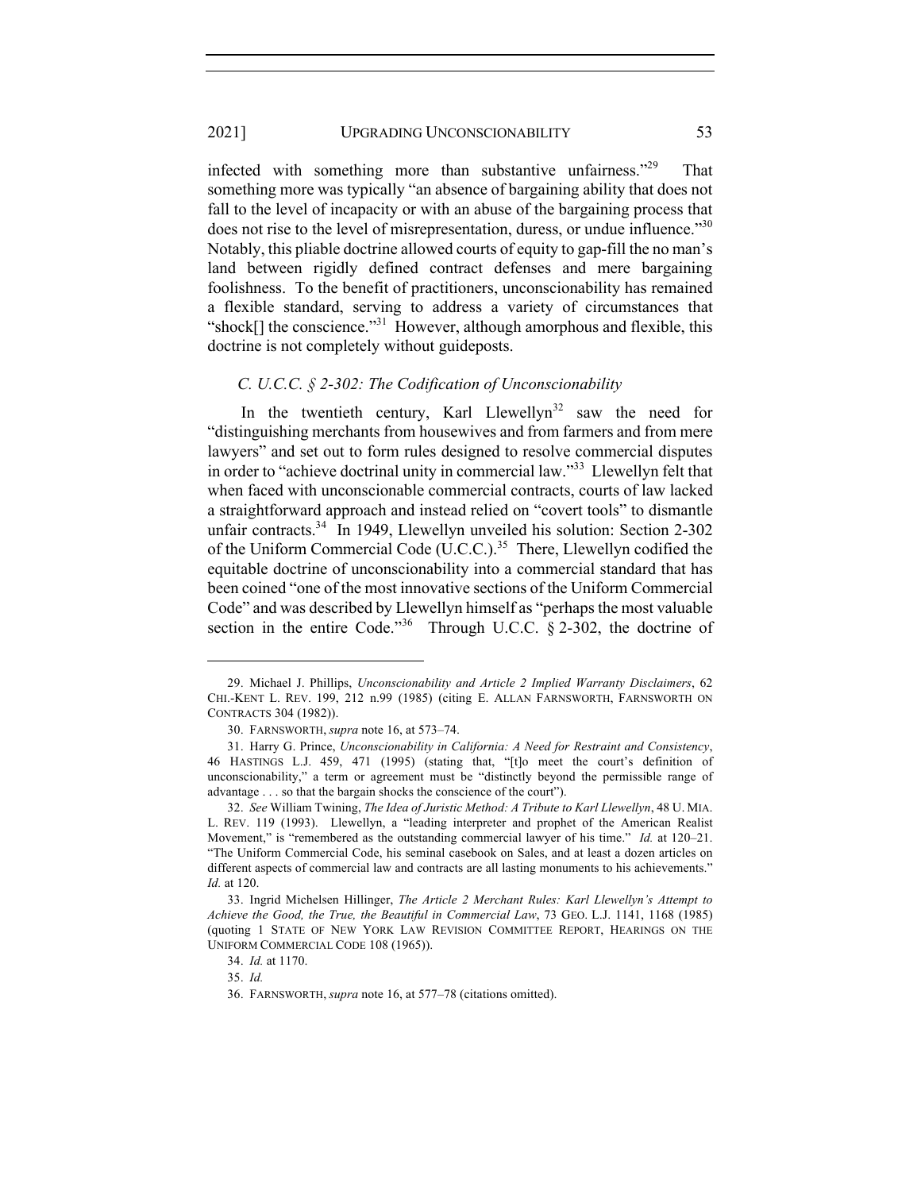infected with something more than substantive unfairness."[29] That something more was typically "an absence of bargaining ability that does not fall to the level of incapacity or with an abuse of the bargaining process that does not rise to the level of misrepresentation, duress, or undue influence."[30] Notably, this pliable doctrine allowed courts of equity to gap-fill the no man's land between rigidly defined contract defenses and mere bargaining foolishness. To the benefit of practitioners, unconscionability has remained a flexible standard, serving to address a variety of circumstances that "shock[] the conscience."[31] However, although amorphous and flexible, this doctrine is not completely without guideposts.

### *C. U.C.C. § 2-302: The Codification of Unconscionability*

In the twentieth century, Karl Llewellyn[32] saw the need for "distinguishing merchants from housewives and from farmers and from mere lawyers" and set out to form rules designed to resolve commercial disputes in order to "achieve doctrinal unity in commercial law."[33] Llewellyn felt that when faced with unconscionable commercial contracts, courts of law lacked a straightforward approach and instead relied on "covert tools" to dismantle unfair contracts.[34] In 1949, Llewellyn unveiled his solution: Section 2-302 of the Uniform Commercial Code (U.C.C.).[35] There, Llewellyn codified the equitable doctrine of unconscionability into a commercial standard that has been coined "one of the most innovative sections of the Uniform Commercial Code" and was described by Llewellyn himself as "perhaps the most valuable section in the entire Code."[36] Through U.C.C. § 2-302, the doctrine of

---

29. Michael J. Phillips, *Unconscionability and Article 2 Implied Warranty Disclaimers*, 62 CHI.-KENT L. REV. 199, 212 n.99 (1985) (citing E. ALLAN FARNSWORTH, FARNSWORTH ON CONTRACTS 304 (1982)).

30. FARNSWORTH, *supra* note 16, at 573–74.

31. Harry G. Prince, *Unconscionability in California: A Need for Restraint and Consistency*, 46 HASTINGS L.J. 459, 471 (1995) (stating that, "[t]o meet the court's definition of unconscionability," a term or agreement must be "distinctly beyond the permissible range of advantage . . . so that the bargain shocks the conscience of the court").

32. *See* William Twining, *The Idea of Juristic Method: A Tribute to Karl Llewellyn*, 48 U. MIA. L. REV. 119 (1993). Llewellyn, a "leading interpreter and prophet of the American Realist Movement," is "remembered as the outstanding commercial lawyer of his time." *Id.* at 120–21. "The Uniform Commercial Code, his seminal casebook on Sales, and at least a dozen articles on different aspects of commercial law and contracts are all lasting monuments to his achievements." *Id.* at 120.

33. Ingrid Michelsen Hillinger, *The Article 2 Merchant Rules: Karl Llewellyn's Attempt to Achieve the Good, the True, the Beautiful in Commercial Law*, 73 GEO. L.J. 1141, 1168 (1985) (quoting 1 STATE OF NEW YORK LAW REVISION COMMITTEE REPORT, HEARINGS ON THE UNIFORM COMMERCIAL CODE 108 (1965)).

34. *Id.* at 1170.

35. *Id.*

36. FARNSWORTH, *supra* note 16, at 577–78 (citations omitted).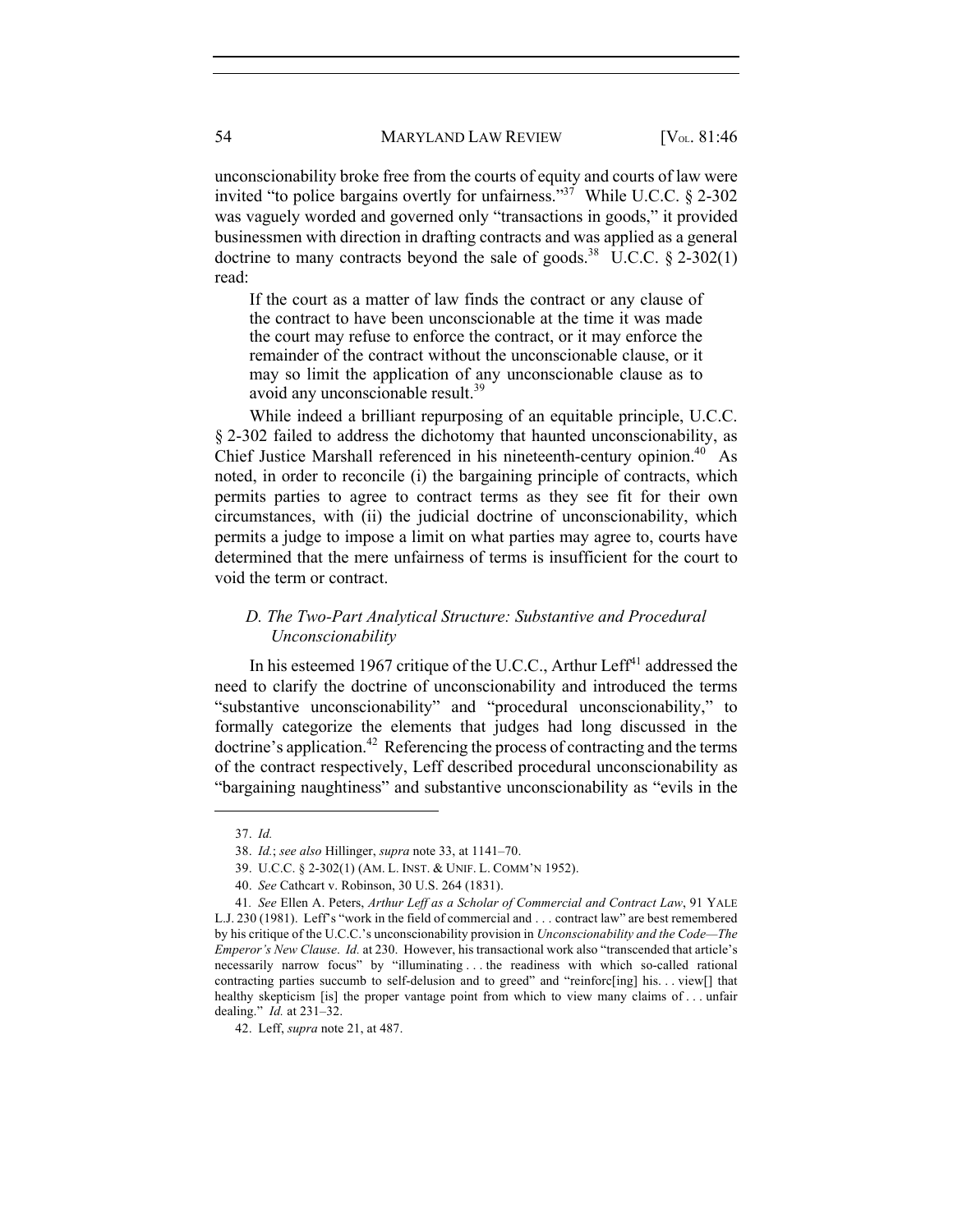unconscionability broke free from the courts of equity and courts of law were invited "to police bargains overtly for unfairness."[37] While U.C.C. § 2-302 was vaguely worded and governed only "transactions in goods," it provided businessmen with direction in drafting contracts and was applied as a general doctrine to many contracts beyond the sale of goods.[38] U.C.C. § 2-302(1) read:

> If the court as a matter of law finds the contract or any clause of the contract to have been unconscionable at the time it was made the court may refuse to enforce the contract, or it may enforce the remainder of the contract without the unconscionable clause, or it may so limit the application of any unconscionable clause as to avoid any unconscionable result.[39]

While indeed a brilliant repurposing of an equitable principle, U.C.C. § 2-302 failed to address the dichotomy that haunted unconscionability, as Chief Justice Marshall referenced in his nineteenth-century opinion.[40] As noted, in order to reconcile (i) the bargaining principle of contracts, which permits parties to agree to contract terms as they see fit for their own circumstances, with (ii) the judicial doctrine of unconscionability, which permits a judge to impose a limit on what parties may agree to, courts have determined that the mere unfairness of terms is insufficient for the court to void the term or contract.

### *D. The Two-Part Analytical Structure: Substantive and Procedural Unconscionability*

In his esteemed 1967 critique of the U.C.C., Arthur Leff[41] addressed the need to clarify the doctrine of unconscionability and introduced the terms "substantive unconscionability" and "procedural unconscionability," to formally categorize the elements that judges had long discussed in the doctrine's application.[42] Referencing the process of contracting and the terms of the contract respectively, Leff described procedural unconscionability as "bargaining naughtiness" and substantive unconscionability as "evils in the

---

37. *Id.*

38. *Id.*; *see also* Hillinger, *supra* note 33, at 1141–70.

39. U.C.C. § 2-302(1) (AM. L. INST. & UNIF. L. COMM'N 1952).

40. *See* Cathcart v. Robinson, 30 U.S. 264 (1831).

41. *See* Ellen A. Peters, *Arthur Leff as a Scholar of Commercial and Contract Law*, 91 YALE L.J. 230 (1981). Leff's "work in the field of commercial and . . . contract law" are best remembered by his critique of the U.C.C.'s unconscionability provision in *Unconscionability and the Code—The Emperor's New Clause*. *Id.* at 230. However, his transactional work also "transcended that article's necessarily narrow focus" by "illuminating . . . the readiness with which so-called rational contracting parties succumb to self-delusion and to greed" and "reinforc[ing] his. . . view[] that healthy skepticism [is] the proper vantage point from which to view many claims of . . . unfair dealing." *Id.* at 231–32.

42. Leff, *supra* note 21, at 487.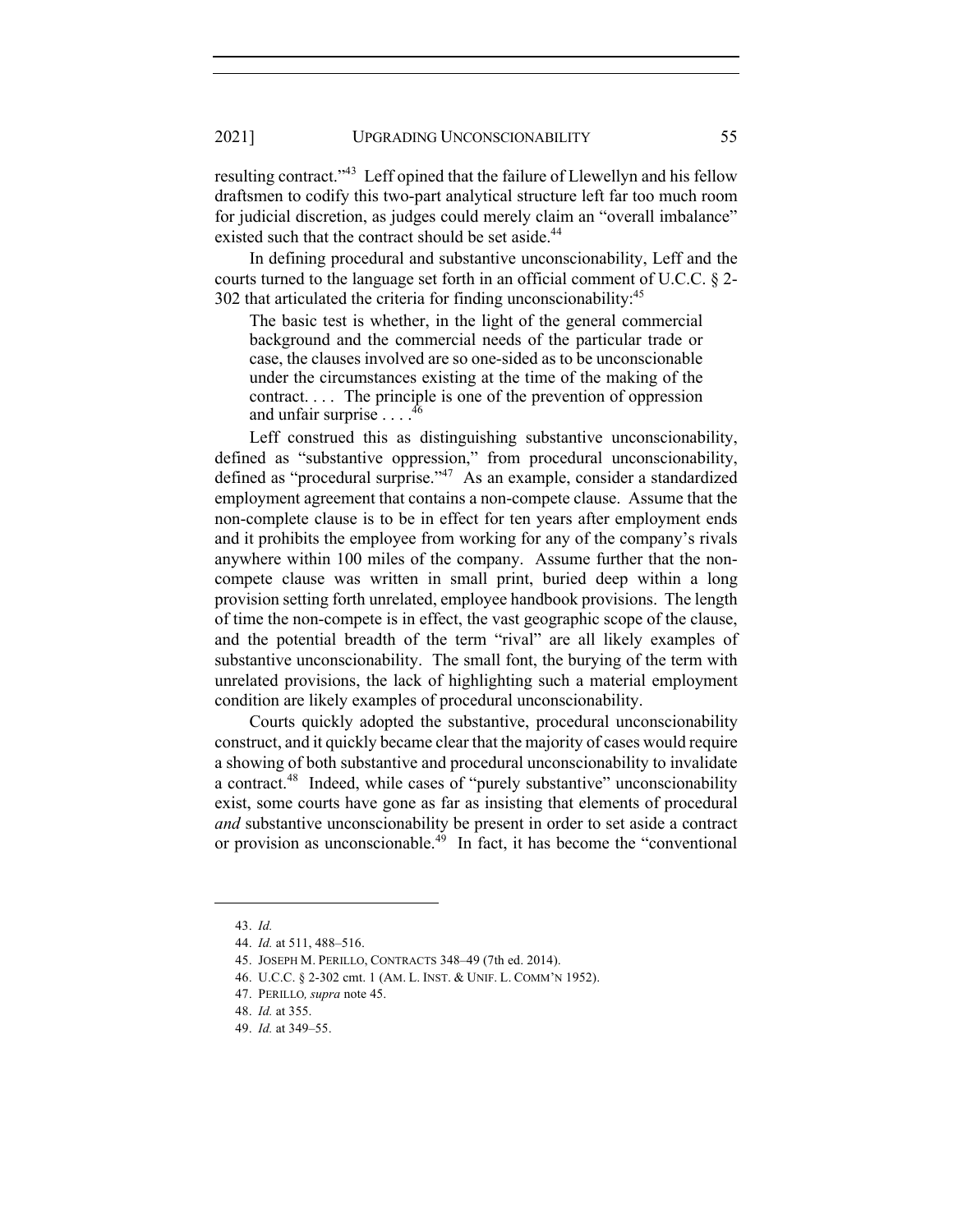resulting contract."[43] Leff opined that the failure of Llewellyn and his fellow draftsmen to codify this two-part analytical structure left far too much room for judicial discretion, as judges could merely claim an "overall imbalance" existed such that the contract should be set aside.[44]

In defining procedural and substantive unconscionability, Leff and the courts turned to the language set forth in an official comment of U.C.C. § 2-302 that articulated the criteria for finding unconscionability:[45]

> The basic test is whether, in the light of the general commercial background and the commercial needs of the particular trade or case, the clauses involved are so one-sided as to be unconscionable under the circumstances existing at the time of the making of the contract. . . . The principle is one of the prevention of oppression and unfair surprise . . . .[46]

Leff construed this as distinguishing substantive unconscionability, defined as "substantive oppression," from procedural unconscionability, defined as "procedural surprise."[47] As an example, consider a standardized employment agreement that contains a non-compete clause. Assume that the non-complete clause is to be in effect for ten years after employment ends and it prohibits the employee from working for any of the company's rivals anywhere within 100 miles of the company. Assume further that the non-compete clause was written in small print, buried deep within a long provision setting forth unrelated, employee handbook provisions. The length of time the non-compete is in effect, the vast geographic scope of the clause, and the potential breadth of the term "rival" are all likely examples of substantive unconscionability. The small font, the burying of the term with unrelated provisions, the lack of highlighting such a material employment condition are likely examples of procedural unconscionability.

Courts quickly adopted the substantive, procedural unconscionability construct, and it quickly became clear that the majority of cases would require a showing of both substantive and procedural unconscionability to invalidate a contract.[48] Indeed, while cases of "purely substantive" unconscionability exist, some courts have gone as far as insisting that elements of procedural *and* substantive unconscionability be present in order to set aside a contract or provision as unconscionable.[49] In fact, it has become the "conventional

---

43. *Id.*

44. *Id.* at 511, 488–516.

45. JOSEPH M. PERILLO, CONTRACTS 348–49 (7th ed. 2014).

46. U.C.C. § 2-302 cmt. 1 (AM. L. INST. & UNIF. L. COMM'N 1952).

47. PERILLO, *supra* note 45.

48. *Id.* at 355.

49. *Id.* at 349–55.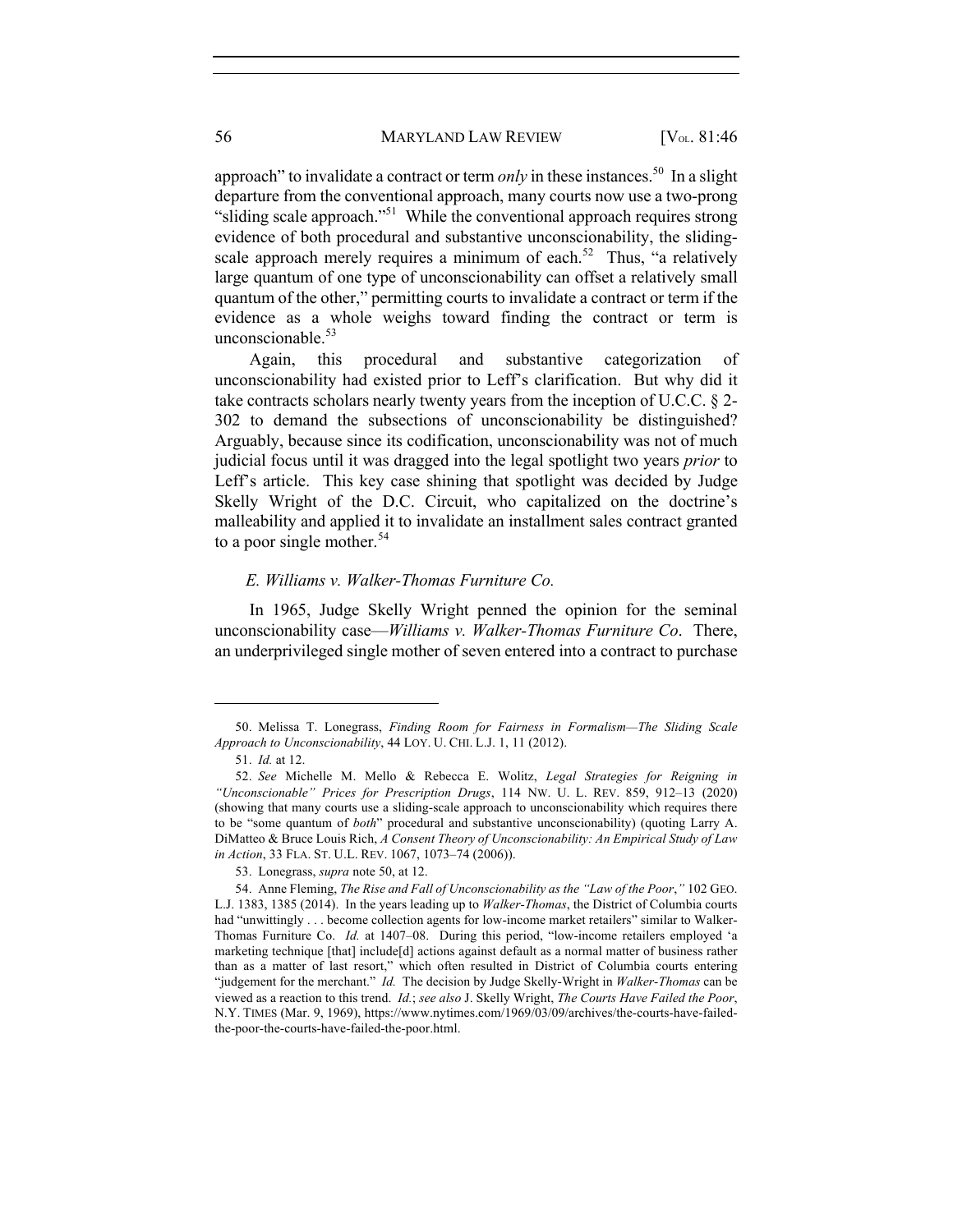approach" to invalidate a contract or term *only* in these instances.[50] In a slight departure from the conventional approach, many courts now use a two-prong "sliding scale approach."[51] While the conventional approach requires strong evidence of both procedural and substantive unconscionability, the sliding-scale approach merely requires a minimum of each.[52] Thus, "a relatively large quantum of one type of unconscionability can offset a relatively small quantum of the other," permitting courts to invalidate a contract or term if the evidence as a whole weighs toward finding the contract or term is unconscionable.[53]

Again, this procedural and substantive categorization of unconscionability had existed prior to Leff's clarification. But why did it take contracts scholars nearly twenty years from the inception of U.C.C. § 2-302 to demand the subsections of unconscionability be distinguished? Arguably, because since its codification, unconscionability was not of much judicial focus until it was dragged into the legal spotlight two years *prior* to Leff's article. This key case shining that spotlight was decided by Judge Skelly Wright of the D.C. Circuit, who capitalized on the doctrine's malleability and applied it to invalidate an installment sales contract granted to a poor single mother.[54]

### *E. Williams v. Walker-Thomas Furniture Co.*

In 1965, Judge Skelly Wright penned the opinion for the seminal unconscionability case—*Williams v. Walker-Thomas Furniture Co*. There, an underprivileged single mother of seven entered into a contract to purchase

---

50. Melissa T. Lonegrass, *Finding Room for Fairness in Formalism—The Sliding Scale Approach to Unconscionability*, 44 LOY. U. CHI. L.J. 1, 11 (2012).

51. *Id.* at 12.

52. *See* Michelle M. Mello & Rebecca E. Wolitz, *Legal Strategies for Reigning in "Unconscionable" Prices for Prescription Drugs*, 114 NW. U. L. REV. 859, 912–13 (2020) (showing that many courts use a sliding-scale approach to unconscionability which requires there to be "some quantum of *both*" procedural and substantive unconscionability) (quoting Larry A. DiMatteo & Bruce Louis Rich, *A Consent Theory of Unconscionability: An Empirical Study of Law in Action*, 33 FLA. ST. U.L. REV. 1067, 1073–74 (2006)).

53. Lonegrass, *supra* note 50, at 12.

54. Anne Fleming, *The Rise and Fall of Unconscionability as the "Law of the Poor*,*"* 102 GEO. L.J. 1383, 1385 (2014). In the years leading up to *Walker-Thomas*, the District of Columbia courts had "unwittingly . . . become collection agents for low-income market retailers" similar to Walker-Thomas Furniture Co. *Id.* at 1407–08. During this period, "low-income retailers employed 'a marketing technique [that] include[d] actions against default as a normal matter of business rather than as a matter of last resort," which often resulted in District of Columbia courts entering "judgement for the merchant." *Id.* The decision by Judge Skelly-Wright in *Walker-Thomas* can be viewed as a reaction to this trend. *Id.*; *see also* J. Skelly Wright, *The Courts Have Failed the Poor*, N.Y. TIMES (Mar. 9, 1969), https://www.nytimes.com/1969/03/09/archives/the-courts-have-failed-the-poor-the-courts-have-failed-the-poor.html.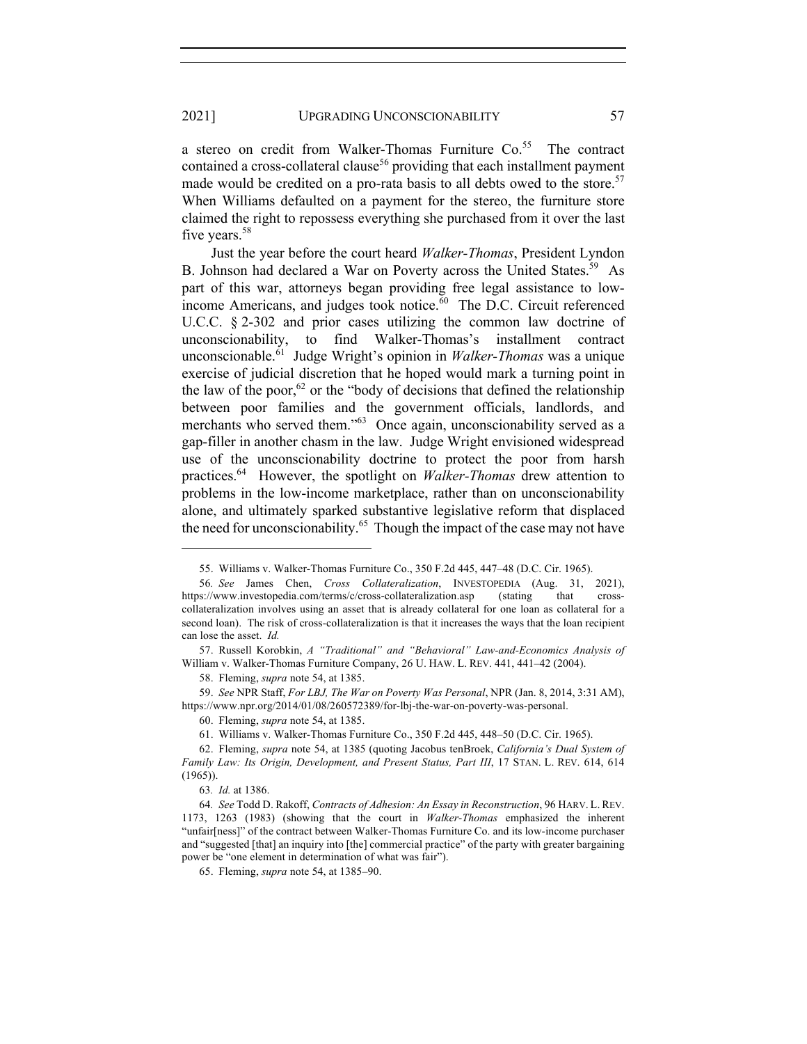a stereo on credit from Walker-Thomas Furniture Co.[55] The contract contained a cross-collateral clause[56] providing that each installment payment made would be credited on a pro-rata basis to all debts owed to the store.[57] When Williams defaulted on a payment for the stereo, the furniture store claimed the right to repossess everything she purchased from it over the last five years.[58]

Just the year before the court heard *Walker-Thomas*, President Lyndon B. Johnson had declared a War on Poverty across the United States.[59] As part of this war, attorneys began providing free legal assistance to low-income Americans, and judges took notice.[60] The D.C. Circuit referenced U.C.C. § 2-302 and prior cases utilizing the common law doctrine of unconscionability, to find Walker-Thomas's installment contract unconscionable.[61] Judge Wright's opinion in *Walker-Thomas* was a unique exercise of judicial discretion that he hoped would mark a turning point in the law of the poor,[62] or the "body of decisions that defined the relationship between poor families and the government officials, landlords, and merchants who served them."[63] Once again, unconscionability served as a gap-filler in another chasm in the law. Judge Wright envisioned widespread use of the unconscionability doctrine to protect the poor from harsh practices.[64] However, the spotlight on *Walker-Thomas* drew attention to problems in the low-income marketplace, rather than on unconscionability alone, and ultimately sparked substantive legislative reform that displaced the need for unconscionability.[65] Though the impact of the case may not have

---

55. Williams v. Walker-Thomas Furniture Co., 350 F.2d 445, 447–48 (D.C. Cir. 1965).

56. *See* James Chen, *Cross Collateralization*, INVESTOPEDIA (Aug. 31, 2021), https://www.investopedia.com/terms/c/cross-collateralization.asp (stating that cross-collateralization involves using an asset that is already collateral for one loan as collateral for a second loan). The risk of cross-collateralization is that it increases the ways that the loan recipient can lose the asset. *Id.*

57. Russell Korobkin, *A "Traditional" and "Behavioral" Law-and-Economics Analysis of* William v. Walker-Thomas Furniture Company, 26 U. HAW. L. REV. 441, 441–42 (2004).

58. Fleming, *supra* note 54, at 1385.

59. *See* NPR Staff, *For LBJ, The War on Poverty Was Personal*, NPR (Jan. 8, 2014, 3:31 AM), https://www.npr.org/2014/01/08/260572389/for-lbj-the-war-on-poverty-was-personal.

60. Fleming, *supra* note 54, at 1385.

61. Williams v. Walker-Thomas Furniture Co., 350 F.2d 445, 448–50 (D.C. Cir. 1965).

62. Fleming, *supra* note 54, at 1385 (quoting Jacobus tenBroek, *California's Dual System of Family Law: Its Origin, Development, and Present Status, Part III*, 17 STAN. L. REV. 614, 614 (1965)).

63. *Id.* at 1386.

64. *See* Todd D. Rakoff, *Contracts of Adhesion: An Essay in Reconstruction*, 96 HARV. L. REV. 1173, 1263 (1983) (showing that the court in *Walker-Thomas* emphasized the inherent "unfair[ness]" of the contract between Walker-Thomas Furniture Co. and its low-income purchaser and "suggested [that] an inquiry into [the] commercial practice" of the party with greater bargaining power be "one element in determination of what was fair").

65. Fleming, *supra* note 54, at 1385–90.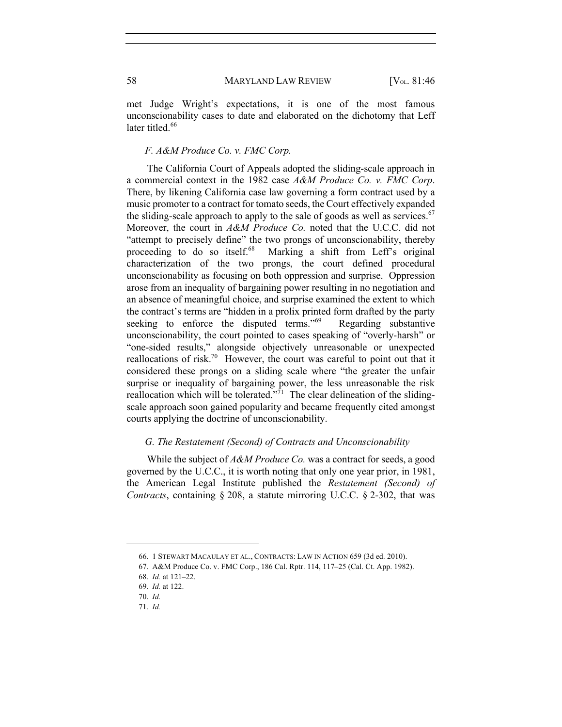met Judge Wright's expectations, it is one of the most famous unconscionability cases to date and elaborated on the dichotomy that Leff later titled.[66]

### *F. A&M Produce Co. v. FMC Corp.*

The California Court of Appeals adopted the sliding-scale approach in a commercial context in the 1982 case *A&M Produce Co. v. FMC Corp*. There, by likening California case law governing a form contract used by a music promoter to a contract for tomato seeds, the Court effectively expanded the sliding-scale approach to apply to the sale of goods as well as services.[67] Moreover, the court in *A&M Produce Co.* noted that the U.C.C. did not "attempt to precisely define" the two prongs of unconscionability, thereby proceeding to do so itself.[68] Marking a shift from Leff's original characterization of the two prongs, the court defined procedural unconscionability as focusing on both oppression and surprise. Oppression arose from an inequality of bargaining power resulting in no negotiation and an absence of meaningful choice, and surprise examined the extent to which the contract's terms are "hidden in a prolix printed form drafted by the party seeking to enforce the disputed terms."[69] Regarding substantive unconscionability, the court pointed to cases speaking of "overly-harsh" or "one-sided results," alongside objectively unreasonable or unexpected reallocations of risk.[70] However, the court was careful to point out that it considered these prongs on a sliding scale where "the greater the unfair surprise or inequality of bargaining power, the less unreasonable the risk reallocation which will be tolerated."[71] The clear delineation of the sliding-scale approach soon gained popularity and became frequently cited amongst courts applying the doctrine of unconscionability.

### *G. The Restatement (Second) of Contracts and Unconscionability*

While the subject of *A&M Produce Co.* was a contract for seeds, a good governed by the U.C.C., it is worth noting that only one year prior, in 1981, the American Legal Institute published the *Restatement (Second) of Contracts*, containing § 208, a statute mirroring U.C.C. § 2-302, that was

---

66. 1 STEWART MACAULAY ET AL., CONTRACTS: LAW IN ACTION 659 (3d ed. 2010).

67. A&M Produce Co. v. FMC Corp., 186 Cal. Rptr. 114, 117–25 (Cal. Ct. App. 1982).

68. *Id.* at 121–22.

69. *Id.* at 122.

70. *Id.*

71. *Id.*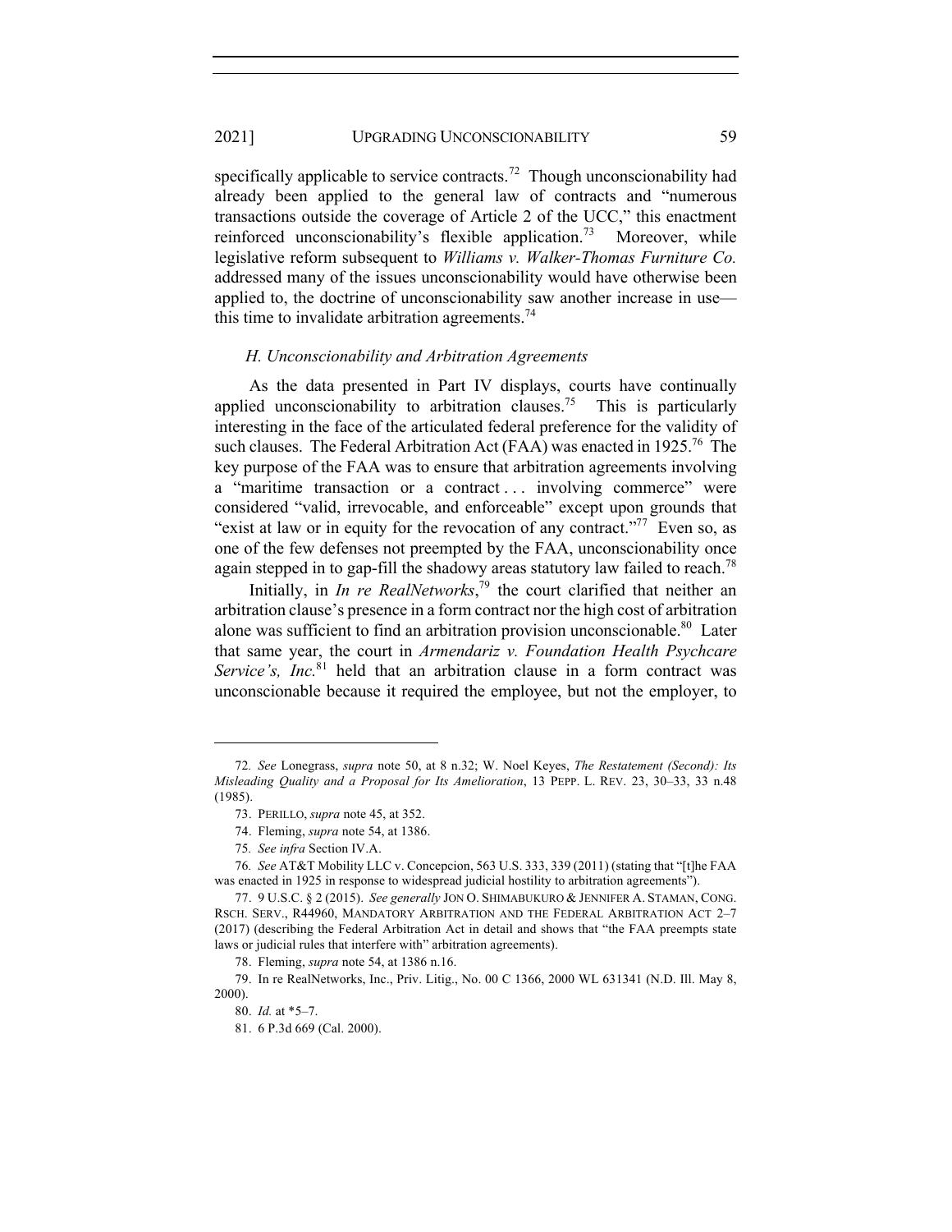specifically applicable to service contracts.[72] Though unconscionability had already been applied to the general law of contracts and "numerous transactions outside the coverage of Article 2 of the UCC," this enactment reinforced unconscionability's flexible application.[73] Moreover, while legislative reform subsequent to *Williams v. Walker-Thomas Furniture Co.* addressed many of the issues unconscionability would have otherwise been applied to, the doctrine of unconscionability saw another increase in use—this time to invalidate arbitration agreements.[74]

### *H. Unconscionability and Arbitration Agreements*

As the data presented in Part IV displays, courts have continually applied unconscionability to arbitration clauses.[75] This is particularly interesting in the face of the articulated federal preference for the validity of such clauses. The Federal Arbitration Act (FAA) was enacted in 1925.[76] The key purpose of the FAA was to ensure that arbitration agreements involving a "maritime transaction or a contract . . . involving commerce" were considered "valid, irrevocable, and enforceable" except upon grounds that "exist at law or in equity for the revocation of any contract."[77] Even so, as one of the few defenses not preempted by the FAA, unconscionability once again stepped in to gap-fill the shadowy areas statutory law failed to reach.[78]

Initially, in *In re RealNetworks*,[79] the court clarified that neither an arbitration clause's presence in a form contract nor the high cost of arbitration alone was sufficient to find an arbitration provision unconscionable.[80] Later that same year, the court in *Armendariz v. Foundation Health Psychcare Service's, Inc.*[81] held that an arbitration clause in a form contract was unconscionable because it required the employee, but not the employer, to

---

72. *See* Lonegrass, *supra* note 50, at 8 n.32; W. Noel Keyes, *The Restatement (Second): Its Misleading Quality and a Proposal for Its Amelioration*, 13 PEPP. L. REV. 23, 30–33, 33 n.48 (1985).

73. PERILLO, *supra* note 45, at 352.

74. Fleming, *supra* note 54, at 1386.

75. *See infra* Section IV.A.

76. *See* AT&T Mobility LLC v. Concepcion, 563 U.S. 333, 339 (2011) (stating that "[t]he FAA was enacted in 1925 in response to widespread judicial hostility to arbitration agreements").

77. 9 U.S.C. § 2 (2015). *See generally* JON O. SHIMABUKURO & JENNIFER A. STAMAN, CONG. RSCH. SERV., R44960, MANDATORY ARBITRATION AND THE FEDERAL ARBITRATION ACT 2–7 (2017) (describing the Federal Arbitration Act in detail and shows that "the FAA preempts state laws or judicial rules that interfere with" arbitration agreements).

78. Fleming, *supra* note 54, at 1386 n.16.

79. In re RealNetworks, Inc., Priv. Litig., No. 00 C 1366, 2000 WL 631341 (N.D. Ill. May 8, 2000).

80. *Id.* at *5–7.

81. 6 P.3d 669 (Cal. 2000).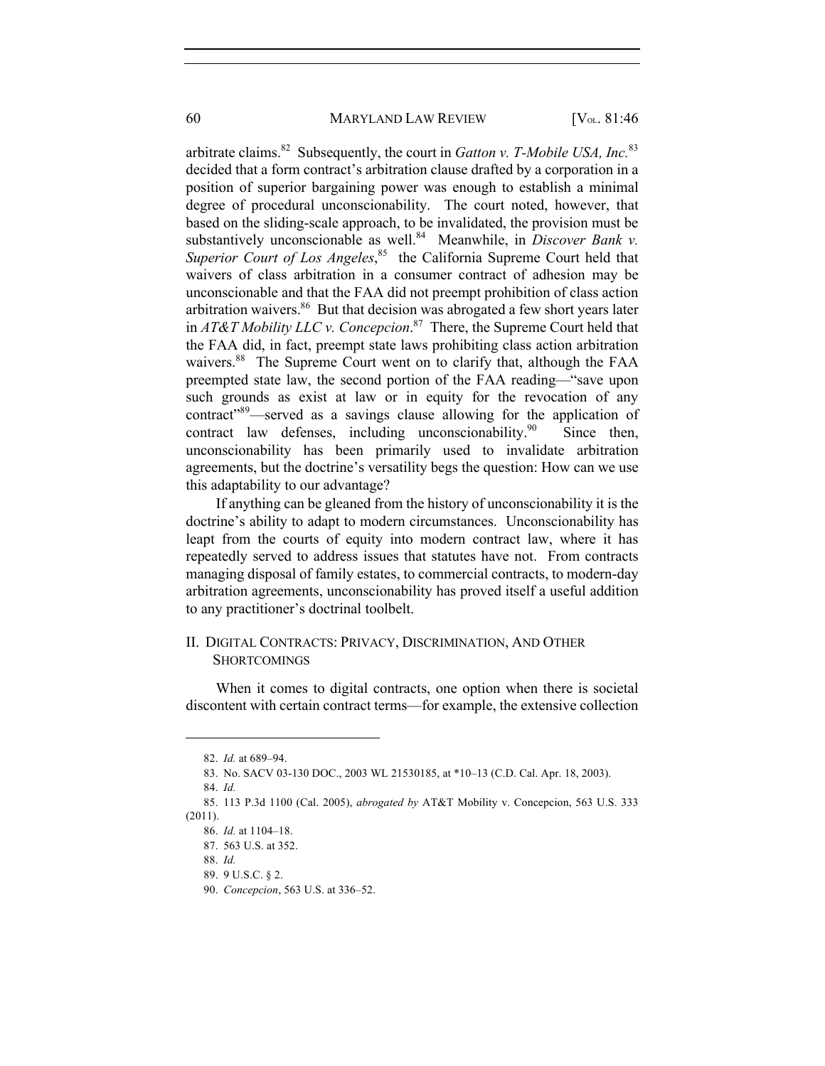arbitrate claims.[82] Subsequently, the court in *Gatton v. T-Mobile USA, Inc.*[83] decided that a form contract's arbitration clause drafted by a corporation in a position of superior bargaining power was enough to establish a minimal degree of procedural unconscionability. The court noted, however, that based on the sliding-scale approach, to be invalidated, the provision must be substantively unconscionable as well.[84] Meanwhile, in *Discover Bank v. Superior Court of Los Angeles*,[85] the California Supreme Court held that waivers of class arbitration in a consumer contract of adhesion may be unconscionable and that the FAA did not preempt prohibition of class action arbitration waivers.[86] But that decision was abrogated a few short years later in *AT&T Mobility LLC v. Concepcion*.[87] There, the Supreme Court held that the FAA did, in fact, preempt state laws prohibiting class action arbitration waivers.[88] The Supreme Court went on to clarify that, although the FAA preempted state law, the second portion of the FAA reading—"save upon such grounds as exist at law or in equity for the revocation of any contract"[89]—served as a savings clause allowing for the application of contract law defenses, including unconscionability.[90] Since then, unconscionability has been primarily used to invalidate arbitration agreements, but the doctrine's versatility begs the question: How can we use this adaptability to our advantage?

If anything can be gleaned from the history of unconscionability it is the doctrine's ability to adapt to modern circumstances. Unconscionability has leapt from the courts of equity into modern contract law, where it has repeatedly served to address issues that statutes have not. From contracts managing disposal of family estates, to commercial contracts, to modern-day arbitration agreements, unconscionability has proved itself a useful addition to any practitioner's doctrinal toolbelt.

## II. Digital Contracts: Privacy, Discrimination, And Other Shortcomings

When it comes to digital contracts, one option when there is societal discontent with certain contract terms—for example, the extensive collection

---

82. *Id.* at 689–94.

83. No. SACV 03-130 DOC., 2003 WL 21530185, at *10–13 (C.D. Cal. Apr. 18, 2003).

84. *Id.*

85. 113 P.3d 1100 (Cal. 2005), *abrogated by* AT&T Mobility v. Concepcion, 563 U.S. 333 (2011).

86. *Id.* at 1104–18.

87. 563 U.S. at 352.

88. *Id.*

89. 9 U.S.C. § 2.

90. *Concepcion*, 563 U.S. at 336–52.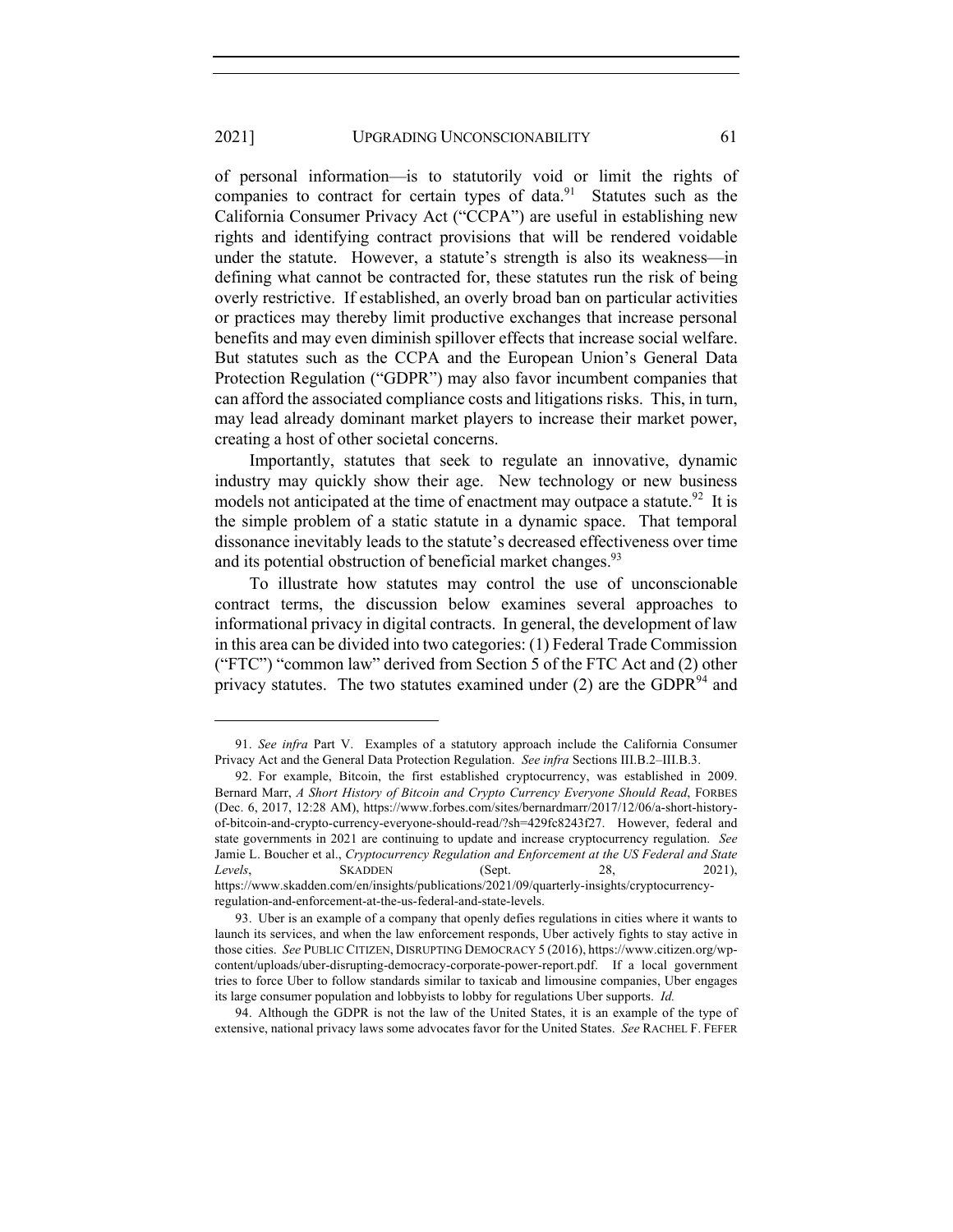of personal information—is to statutorily void or limit the rights of companies to contract for certain types of data.[91] Statutes such as the California Consumer Privacy Act ("CCPA") are useful in establishing new rights and identifying contract provisions that will be rendered voidable under the statute. However, a statute's strength is also its weakness—in defining what cannot be contracted for, these statutes run the risk of being overly restrictive. If established, an overly broad ban on particular activities or practices may thereby limit productive exchanges that increase personal benefits and may even diminish spillover effects that increase social welfare. But statutes such as the CCPA and the European Union's General Data Protection Regulation ("GDPR") may also favor incumbent companies that can afford the associated compliance costs and litigations risks. This, in turn, may lead already dominant market players to increase their market power, creating a host of other societal concerns.

Importantly, statutes that seek to regulate an innovative, dynamic industry may quickly show their age. New technology or new business models not anticipated at the time of enactment may outpace a statute.[92] It is the simple problem of a static statute in a dynamic space. That temporal dissonance inevitably leads to the statute's decreased effectiveness over time and its potential obstruction of beneficial market changes.[93]

To illustrate how statutes may control the use of unconscionable contract terms, the discussion below examines several approaches to informational privacy in digital contracts. In general, the development of law in this area can be divided into two categories: (1) Federal Trade Commission ("FTC") "common law" derived from Section 5 of the FTC Act and (2) other privacy statutes. The two statutes examined under (2) are the GDPR[94] and

---

91. *See infra* Part V. Examples of a statutory approach include the California Consumer Privacy Act and the General Data Protection Regulation. *See infra* Sections III.B.2–III.B.3.

92. For example, Bitcoin, the first established cryptocurrency, was established in 2009. Bernard Marr, *A Short History of Bitcoin and Crypto Currency Everyone Should Read*, FORBES (Dec. 6, 2017, 12:28 AM), https://www.forbes.com/sites/bernardmarr/2017/12/06/a-short-history-of-bitcoin-and-crypto-currency-everyone-should-read/?sh=429fc8243f27. However, federal and state governments in 2021 are continuing to update and increase cryptocurrency regulation. *See* Jamie L. Boucher et al., *Cryptocurrency Regulation and Enforcement at the US Federal and State Levels*, SKADDEN (Sept. 28, 2021), https://www.skadden.com/en/insights/publications/2021/09/quarterly-insights/cryptocurrency-regulation-and-enforcement-at-the-us-federal-and-state-levels.

93. Uber is an example of a company that openly defies regulations in cities where it wants to launch its services, and when the law enforcement responds, Uber actively fights to stay active in those cities. *See* PUBLIC CITIZEN, DISRUPTING DEMOCRACY 5 (2016), https://www.citizen.org/wp-content/uploads/uber-disrupting-democracy-corporate-power-report.pdf. If a local government tries to force Uber to follow standards similar to taxicab and limousine companies, Uber engages its large consumer population and lobbyists to lobby for regulations Uber supports. *Id.*

94. Although the GDPR is not the law of the United States, it is an example of the type of extensive, national privacy laws some advocates favor for the United States. *See* RACHEL F. FEFER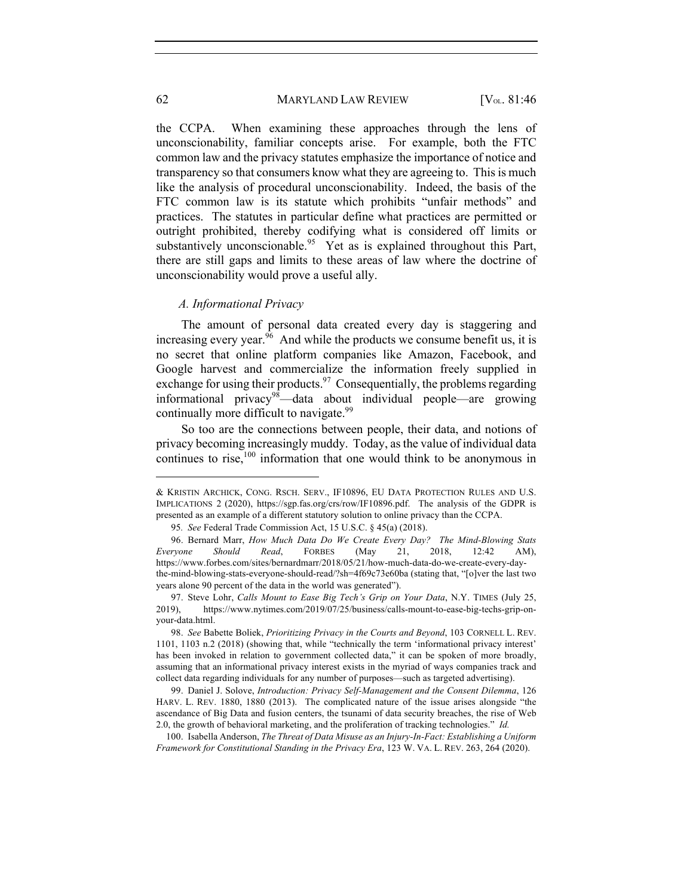the CCPA. When examining these approaches through the lens of unconscionability, familiar concepts arise. For example, both the FTC common law and the privacy statutes emphasize the importance of notice and transparency so that consumers know what they are agreeing to. This is much like the analysis of procedural unconscionability. Indeed, the basis of the FTC common law is its statute which prohibits "unfair methods" and practices. The statutes in particular define what practices are permitted or outright prohibited, thereby codifying what is considered off limits or substantively unconscionable.[95] Yet as is explained throughout this Part, there are still gaps and limits to these areas of law where the doctrine of unconscionability would prove a useful ally.

### *A. Informational Privacy*

The amount of personal data created every day is staggering and increasing every year.[96] And while the products we consume benefit us, it is no secret that online platform companies like Amazon, Facebook, and Google harvest and commercialize the information freely supplied in exchange for using their products.[97] Consequentially, the problems regarding informational privacy[98]—data about individual people—are growing continually more difficult to navigate.[99]

So too are the connections between people, their data, and notions of privacy becoming increasingly muddy. Today, as the value of individual data continues to rise,[100] information that one would think to be anonymous in

---

& KRISTIN ARCHICK, CONG. RSCH. SERV., IF10896, EU DATA PROTECTION RULES AND U.S. IMPLICATIONS 2 (2020), https://sgp.fas.org/crs/row/IF10896.pdf. The analysis of the GDPR is presented as an example of a different statutory solution to online privacy than the CCPA.

95. *See* Federal Trade Commission Act, 15 U.S.C. § 45(a) (2018).

96. Bernard Marr, *How Much Data Do We Create Every Day? The Mind-Blowing Stats Everyone Should Read*, FORBES (May 21, 2018, 12:42 AM), https://www.forbes.com/sites/bernardmarr/2018/05/21/how-much-data-do-we-create-every-day-the-mind-blowing-stats-everyone-should-read/?sh=4f69c73e60ba (stating that, "[o]ver the last two years alone 90 percent of the data in the world was generated").

97. Steve Lohr, *Calls Mount to Ease Big Tech's Grip on Your Data*, N.Y. TIMES (July 25, 2019), https://www.nytimes.com/2019/07/25/business/calls-mount-to-ease-big-techs-grip-on-your-data.html.

98. *See* Babette Boliek, *Prioritizing Privacy in the Courts and Beyond*, 103 CORNELL L. REV. 1101, 1103 n.2 (2018) (showing that, while "technically the term 'informational privacy interest' has been invoked in relation to government collected data," it can be spoken of more broadly, assuming that an informational privacy interest exists in the myriad of ways companies track and collect data regarding individuals for any number of purposes—such as targeted advertising).

99. Daniel J. Solove, *Introduction: Privacy Self-Management and the Consent Dilemma*, 126 HARV. L. REV. 1880, 1880 (2013). The complicated nature of the issue arises alongside "the ascendance of Big Data and fusion centers, the tsunami of data security breaches, the rise of Web 2.0, the growth of behavioral marketing, and the proliferation of tracking technologies." *Id.*

100. Isabella Anderson, *The Threat of Data Misuse as an Injury-In-Fact: Establishing a Uniform Framework for Constitutional Standing in the Privacy Era*, 123 W. VA. L. REV. 263, 264 (2020).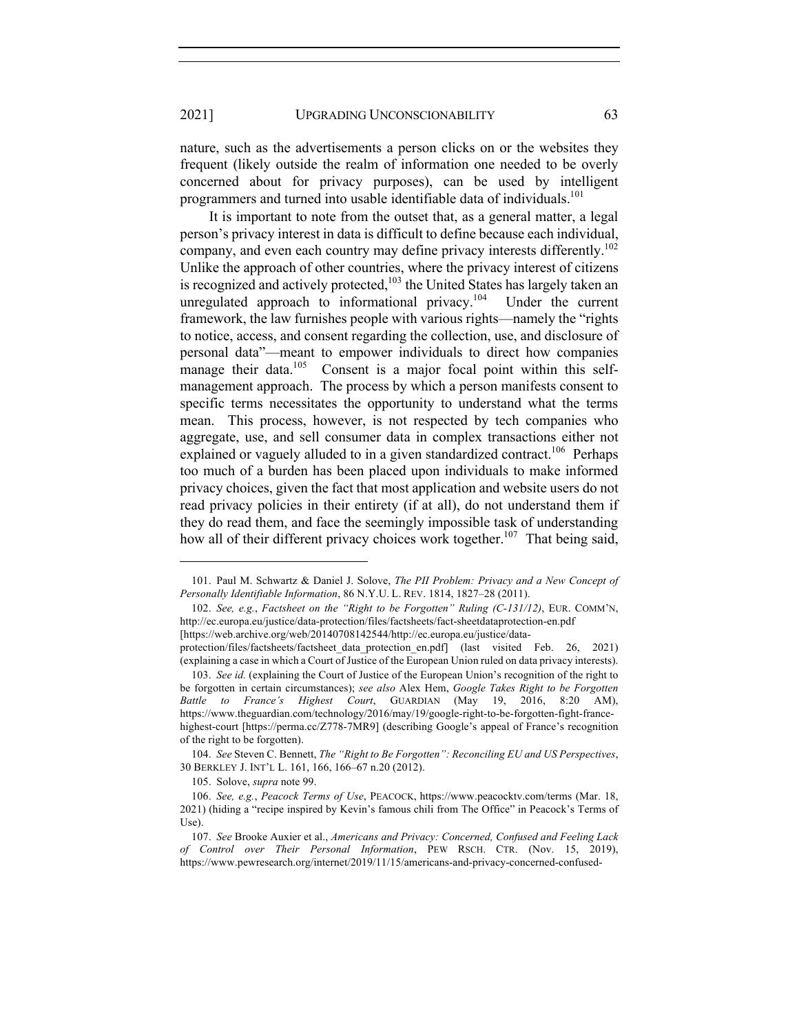nature, such as the advertisements a person clicks on or the websites they frequent (likely outside the realm of information one needed to be overly concerned about for privacy purposes), can be used by intelligent programmers and turned into usable identifiable data of individuals.[101]

It is important to note from the outset that, as a general matter, a legal person's privacy interest in data is difficult to define because each individual, company, and even each country may define privacy interests differently.[102] Unlike the approach of other countries, where the privacy interest of citizens is recognized and actively protected,[103] the United States has largely taken an unregulated approach to informational privacy.[104] Under the current framework, the law furnishes people with various rights—namely the "rights to notice, access, and consent regarding the collection, use, and disclosure of personal data"—meant to empower individuals to direct how companies manage their data.[105] Consent is a major focal point within this self-management approach. The process by which a person manifests consent to specific terms necessitates the opportunity to understand what the terms mean. This process, however, is not respected by tech companies who aggregate, use, and sell consumer data in complex transactions either not explained or vaguely alluded to in a given standardized contract.[106] Perhaps too much of a burden has been placed upon individuals to make informed privacy choices, given the fact that most application and website users do not read privacy policies in their entirety (if at all), do not understand them if they do read them, and face the seemingly impossible task of understanding how all of their different privacy choices work together.[107] That being said,

---

101. Paul M. Schwartz & Daniel J. Solove, *The PII Problem: Privacy and a New Concept of Personally Identifiable Information*, 86 N.Y.U. L. REV. 1814, 1827–28 (2011).

102. *See, e.g.*, *Factsheet on the "Right to be Forgotten" Ruling (C-131/12)*, EUR. COMM'N, http://ec.europa.eu/justice/data-protection/files/factsheets/fact-sheetdataprotection-en.pdf [https://web.archive.org/web/20140708142544/http://ec.europa.eu/justice/data-protection/files/factsheets/factsheet_data_protection_en.pdf] (last visited Feb. 26, 2021) (explaining a case in which a Court of Justice of the European Union ruled on data privacy interests).

103. *See id.* (explaining the Court of Justice of the European Union's recognition of the right to be forgotten in certain circumstances); *see also* Alex Hem, *Google Takes Right to be Forgotten Battle to France's Highest Court*, GUARDIAN (May 19, 2016, 8:20 AM), https://www.theguardian.com/technology/2016/may/19/google-right-to-be-forgotten-fight-france-highest-court [https://perma.cc/Z778-7MR9] (describing Google's appeal of France's recognition of the right to be forgotten).

104. *See* Steven C. Bennett, *The "Right to Be Forgotten": Reconciling EU and US Perspectives*, 30 BERKLEY J. INT'L L. 161, 166, 166–67 n.20 (2012).

105. Solove, *supra* note 99.

106. *See, e.g.*, *Peacock Terms of Use*, PEACOCK, https://www.peacocktv.com/terms (Mar. 18, 2021) (hiding a "recipe inspired by Kevin's famous chili from The Office" in Peacock's Terms of Use).

107. *See* Brooke Auxier et al., *Americans and Privacy: Concerned, Confused and Feeling Lack of Control over Their Personal Information*, PEW RSCH. CTR. (Nov. 15, 2019), https://www.pewresearch.org/internet/2019/11/15/americans-and-privacy-concerned-confused-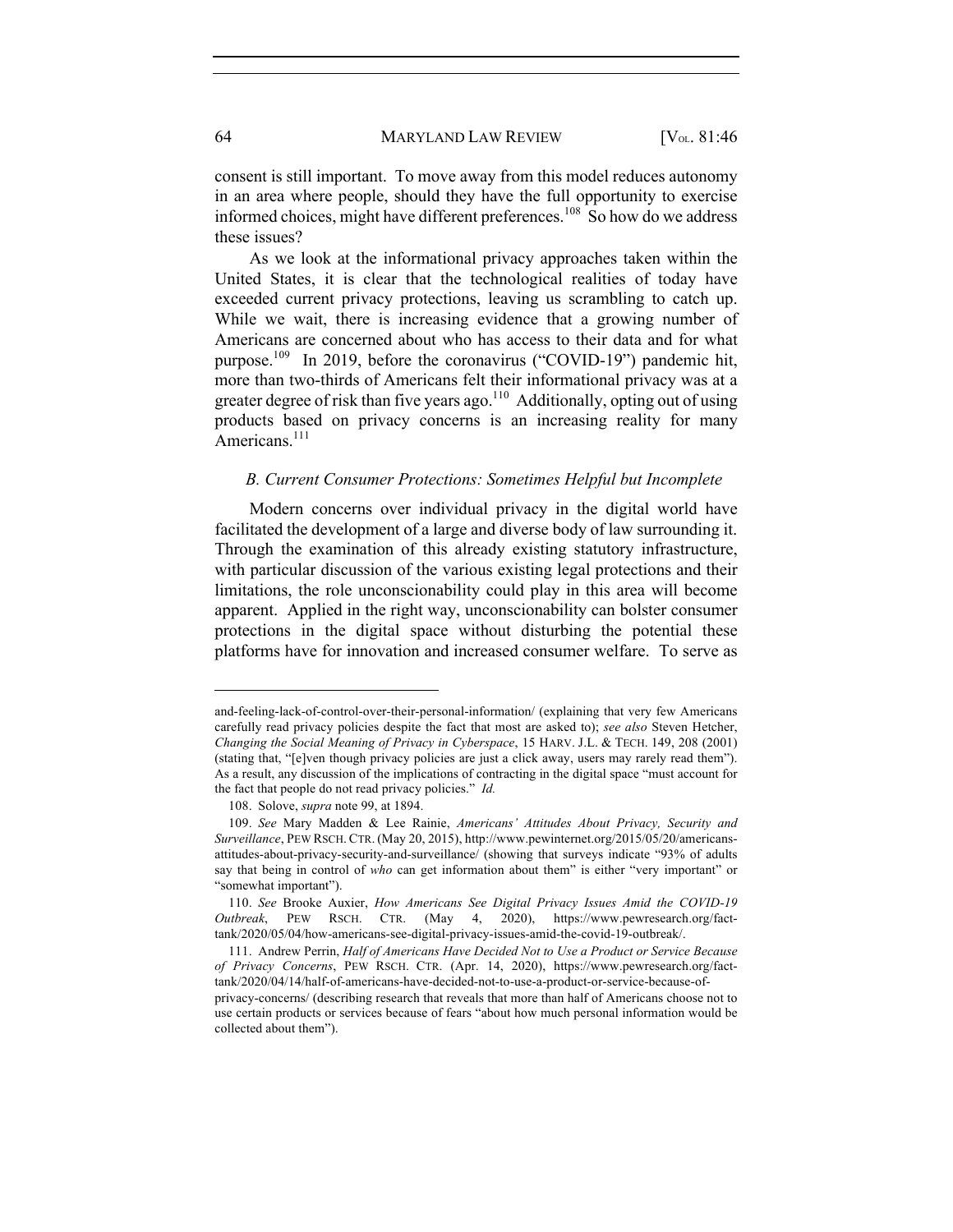consent is still important. To move away from this model reduces autonomy in an area where people, should they have the full opportunity to exercise informed choices, might have different preferences.[108] So how do we address these issues?

As we look at the informational privacy approaches taken within the United States, it is clear that the technological realities of today have exceeded current privacy protections, leaving us scrambling to catch up. While we wait, there is increasing evidence that a growing number of Americans are concerned about who has access to their data and for what purpose.[109] In 2019, before the coronavirus ("COVID-19") pandemic hit, more than two-thirds of Americans felt their informational privacy was at a greater degree of risk than five years ago.[110] Additionally, opting out of using products based on privacy concerns is an increasing reality for many Americans.[111]

### *B. Current Consumer Protections: Sometimes Helpful but Incomplete*

Modern concerns over individual privacy in the digital world have facilitated the development of a large and diverse body of law surrounding it. Through the examination of this already existing statutory infrastructure, with particular discussion of the various existing legal protections and their limitations, the role unconscionability could play in this area will become apparent. Applied in the right way, unconscionability can bolster consumer protections in the digital space without disturbing the potential these platforms have for innovation and increased consumer welfare. To serve as

---

and-feeling-lack-of-control-over-their-personal-information/ (explaining that very few Americans carefully read privacy policies despite the fact that most are asked to); *see also* Steven Hetcher, *Changing the Social Meaning of Privacy in Cyberspace*, 15 HARV. J.L. & TECH. 149, 208 (2001) (stating that, "[e]ven though privacy policies are just a click away, users may rarely read them"). As a result, any discussion of the implications of contracting in the digital space "must account for the fact that people do not read privacy policies." *Id.*

108. Solove, *supra* note 99, at 1894.

109. *See* Mary Madden & Lee Rainie, *Americans' Attitudes About Privacy, Security and Surveillance*, PEW RSCH. CTR. (May 20, 2015), http://www.pewinternet.org/2015/05/20/americans-attitudes-about-privacy-security-and-surveillance/ (showing that surveys indicate "93% of adults say that being in control of *who* can get information about them" is either "very important" or "somewhat important").

110. *See* Brooke Auxier, *How Americans See Digital Privacy Issues Amid the COVID-19 Outbreak*, PEW RSCH. CTR. (May 4, 2020), https://www.pewresearch.org/fact-tank/2020/05/04/how-americans-see-digital-privacy-issues-amid-the-covid-19-outbreak/.

111. Andrew Perrin, *Half of Americans Have Decided Not to Use a Product or Service Because of Privacy Concerns*, PEW RSCH. CTR. (Apr. 14, 2020), https://www.pewresearch.org/fact-tank/2020/04/14/half-of-americans-have-decided-not-to-use-a-product-or-service-because-of-privacy-concerns/ (describing research that reveals that more than half of Americans choose not to use certain products or services because of fears "about how much personal information would be collected about them").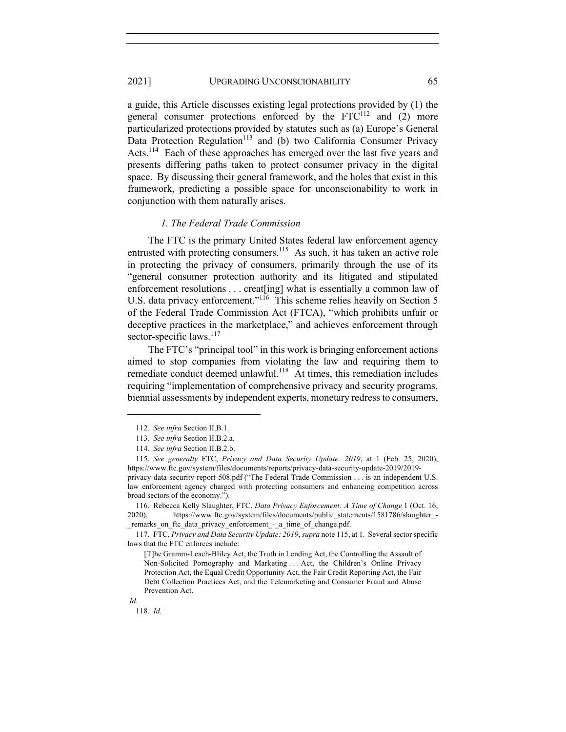a guide, this Article discusses existing legal protections provided by (1) the general consumer protections enforced by the FTC[112] and (2) more particularized protections provided by statutes such as (a) Europe's General Data Protection Regulation[113] and (b) two California Consumer Privacy Acts.[114] Each of these approaches has emerged over the last five years and presents differing paths taken to protect consumer privacy in the digital space. By discussing their general framework, and the holes that exist in this framework, predicting a possible space for unconscionability to work in conjunction with them naturally arises.

### *1. The Federal Trade Commission*

The FTC is the primary United States federal law enforcement agency entrusted with protecting consumers.[115] As such, it has taken an active role in protecting the privacy of consumers, primarily through the use of its "general consumer protection authority and its litigated and stipulated enforcement resolutions . . . creat[ing] what is essentially a common law of U.S. data privacy enforcement."[116] This scheme relies heavily on Section 5 of the Federal Trade Commission Act (FTCA), "which prohibits unfair or deceptive practices in the marketplace," and achieves enforcement through sector-specific laws.[117]

The FTC's "principal tool" in this work is bringing enforcement actions aimed to stop companies from violating the law and requiring them to remediate conduct deemed unlawful.[118] At times, this remediation includes requiring "implementation of comprehensive privacy and security programs, biennial assessments by independent experts, monetary redress to consumers,

---

112. *See infra* Section II.B.1.

113. *See infra* Section II.B.2.a.

114. *See infra* Section II.B.2.b.

115. *See generally* FTC, *Privacy and Data Security Update: 2019*, at 1 (Feb. 25, 2020), https://www.ftc.gov/system/files/documents/reports/privacy-data-security-update-2019/2019-privacy-data-security-report-508.pdf ("The Federal Trade Commission . . . is an independent U.S. law enforcement agency charged with protecting consumers and enhancing competition across broad sectors of the economy.").

116. Rebecca Kelly Slaughter, FTC, *Data Privacy Enforcement: A Time of Change* 1 (Oct. 16, 2020), https://www.ftc.gov/system/files/documents/public_statements/1581786/slaughter_-_remarks_on_ftc_data_privacy_enforcement_-_a_time_of_change.pdf.

117. FTC, *Privacy and Data Security Update: 2019*, *supra* note 115, at 1. Several sector specific laws that the FTC enforces include:

> [T]he Gramm-Leach-Bliley Act, the Truth in Lending Act, the Controlling the Assault of Non-Solicited Pornography and Marketing . . . Act, the Children's Online Privacy Protection Act, the Equal Credit Opportunity Act, the Fair Credit Reporting Act, the Fair Debt Collection Practices Act, and the Telemarketing and Consumer Fraud and Abuse Prevention Act.

*Id.*

118. *Id.*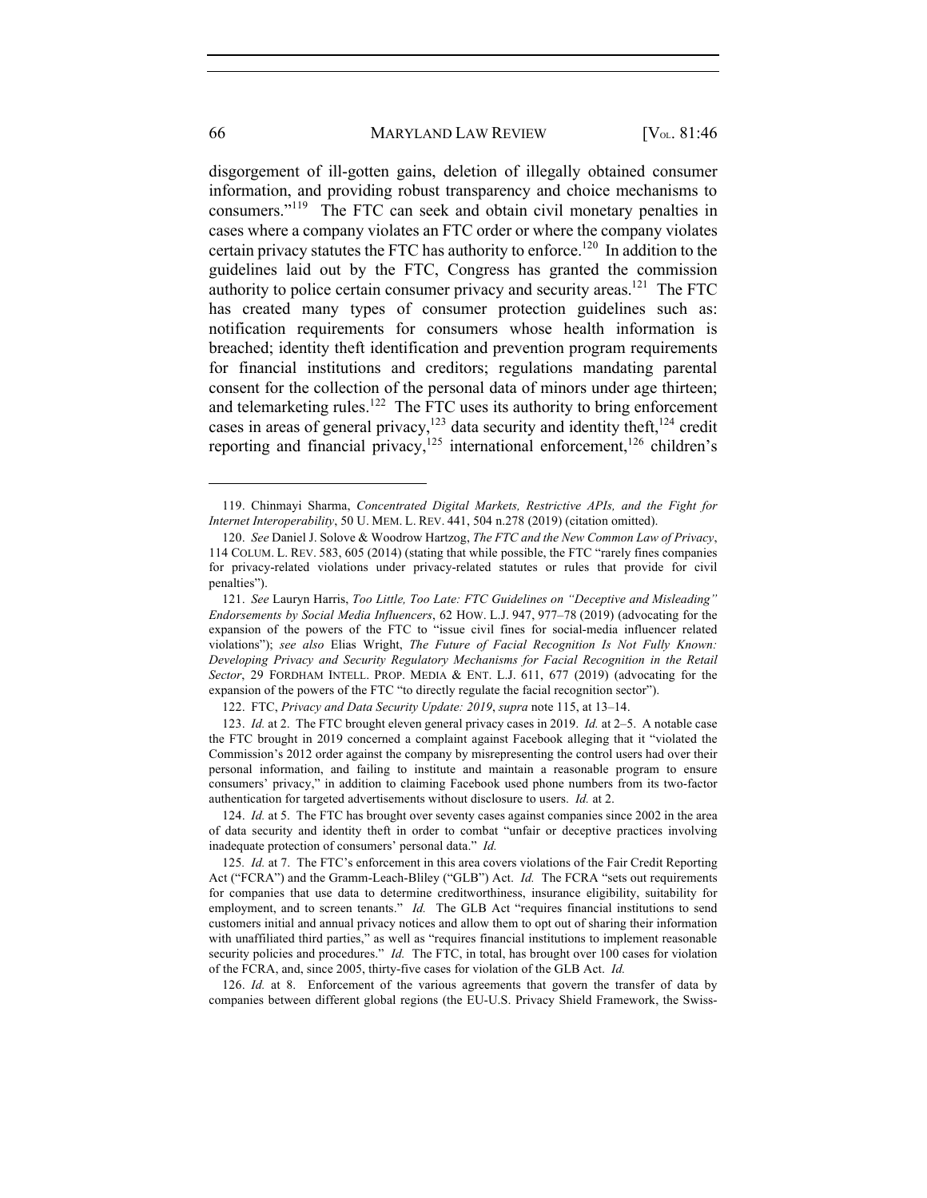disgorgement of ill-gotten gains, deletion of illegally obtained consumer information, and providing robust transparency and choice mechanisms to consumers."[119] The FTC can seek and obtain civil monetary penalties in cases where a company violates an FTC order or where the company violates certain privacy statutes the FTC has authority to enforce.[120] In addition to the guidelines laid out by the FTC, Congress has granted the commission authority to police certain consumer privacy and security areas.[121] The FTC has created many types of consumer protection guidelines such as: notification requirements for consumers whose health information is breached; identity theft identification and prevention program requirements for financial institutions and creditors; regulations mandating parental consent for the collection of the personal data of minors under age thirteen; and telemarketing rules.[122] The FTC uses its authority to bring enforcement cases in areas of general privacy,[123] data security and identity theft,[124] credit reporting and financial privacy,[125] international enforcement,[126] children's

---

119. Chinmayi Sharma, *Concentrated Digital Markets, Restrictive APIs, and the Fight for Internet Interoperability*, 50 U. MEM. L. REV. 441, 504 n.278 (2019) (citation omitted).

120. *See* Daniel J. Solove & Woodrow Hartzog, *The FTC and the New Common Law of Privacy*, 114 COLUM. L. REV. 583, 605 (2014) (stating that while possible, the FTC "rarely fines companies for privacy-related violations under privacy-related statutes or rules that provide for civil penalties").

121. *See* Lauryn Harris, *Too Little, Too Late: FTC Guidelines on "Deceptive and Misleading" Endorsements by Social Media Influencers*, 62 HOW. L.J. 947, 977–78 (2019) (advocating for the expansion of the powers of the FTC to "issue civil fines for social-media influencer related violations"); *see also* Elias Wright, *The Future of Facial Recognition Is Not Fully Known: Developing Privacy and Security Regulatory Mechanisms for Facial Recognition in the Retail Sector*, 29 FORDHAM INTELL. PROP. MEDIA & ENT. L.J. 611, 677 (2019) (advocating for the expansion of the powers of the FTC "to directly regulate the facial recognition sector").

122. FTC, *Privacy and Data Security Update: 2019*, *supra* note 115, at 13–14.

123. *Id.* at 2. The FTC brought eleven general privacy cases in 2019. *Id.* at 2–5. A notable case the FTC brought in 2019 concerned a complaint against Facebook alleging that it "violated the Commission's 2012 order against the company by misrepresenting the control users had over their personal information, and failing to institute and maintain a reasonable program to ensure consumers' privacy," in addition to claiming Facebook used phone numbers from its two-factor authentication for targeted advertisements without disclosure to users. *Id.* at 2.

124. *Id.* at 5. The FTC has brought over seventy cases against companies since 2002 in the area of data security and identity theft in order to combat "unfair or deceptive practices involving inadequate protection of consumers' personal data." *Id.*

125. *Id.* at 7. The FTC's enforcement in this area covers violations of the Fair Credit Reporting Act ("FCRA") and the Gramm-Leach-Bliley ("GLB") Act. *Id.* The FCRA "sets out requirements for companies that use data to determine creditworthiness, insurance eligibility, suitability for employment, and to screen tenants." *Id.* The GLB Act "requires financial institutions to send customers initial and annual privacy notices and allow them to opt out of sharing their information with unaffiliated third parties," as well as "requires financial institutions to implement reasonable security policies and procedures." *Id.* The FTC, in total, has brought over 100 cases for violation of the FCRA, and, since 2005, thirty-five cases for violation of the GLB Act. *Id.*

126. *Id.* at 8. Enforcement of the various agreements that govern the transfer of data by companies between different global regions (the EU-U.S. Privacy Shield Framework, the Swiss-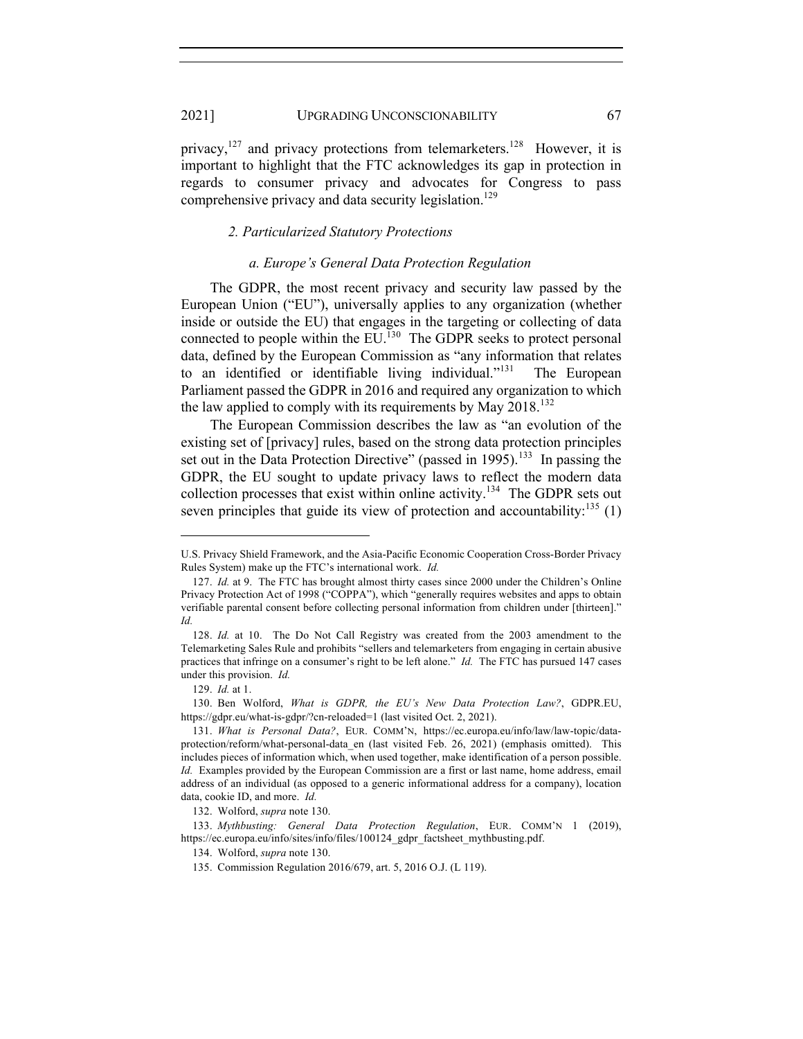privacy,[127] and privacy protections from telemarketers.[128] However, it is important to highlight that the FTC acknowledges its gap in protection in regards to consumer privacy and advocates for Congress to pass comprehensive privacy and data security legislation.[129]

#### *2. Particularized Statutory Protections*

##### *a. Europe's General Data Protection Regulation*

The GDPR, the most recent privacy and security law passed by the European Union ("EU"), universally applies to any organization (whether inside or outside the EU) that engages in the targeting or collecting of data connected to people within the EU.[130] The GDPR seeks to protect personal data, defined by the European Commission as "any information that relates to an identified or identifiable living individual."[131] The European Parliament passed the GDPR in 2016 and required any organization to which the law applied to comply with its requirements by May 2018.[132]

The European Commission describes the law as "an evolution of the existing set of [privacy] rules, based on the strong data protection principles set out in the Data Protection Directive" (passed in 1995).[133] In passing the GDPR, the EU sought to update privacy laws to reflect the modern data collection processes that exist within online activity.[134] The GDPR sets out seven principles that guide its view of protection and accountability:[135] (1)

---

U.S. Privacy Shield Framework, and the Asia-Pacific Economic Cooperation Cross-Border Privacy Rules System) make up the FTC's international work. *Id.*

127. *Id.* at 9. The FTC has brought almost thirty cases since 2000 under the Children's Online Privacy Protection Act of 1998 ("COPPA"), which "generally requires websites and apps to obtain verifiable parental consent before collecting personal information from children under [thirteen]." *Id.*

128. *Id.* at 10. The Do Not Call Registry was created from the 2003 amendment to the Telemarketing Sales Rule and prohibits "sellers and telemarketers from engaging in certain abusive practices that infringe on a consumer's right to be left alone." *Id.* The FTC has pursued 147 cases under this provision. *Id.*

129. *Id.* at 1.

130. Ben Wolford, *What is GDPR, the EU's New Data Protection Law?*, GDPR.EU, https://gdpr.eu/what-is-gdpr/?cn-reloaded=1 (last visited Oct. 2, 2021).

131. *What is Personal Data?*, EUR. COMM'N, https://ec.europa.eu/info/law/law-topic/data-protection/reform/what-personal-data_en (last visited Feb. 26, 2021) (emphasis omitted). This includes pieces of information which, when used together, make identification of a person possible. *Id.* Examples provided by the European Commission are a first or last name, home address, email address of an individual (as opposed to a generic informational address for a company), location data, cookie ID, and more. *Id.*

132. Wolford, *supra* note 130.

133. *Mythbusting: General Data Protection Regulation*, EUR. COMM'N 1 (2019), https://ec.europa.eu/info/sites/info/files/100124_gdpr_factsheet_mythbusting.pdf.

134. Wolford, *supra* note 130.

135. Commission Regulation 2016/679, art. 5, 2016 O.J. (L 119).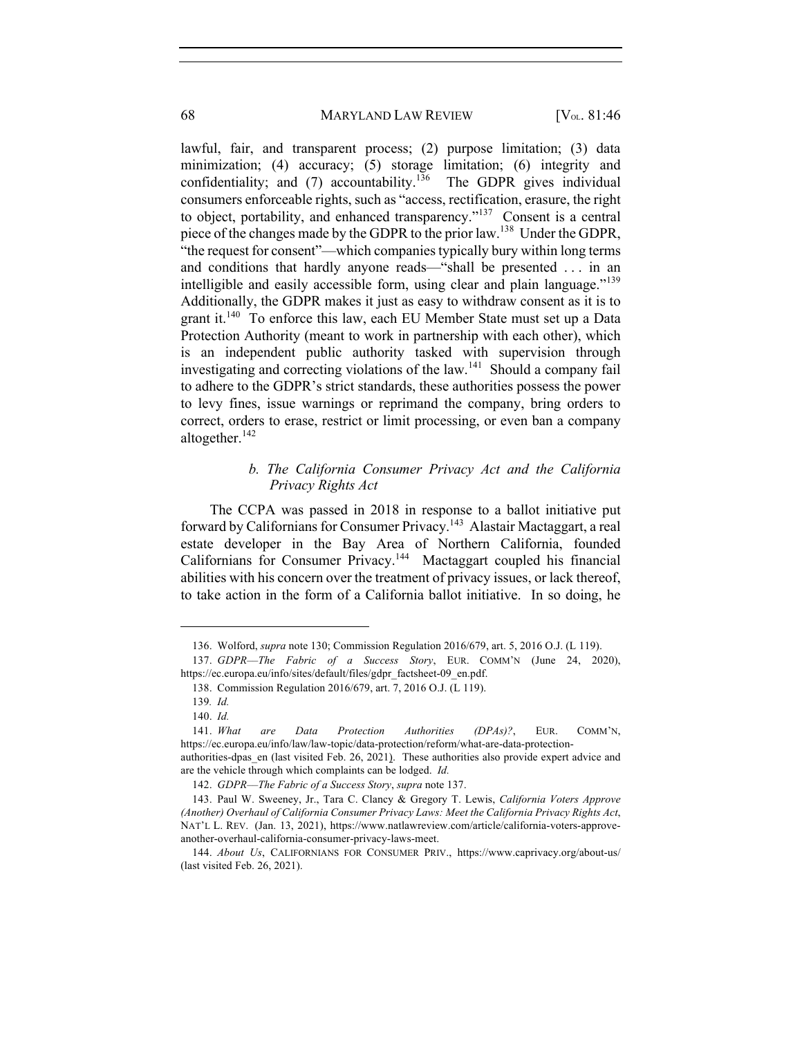lawful, fair, and transparent process; (2) purpose limitation; (3) data minimization; (4) accuracy; (5) storage limitation; (6) integrity and confidentiality; and (7) accountability.[136] The GDPR gives individual consumers enforceable rights, such as "access, rectification, erasure, the right to object, portability, and enhanced transparency."[137] Consent is a central piece of the changes made by the GDPR to the prior law.[138] Under the GDPR, "the request for consent"—which companies typically bury within long terms and conditions that hardly anyone reads—"shall be presented . . . in an intelligible and easily accessible form, using clear and plain language."[139] Additionally, the GDPR makes it just as easy to withdraw consent as it is to grant it.[140] To enforce this law, each EU Member State must set up a Data Protection Authority (meant to work in partnership with each other), which is an independent public authority tasked with supervision through investigating and correcting violations of the law.[141] Should a company fail to adhere to the GDPR's strict standards, these authorities possess the power to levy fines, issue warnings or reprimand the company, bring orders to correct, orders to erase, restrict or limit processing, or even ban a company altogether.[142]

#### *b. The California Consumer Privacy Act and the California Privacy Rights Act*

The CCPA was passed in 2018 in response to a ballot initiative put forward by Californians for Consumer Privacy.[143] Alastair Mactaggart, a real estate developer in the Bay Area of Northern California, founded Californians for Consumer Privacy.[144] Mactaggart coupled his financial abilities with his concern over the treatment of privacy issues, or lack thereof, to take action in the form of a California ballot initiative. In so doing, he

---

136. Wolford, *supra* note 130; Commission Regulation 2016/679, art. 5, 2016 O.J. (L 119).

137. *GDPR—The Fabric of a Success Story*, EUR. COMM'N (June 24, 2020), https://ec.europa.eu/info/sites/default/files/gdpr_factsheet-09_en.pdf.

138. Commission Regulation 2016/679, art. 7, 2016 O.J. (L 119).

139. *Id.*

140. *Id.*

141. *What are Data Protection Authorities (DPAs)?*, EUR. COMM'N, https://ec.europa.eu/info/law/law-topic/data-protection/reform/what-are-data-protection-authorities-dpas_en (last visited Feb. 26, 2021). These authorities also provide expert advice and are the vehicle through which complaints can be lodged. *Id.*

142. *GDPR—The Fabric of a Success Story*, *supra* note 137.

143. Paul W. Sweeney, Jr., Tara C. Clancy & Gregory T. Lewis, *California Voters Approve (Another) Overhaul of California Consumer Privacy Laws: Meet the California Privacy Rights Act*, NAT'L L. REV. (Jan. 13, 2021), https://www.natlawreview.com/article/california-voters-approve-another-overhaul-california-consumer-privacy-laws-meet.

144. *About Us*, CALIFORNIANS FOR CONSUMER PRIV., https://www.caprivacy.org/about-us/ (last visited Feb. 26, 2021).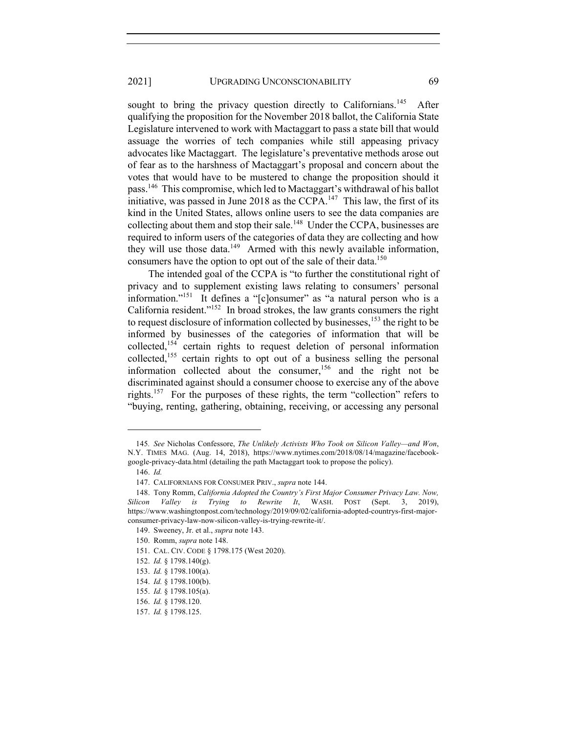sought to bring the privacy question directly to Californians.[145] After qualifying the proposition for the November 2018 ballot, the California State Legislature intervened to work with Mactaggart to pass a state bill that would assuage the worries of tech companies while still appeasing privacy advocates like Mactaggart. The legislature's preventative methods arose out of fear as to the harshness of Mactaggart's proposal and concern about the votes that would have to be mustered to change the proposition should it pass.[146] This compromise, which led to Mactaggart's withdrawal of his ballot initiative, was passed in June 2018 as the CCPA.[147] This law, the first of its kind in the United States, allows online users to see the data companies are collecting about them and stop their sale.[148] Under the CCPA, businesses are required to inform users of the categories of data they are collecting and how they will use those data.[149] Armed with this newly available information, consumers have the option to opt out of the sale of their data.[150]

The intended goal of the CCPA is "to further the constitutional right of privacy and to supplement existing laws relating to consumers' personal information."[151] It defines a "[c]onsumer" as "a natural person who is a California resident."[152] In broad strokes, the law grants consumers the right to request disclosure of information collected by businesses,[153] the right to be informed by businesses of the categories of information that will be collected,[154] certain rights to request deletion of personal information collected,[155] certain rights to opt out of a business selling the personal information collected about the consumer,[156] and the right not be discriminated against should a consumer choose to exercise any of the above rights.[157] For the purposes of these rights, the term "collection" refers to "buying, renting, gathering, obtaining, receiving, or accessing any personal

---

145. *See* Nicholas Confessore, *The Unlikely Activists Who Took on Silicon Valley—and Won*, N.Y. TIMES MAG. (Aug. 14, 2018), https://www.nytimes.com/2018/08/14/magazine/facebook-google-privacy-data.html (detailing the path Mactaggart took to propose the policy).

146. *Id.*

147. CALIFORNIANS FOR CONSUMER PRIV., *supra* note 144.

148. Tony Romm, *California Adopted the Country's First Major Consumer Privacy Law. Now, Silicon Valley is Trying to Rewrite It*, WASH. POST (Sept. 3, 2019), https://www.washingtonpost.com/technology/2019/09/02/california-adopted-countrys-first-major-consumer-privacy-law-now-silicon-valley-is-trying-rewrite-it/.

149. Sweeney, Jr. et al., *supra* note 143.

150. Romm, *supra* note 148.

151. CAL. CIV. CODE § 1798.175 (West 2020).

152. *Id.* § 1798.140(g).

153. *Id.* § 1798.100(a).

154. *Id.* § 1798.100(b).

155. *Id.* § 1798.105(a).

156. *Id.* § 1798.120.

157. *Id.* § 1798.125.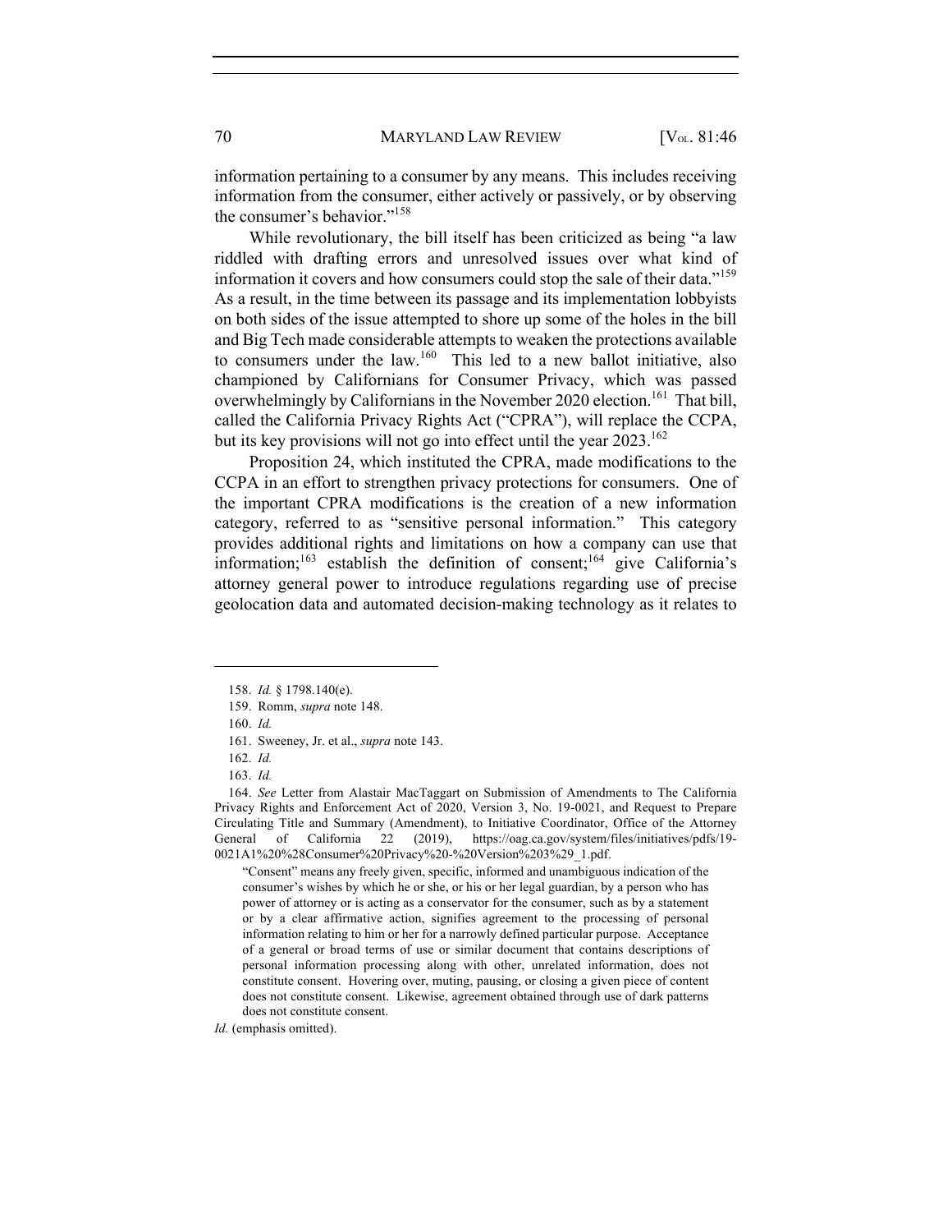information pertaining to a consumer by any means. This includes receiving information from the consumer, either actively or passively, or by observing the consumer's behavior."[158]

While revolutionary, the bill itself has been criticized as being "a law riddled with drafting errors and unresolved issues over what kind of information it covers and how consumers could stop the sale of their data."[159] As a result, in the time between its passage and its implementation lobbyists on both sides of the issue attempted to shore up some of the holes in the bill and Big Tech made considerable attempts to weaken the protections available to consumers under the law.[160] This led to a new ballot initiative, also championed by Californians for Consumer Privacy, which was passed overwhelmingly by Californians in the November 2020 election.[161] That bill, called the California Privacy Rights Act ("CPRA"), will replace the CCPA, but its key provisions will not go into effect until the year 2023.[162]

Proposition 24, which instituted the CPRA, made modifications to the CCPA in an effort to strengthen privacy protections for consumers. One of the important CPRA modifications is the creation of a new information category, referred to as "sensitive personal information." This category provides additional rights and limitations on how a company can use that information;[163] establish the definition of consent;[164] give California's attorney general power to introduce regulations regarding use of precise geolocation data and automated decision-making technology as it relates to

---

158. *Id.* § 1798.140(e).

159. Romm, *supra* note 148.

160. *Id.*

161. Sweeney, Jr. et al., *supra* note 143.

162. *Id.*

163. *Id.*

164. *See* Letter from Alastair MacTaggart on Submission of Amendments to The California Privacy Rights and Enforcement Act of 2020, Version 3, No. 19-0021, and Request to Prepare Circulating Title and Summary (Amendment), to Initiative Coordinator, Office of the Attorney General of California 22 (2019), https://oag.ca.gov/system/files/initiatives/pdfs/19-0021A1%20%28Consumer%20Privacy%20-%20Version%203%29_1.pdf.

> "Consent" means any freely given, specific, informed and unambiguous indication of the consumer's wishes by which he or she, or his or her legal guardian, by a person who has power of attorney or is acting as a conservator for the consumer, such as by a statement or by a clear affirmative action, signifies agreement to the processing of personal information relating to him or her for a narrowly defined particular purpose. Acceptance of a general or broad terms of use or similar document that contains descriptions of personal information processing along with other, unrelated information, does not constitute consent. Hovering over, muting, pausing, or closing a given piece of content does not constitute consent. Likewise, agreement obtained through use of dark patterns does not constitute consent.

*Id.* (emphasis omitted).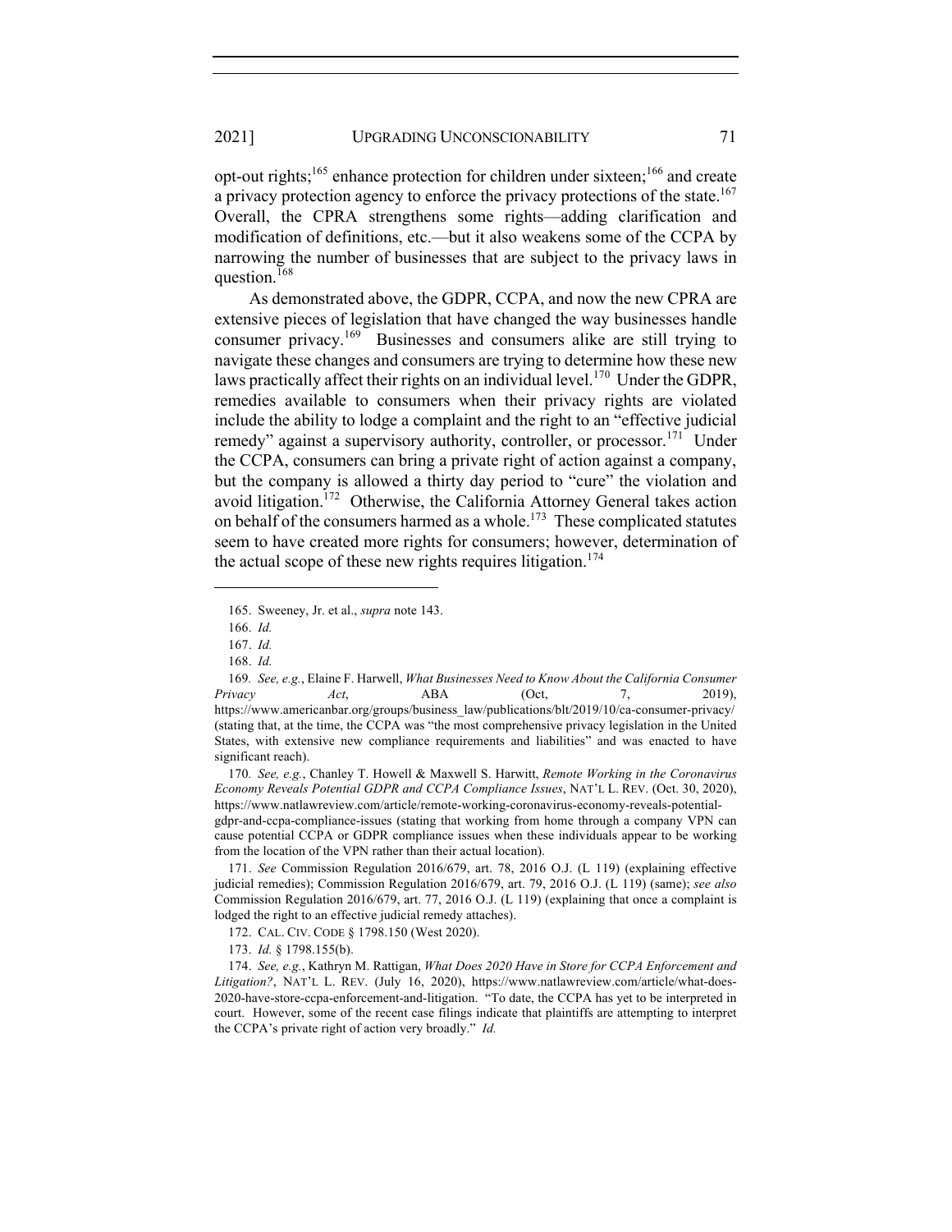opt-out rights;[165] enhance protection for children under sixteen;[166] and create a privacy protection agency to enforce the privacy protections of the state.[167] Overall, the CPRA strengthens some rights—adding clarification and modification of definitions, etc.—but it also weakens some of the CCPA by narrowing the number of businesses that are subject to the privacy laws in question.[168]

As demonstrated above, the GDPR, CCPA, and now the new CPRA are extensive pieces of legislation that have changed the way businesses handle consumer privacy.[169] Businesses and consumers alike are still trying to navigate these changes and consumers are trying to determine how these new laws practically affect their rights on an individual level.[170] Under the GDPR, remedies available to consumers when their privacy rights are violated include the ability to lodge a complaint and the right to an "effective judicial remedy" against a supervisory authority, controller, or processor.[171] Under the CCPA, consumers can bring a private right of action against a company, but the company is allowed a thirty day period to "cure" the violation and avoid litigation.[172] Otherwise, the California Attorney General takes action on behalf of the consumers harmed as a whole.[173] These complicated statutes seem to have created more rights for consumers; however, determination of the actual scope of these new rights requires litigation.[174]

---

165. Sweeney, Jr. et al., *supra* note 143.

166. *Id.*

167. *Id.*

168. *Id.*

169. *See, e.g.*, Elaine F. Harwell, *What Businesses Need to Know About the California Consumer Privacy Act*, ABA (Oct, 7, 2019), https://www.americanbar.org/groups/business_law/publications/blt/2019/10/ca-consumer-privacy/ (stating that, at the time, the CCPA was "the most comprehensive privacy legislation in the United States, with extensive new compliance requirements and liabilities" and was enacted to have significant reach).

170. *See, e.g.*, Chanley T. Howell & Maxwell S. Harwitt, *Remote Working in the Coronavirus Economy Reveals Potential GDPR and CCPA Compliance Issues*, NAT'L L. REV. (Oct. 30, 2020), https://www.natlawreview.com/article/remote-working-coronavirus-economy-reveals-potential-gdpr-and-ccpa-compliance-issues (stating that working from home through a company VPN can cause potential CCPA or GDPR compliance issues when these individuals appear to be working from the location of the VPN rather than their actual location).

171. *See* Commission Regulation 2016/679, art. 78, 2016 O.J. (L 119) (explaining effective judicial remedies); Commission Regulation 2016/679, art. 79, 2016 O.J. (L 119) (same); *see also* Commission Regulation 2016/679, art. 77, 2016 O.J. (L 119) (explaining that once a complaint is lodged the right to an effective judicial remedy attaches).

172. CAL. CIV. CODE § 1798.150 (West 2020).

173. *Id.* § 1798.155(b).

174. *See, e.g.*, Kathryn M. Rattigan, *What Does 2020 Have in Store for CCPA Enforcement and Litigation?*, NAT'L L. REV. (July 16, 2020), https://www.natlawreview.com/article/what-does-2020-have-store-ccpa-enforcement-and-litigation. "To date, the CCPA has yet to be interpreted in court. However, some of the recent case filings indicate that plaintiffs are attempting to interpret the CCPA's private right of action very broadly." *Id.*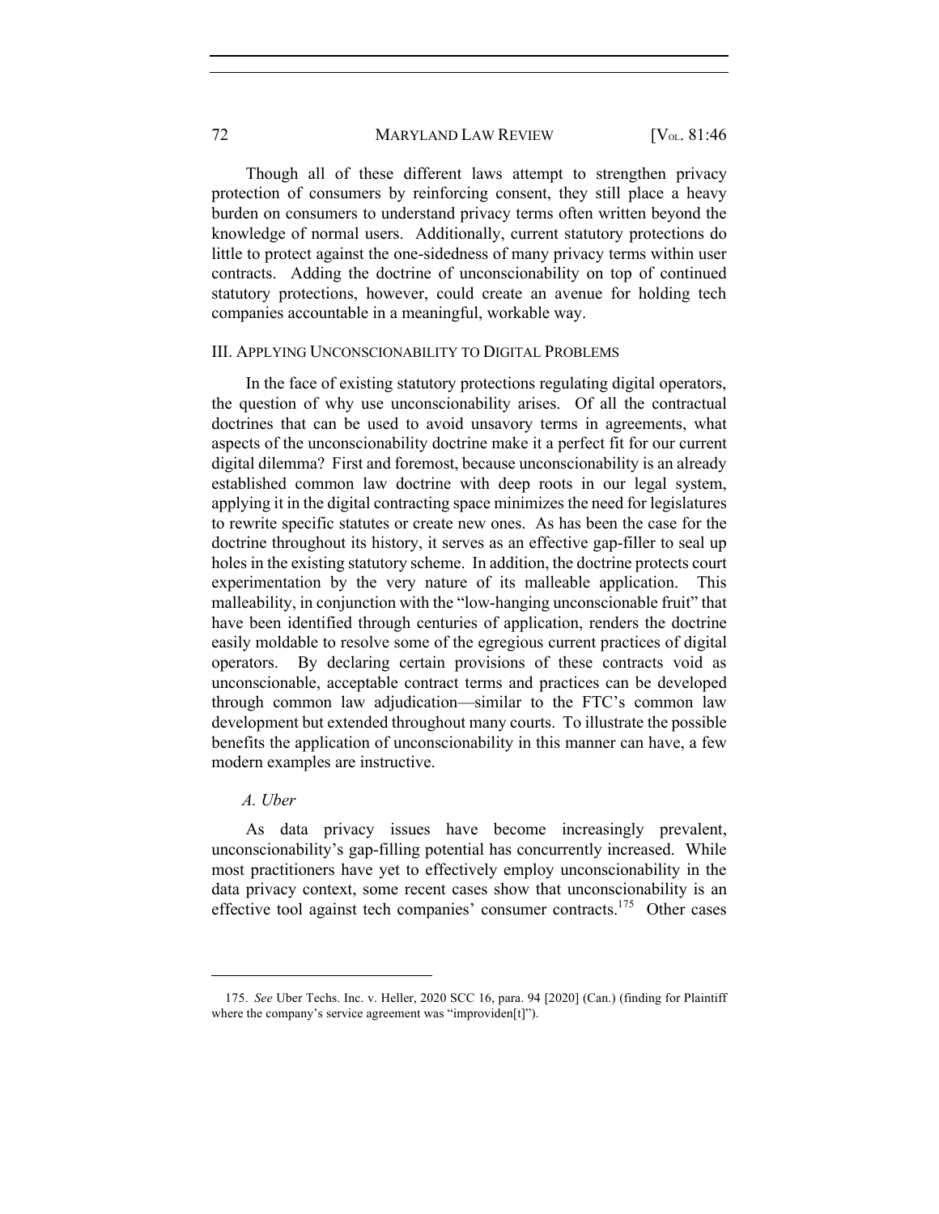Though all of these different laws attempt to strengthen privacy protection of consumers by reinforcing consent, they still place a heavy burden on consumers to understand privacy terms often written beyond the knowledge of normal users. Additionally, current statutory protections do little to protect against the one-sidedness of many privacy terms within user contracts. Adding the doctrine of unconscionability on top of continued statutory protections, however, could create an avenue for holding tech companies accountable in a meaningful, workable way.

## III. Applying Unconscionability to Digital Problems

In the face of existing statutory protections regulating digital operators, the question of why use unconscionability arises. Of all the contractual doctrines that can be used to avoid unsavory terms in agreements, what aspects of the unconscionability doctrine make it a perfect fit for our current digital dilemma? First and foremost, because unconscionability is an already established common law doctrine with deep roots in our legal system, applying it in the digital contracting space minimizes the need for legislatures to rewrite specific statutes or create new ones. As has been the case for the doctrine throughout its history, it serves as an effective gap-filler to seal up holes in the existing statutory scheme. In addition, the doctrine protects court experimentation by the very nature of its malleable application. This malleability, in conjunction with the "low-hanging unconscionable fruit" that have been identified through centuries of application, renders the doctrine easily moldable to resolve some of the egregious current practices of digital operators. By declaring certain provisions of these contracts void as unconscionable, acceptable contract terms and practices can be developed through common law adjudication—similar to the FTC's common law development but extended throughout many courts. To illustrate the possible benefits the application of unconscionability in this manner can have, a few modern examples are instructive.

### *A. Uber*

As data privacy issues have become increasingly prevalent, unconscionability's gap-filling potential has concurrently increased. While most practitioners have yet to effectively employ unconscionability in the data privacy context, some recent cases show that unconscionability is an effective tool against tech companies' consumer contracts.[175] Other cases

175. *See* Uber Techs. Inc. v. Heller, 2020 SCC 16, para. 94 [2020] (Can.) (finding for Plaintiff where the company's service agreement was "improviden[t]").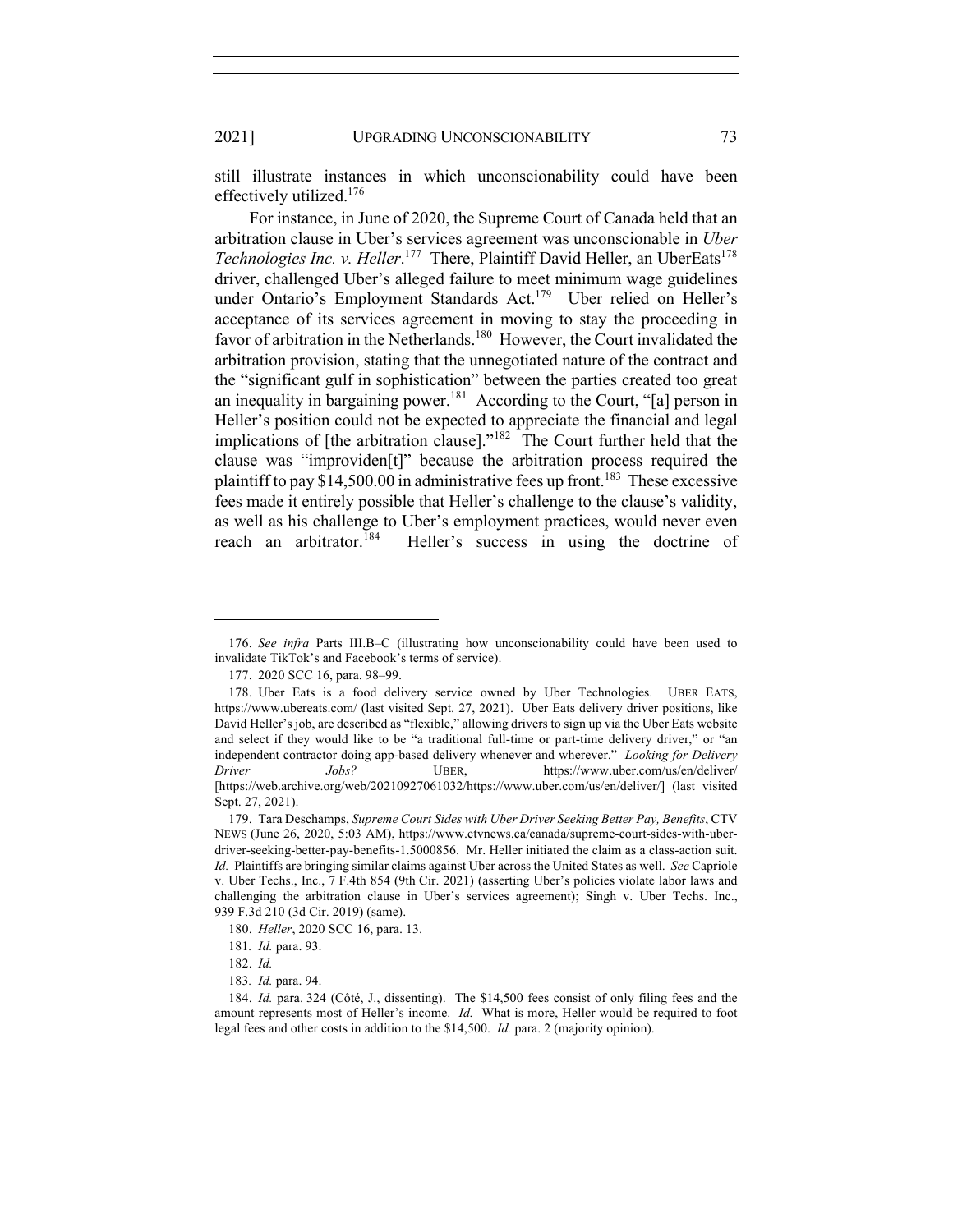still illustrate instances in which unconscionability could have been effectively utilized.[176]

For instance, in June of 2020, the Supreme Court of Canada held that an arbitration clause in Uber's services agreement was unconscionable in *Uber Technologies Inc. v. Heller*.[177] There, Plaintiff David Heller, an UberEats[178] driver, challenged Uber's alleged failure to meet minimum wage guidelines under Ontario's Employment Standards Act.[179] Uber relied on Heller's acceptance of its services agreement in moving to stay the proceeding in favor of arbitration in the Netherlands.[180] However, the Court invalidated the arbitration provision, stating that the unnegotiated nature of the contract and the "significant gulf in sophistication" between the parties created too great an inequality in bargaining power.[181] According to the Court, "[a] person in Heller's position could not be expected to appreciate the financial and legal implications of [the arbitration clause]."[182] The Court further held that the clause was "improviden[t]" because the arbitration process required the plaintiff to pay $14,500.00 in administrative fees up front.[183] These excessive fees made it entirely possible that Heller's challenge to the clause's validity, as well as his challenge to Uber's employment practices, would never even reach an arbitrator.[184] Heller's success in using the doctrine of

---

176. *See infra* Parts III.B–C (illustrating how unconscionability could have been used to invalidate TikTok's and Facebook's terms of service).

177. 2020 SCC 16, para. 98–99.

178. Uber Eats is a food delivery service owned by Uber Technologies. UBER EATS, https://www.ubereats.com/ (last visited Sept. 27, 2021). Uber Eats delivery driver positions, like David Heller's job, are described as "flexible," allowing drivers to sign up via the Uber Eats website and select if they would like to be "a traditional full-time or part-time delivery driver," or "an independent contractor doing app-based delivery whenever and wherever." *Looking for Delivery Driver Jobs?* UBER, https://www.uber.com/us/en/deliver/ [https://web.archive.org/web/20210927061032/https://www.uber.com/us/en/deliver/] (last visited Sept. 27, 2021).

179. Tara Deschamps, *Supreme Court Sides with Uber Driver Seeking Better Pay, Benefits*, CTV NEWS (June 26, 2020, 5:03 AM), https://www.ctvnews.ca/canada/supreme-court-sides-with-uber-driver-seeking-better-pay-benefits-1.5000856. Mr. Heller initiated the claim as a class-action suit. *Id.* Plaintiffs are bringing similar claims against Uber across the United States as well. *See* Capriole v. Uber Techs., Inc., 7 F.4th 854 (9th Cir. 2021) (asserting Uber's policies violate labor laws and challenging the arbitration clause in Uber's services agreement); Singh v. Uber Techs. Inc., 939 F.3d 210 (3d Cir. 2019) (same).

180. *Heller*, 2020 SCC 16, para. 13.

181. *Id.* para. 93.

182. *Id.*

183. *Id.* para. 94.

184. *Id.* para. 324 (Côté, J., dissenting). The $14,500 fees consist of only filing fees and the amount represents most of Heller's income. *Id.* What is more, Heller would be required to foot legal fees and other costs in addition to the $14,500. *Id.* para. 2 (majority opinion).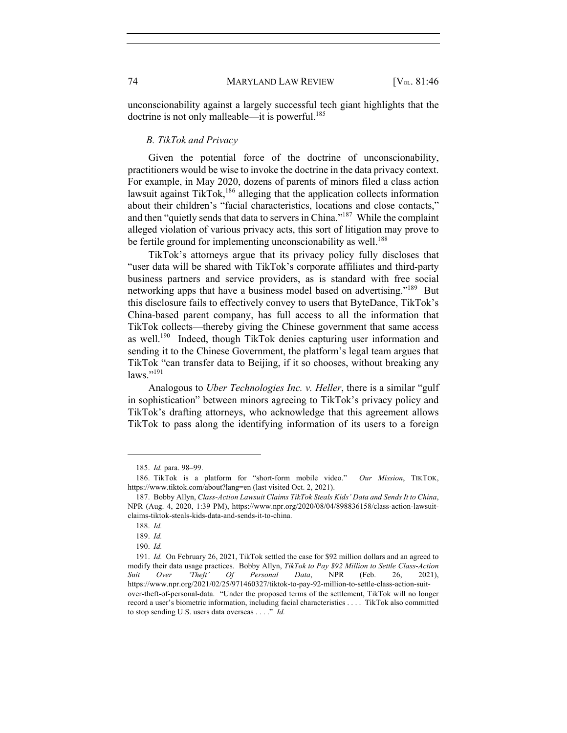unconscionability against a largely successful tech giant highlights that the doctrine is not only malleable—it is powerful.[185]

### *B. TikTok and Privacy*

Given the potential force of the doctrine of unconscionability, practitioners would be wise to invoke the doctrine in the data privacy context. For example, in May 2020, dozens of parents of minors filed a class action lawsuit against TikTok,[186] alleging that the application collects information about their children's "facial characteristics, locations and close contacts," and then "quietly sends that data to servers in China."[187] While the complaint alleged violation of various privacy acts, this sort of litigation may prove to be fertile ground for implementing unconscionability as well.[188]

TikTok's attorneys argue that its privacy policy fully discloses that "user data will be shared with TikTok's corporate affiliates and third-party business partners and service providers, as is standard with free social networking apps that have a business model based on advertising."[189] But this disclosure fails to effectively convey to users that ByteDance, TikTok's China-based parent company, has full access to all the information that TikTok collects—thereby giving the Chinese government that same access as well.[190] Indeed, though TikTok denies capturing user information and sending it to the Chinese Government, the platform's legal team argues that TikTok "can transfer data to Beijing, if it so chooses, without breaking any laws."[191]

Analogous to *Uber Technologies Inc. v. Heller*, there is a similar "gulf in sophistication" between minors agreeing to TikTok's privacy policy and TikTok's drafting attorneys, who acknowledge that this agreement allows TikTok to pass along the identifying information of its users to a foreign

---

185. *Id.* para. 98–99.

186. TikTok is a platform for "short-form mobile video." *Our Mission*, TIKTOK, https://www.tiktok.com/about?lang=en (last visited Oct. 2, 2021).

187. Bobby Allyn, *Class-Action Lawsuit Claims TikTok Steals Kids' Data and Sends It to China*, NPR (Aug. 4, 2020, 1:39 PM), https://www.npr.org/2020/08/04/898836158/class-action-lawsuit-claims-tiktok-steals-kids-data-and-sends-it-to-china.

188. *Id.*

189. *Id.*

190. *Id.*

191. *Id.* On February 26, 2021, TikTok settled the case for $92 million dollars and an agreed to modify their data usage practices. Bobby Allyn, *TikTok to Pay $92 Million to Settle Class-Action Suit Over 'Theft' Of Personal Data*, NPR (Feb. 26, 2021), https://www.npr.org/2021/02/25/971460327/tiktok-to-pay-92-million-to-settle-class-action-suit-over-theft-of-personal-data. "Under the proposed terms of the settlement, TikTok will no longer record a user's biometric information, including facial characteristics . . . . TikTok also committed to stop sending U.S. users data overseas . . . ." *Id.*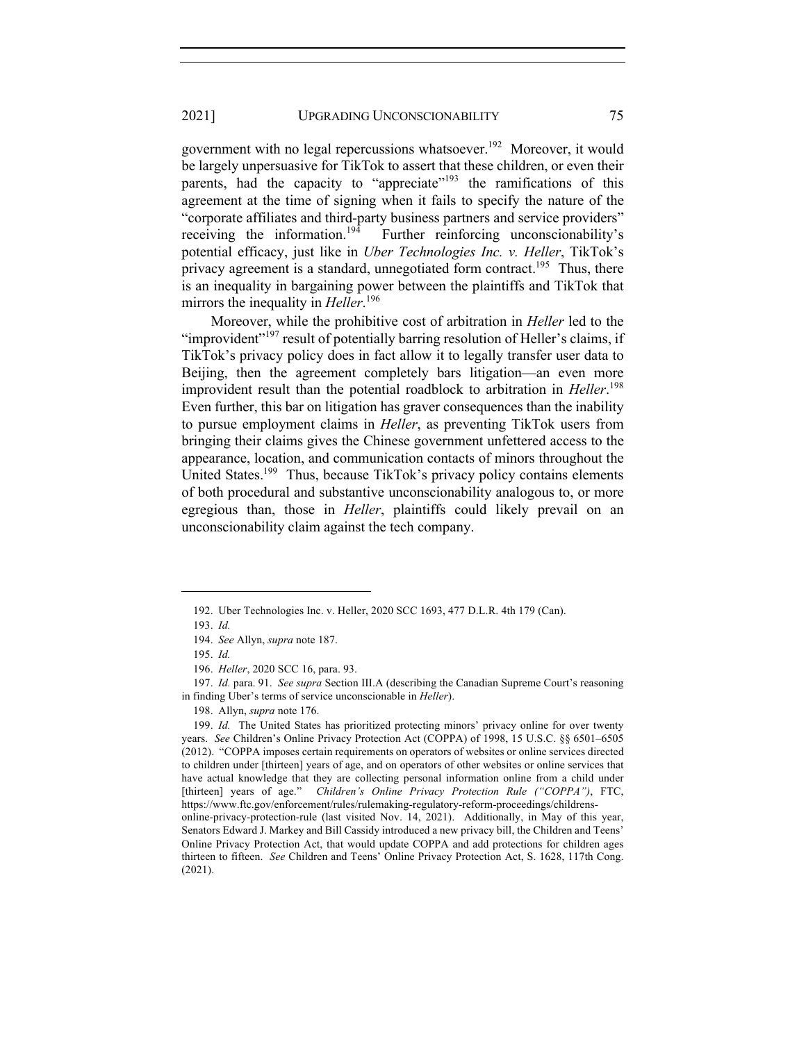government with no legal repercussions whatsoever.[192] Moreover, it would be largely unpersuasive for TikTok to assert that these children, or even their parents, had the capacity to "appreciate"[193] the ramifications of this agreement at the time of signing when it fails to specify the nature of the "corporate affiliates and third-party business partners and service providers" receiving the information.[194] Further reinforcing unconscionability's potential efficacy, just like in *Uber Technologies Inc. v. Heller*, TikTok's privacy agreement is a standard, unnegotiated form contract.[195] Thus, there is an inequality in bargaining power between the plaintiffs and TikTok that mirrors the inequality in *Heller*.[196]

Moreover, while the prohibitive cost of arbitration in *Heller* led to the "improvident"[197] result of potentially barring resolution of Heller's claims, if TikTok's privacy policy does in fact allow it to legally transfer user data to Beijing, then the agreement completely bars litigation—an even more improvident result than the potential roadblock to arbitration in *Heller*.[198] Even further, this bar on litigation has graver consequences than the inability to pursue employment claims in *Heller*, as preventing TikTok users from bringing their claims gives the Chinese government unfettered access to the appearance, location, and communication contacts of minors throughout the United States.[199] Thus, because TikTok's privacy policy contains elements of both procedural and substantive unconscionability analogous to, or more egregious than, those in *Heller*, plaintiffs could likely prevail on an unconscionability claim against the tech company.

---

192. Uber Technologies Inc. v. Heller, 2020 SCC 1693, 477 D.L.R. 4th 179 (Can).

193. *Id.*

194. *See* Allyn, *supra* note 187.

195. *Id.*

196. *Heller*, 2020 SCC 16, para. 93.

197. *Id.* para. 91. *See supra* Section III.A (describing the Canadian Supreme Court's reasoning in finding Uber's terms of service unconscionable in *Heller*).

198. Allyn, *supra* note 176.

199. *Id.* The United States has prioritized protecting minors' privacy online for over twenty years. *See* Children's Online Privacy Protection Act (COPPA) of 1998, 15 U.S.C. §§ 6501–6505 (2012). "COPPA imposes certain requirements on operators of websites or online services directed to children under [thirteen] years of age, and on operators of other websites or online services that have actual knowledge that they are collecting personal information online from a child under [thirteen] years of age." *Children's Online Privacy Protection Rule ("COPPA")*, FTC, https://www.ftc.gov/enforcement/rules/rulemaking-regulatory-reform-proceedings/childrens-online-privacy-protection-rule (last visited Nov. 14, 2021). Additionally, in May of this year, Senators Edward J. Markey and Bill Cassidy introduced a new privacy bill, the Children and Teens' Online Privacy Protection Act, that would update COPPA and add protections for children ages thirteen to fifteen. *See* Children and Teens' Online Privacy Protection Act, S. 1628, 117th Cong. (2021).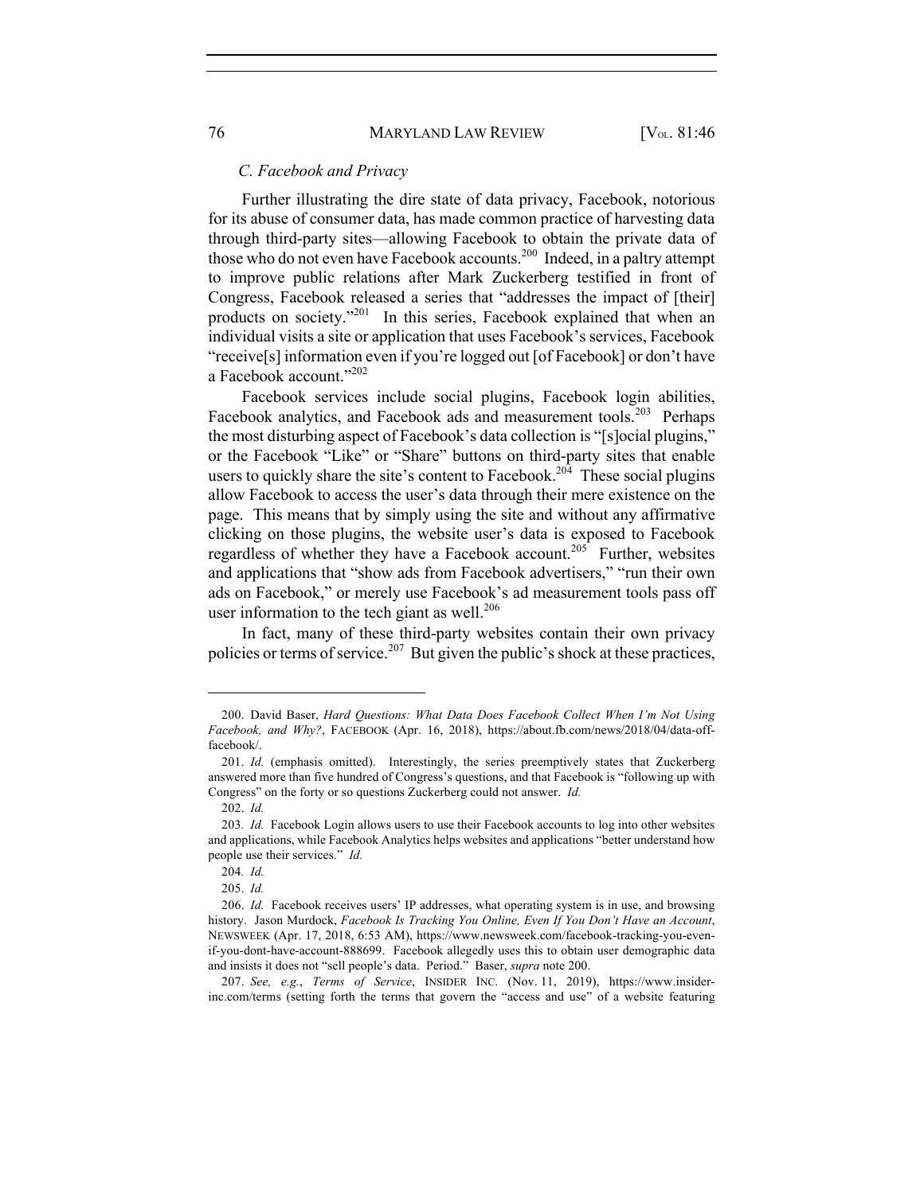### *C. Facebook and Privacy*

Further illustrating the dire state of data privacy, Facebook, notorious for its abuse of consumer data, has made common practice of harvesting data through third-party sites—allowing Facebook to obtain the private data of those who do not even have Facebook accounts.[200] Indeed, in a paltry attempt to improve public relations after Mark Zuckerberg testified in front of Congress, Facebook released a series that "addresses the impact of [their] products on society."[201] In this series, Facebook explained that when an individual visits a site or application that uses Facebook's services, Facebook "receive[s] information even if you're logged out [of Facebook] or don't have a Facebook account."[202]

Facebook services include social plugins, Facebook login abilities, Facebook analytics, and Facebook ads and measurement tools.[203] Perhaps the most disturbing aspect of Facebook's data collection is "[s]ocial plugins," or the Facebook "Like" or "Share" buttons on third-party sites that enable users to quickly share the site's content to Facebook.[204] These social plugins allow Facebook to access the user's data through their mere existence on the page. This means that by simply using the site and without any affirmative clicking on those plugins, the website user's data is exposed to Facebook regardless of whether they have a Facebook account.[205] Further, websites and applications that "show ads from Facebook advertisers," "run their own ads on Facebook," or merely use Facebook's ad measurement tools pass off user information to the tech giant as well.[206]

In fact, many of these third-party websites contain their own privacy policies or terms of service.[207] But given the public's shock at these practices,

---

200. David Baser, *Hard Questions: What Data Does Facebook Collect When I'm Not Using Facebook, and Why?*, FACEBOOK (Apr. 16, 2018), https://about.fb.com/news/2018/04/data-off-facebook/.

201. *Id.* (emphasis omitted). Interestingly, the series preemptively states that Zuckerberg answered more than five hundred of Congress's questions, and that Facebook is "following up with Congress" on the forty or so questions Zuckerberg could not answer. *Id.*

202. *Id.*

203. *Id.* Facebook Login allows users to use their Facebook accounts to log into other websites and applications, while Facebook Analytics helps websites and applications "better understand how people use their services." *Id.*

204. *Id.*

205. *Id.*

206. *Id.* Facebook receives users' IP addresses, what operating system is in use, and browsing history. Jason Murdock, *Facebook Is Tracking You Online, Even If You Don't Have an Account*, NEWSWEEK (Apr. 17, 2018, 6:53 AM), https://www.newsweek.com/facebook-tracking-you-even-if-you-dont-have-account-888699. Facebook allegedly uses this to obtain user demographic data and insists it does not "sell people's data. Period." Baser, *supra* note 200.

207. *See, e.g.*, *Terms of Service*, INSIDER INC. (Nov. 11, 2019), https://www.insider-inc.com/terms (setting forth the terms that govern the "access and use" of a website featuring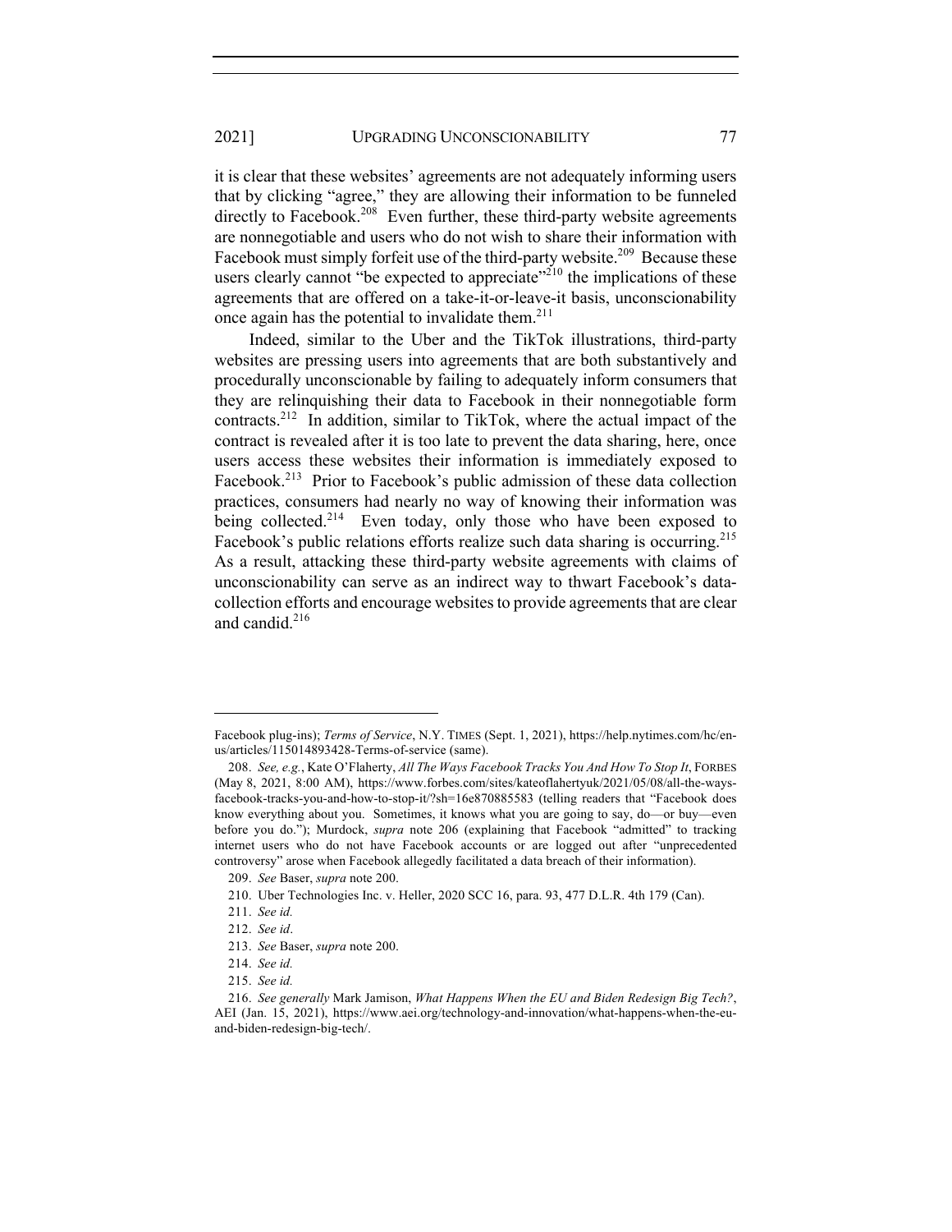it is clear that these websites' agreements are not adequately informing users that by clicking "agree," they are allowing their information to be funneled directly to Facebook.[208] Even further, these third-party website agreements are nonnegotiable and users who do not wish to share their information with Facebook must simply forfeit use of the third-party website.[209] Because these users clearly cannot "be expected to appreciate"[210] the implications of these agreements that are offered on a take-it-or-leave-it basis, unconscionability once again has the potential to invalidate them.[211]

Indeed, similar to the Uber and the TikTok illustrations, third-party websites are pressing users into agreements that are both substantively and procedurally unconscionable by failing to adequately inform consumers that they are relinquishing their data to Facebook in their nonnegotiable form contracts.[212] In addition, similar to TikTok, where the actual impact of the contract is revealed after it is too late to prevent the data sharing, here, once users access these websites their information is immediately exposed to Facebook.[213] Prior to Facebook's public admission of these data collection practices, consumers had nearly no way of knowing their information was being collected.[214] Even today, only those who have been exposed to Facebook's public relations efforts realize such data sharing is occurring.[215] As a result, attacking these third-party website agreements with claims of unconscionability can serve as an indirect way to thwart Facebook's data-collection efforts and encourage websites to provide agreements that are clear and candid.[216]

---

Facebook plug-ins); *Terms of Service*, N.Y. TIMES (Sept. 1, 2021), https://help.nytimes.com/hc/en-us/articles/115014893428-Terms-of-service (same).

208. *See, e.g.*, Kate O'Flaherty, *All The Ways Facebook Tracks You And How To Stop It*, FORBES (May 8, 2021, 8:00 AM), https://www.forbes.com/sites/kateoflahertyuk/2021/05/08/all-the-ways-facebook-tracks-you-and-how-to-stop-it/?sh=16e870885583 (telling readers that "Facebook does know everything about you. Sometimes, it knows what you are going to say, do—or buy—even before you do."); Murdock, *supra* note 206 (explaining that Facebook "admitted" to tracking internet users who do not have Facebook accounts or are logged out after "unprecedented controversy" arose when Facebook allegedly facilitated a data breach of their information).

209. *See* Baser, *supra* note 200.

210. Uber Technologies Inc. v. Heller, 2020 SCC 16, para. 93, 477 D.L.R. 4th 179 (Can).

211. *See id.*

212. *See id*.

213. *See* Baser, *supra* note 200.

214. *See id.*

215. *See id.*

216. *See generally* Mark Jamison, *What Happens When the EU and Biden Redesign Big Tech?*, AEI (Jan. 15, 2021), https://www.aei.org/technology-and-innovation/what-happens-when-the-eu-and-biden-redesign-big-tech/.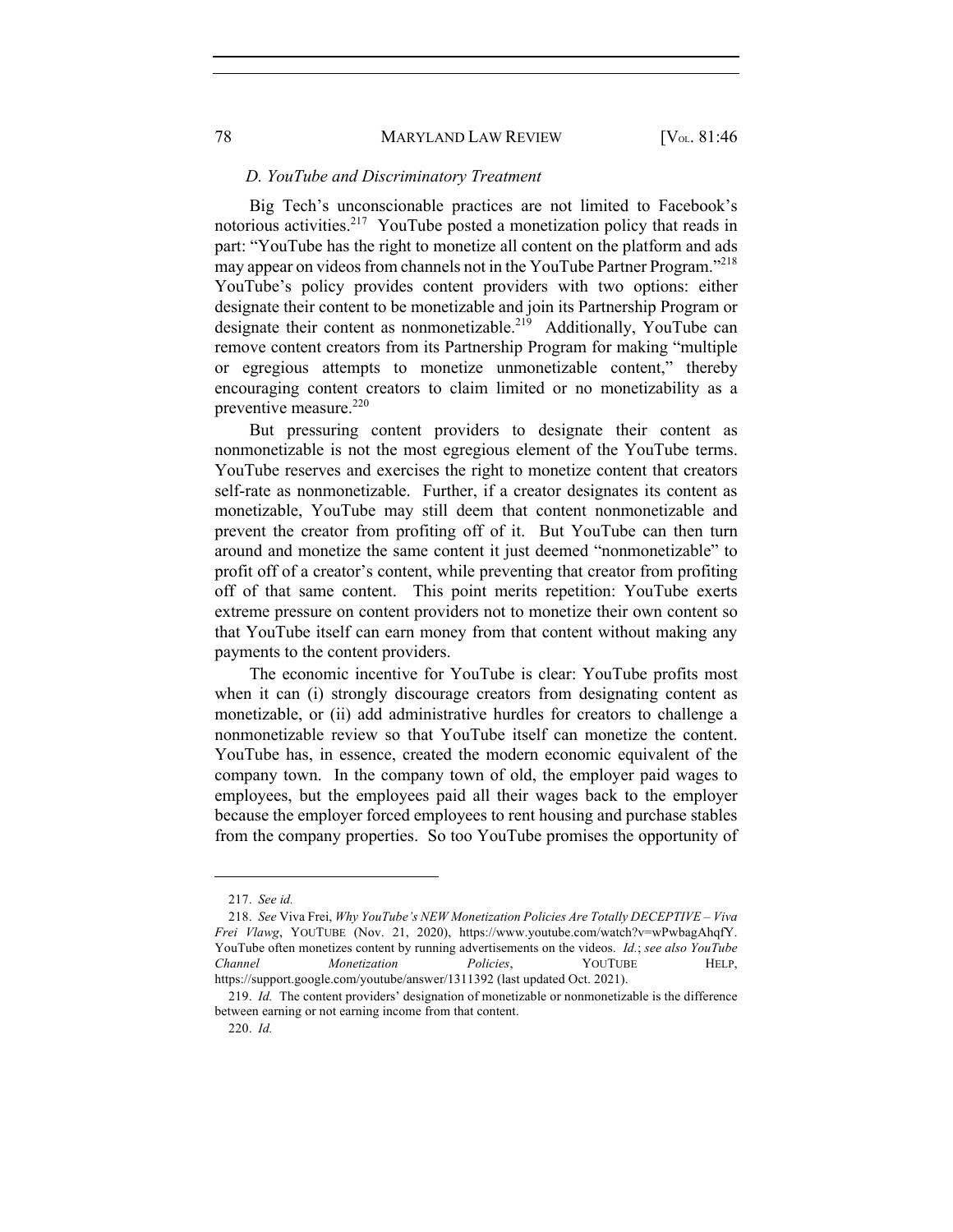### *D. YouTube and Discriminatory Treatment*

Big Tech's unconscionable practices are not limited to Facebook's notorious activities.[217] YouTube posted a monetization policy that reads in part: "YouTube has the right to monetize all content on the platform and ads may appear on videos from channels not in the YouTube Partner Program."[218] YouTube's policy provides content providers with two options: either designate their content to be monetizable and join its Partnership Program or designate their content as nonmonetizable.[219] Additionally, YouTube can remove content creators from its Partnership Program for making "multiple or egregious attempts to monetize unmonetizable content," thereby encouraging content creators to claim limited or no monetizability as a preventive measure.[220]

But pressuring content providers to designate their content as nonmonetizable is not the most egregious element of the YouTube terms. YouTube reserves and exercises the right to monetize content that creators self-rate as nonmonetizable. Further, if a creator designates its content as monetizable, YouTube may still deem that content nonmonetizable and prevent the creator from profiting off of it. But YouTube can then turn around and monetize the same content it just deemed "nonmonetizable" to profit off of a creator's content, while preventing that creator from profiting off of that same content. This point merits repetition: YouTube exerts extreme pressure on content providers not to monetize their own content so that YouTube itself can earn money from that content without making any payments to the content providers.

The economic incentive for YouTube is clear: YouTube profits most when it can (i) strongly discourage creators from designating content as monetizable, or (ii) add administrative hurdles for creators to challenge a nonmonetizable review so that YouTube itself can monetize the content. YouTube has, in essence, created the modern economic equivalent of the company town. In the company town of old, the employer paid wages to employees, but the employees paid all their wages back to the employer because the employer forced employees to rent housing and purchase stables from the company properties. So too YouTube promises the opportunity of

---

217. *See id.*

218. *See* Viva Frei, *Why YouTube's NEW Monetization Policies Are Totally DECEPTIVE – Viva Frei Vlawg*, YOUTUBE (Nov. 21, 2020), https://www.youtube.com/watch?v=wPwbagAhqfY. YouTube often monetizes content by running advertisements on the videos. *Id.*; *see also YouTube Channel Monetization Policies*, YOUTUBE HELP, https://support.google.com/youtube/answer/1311392 (last updated Oct. 2021).

219. *Id.* The content providers' designation of monetizable or nonmonetizable is the difference between earning or not earning income from that content.

220. *Id.*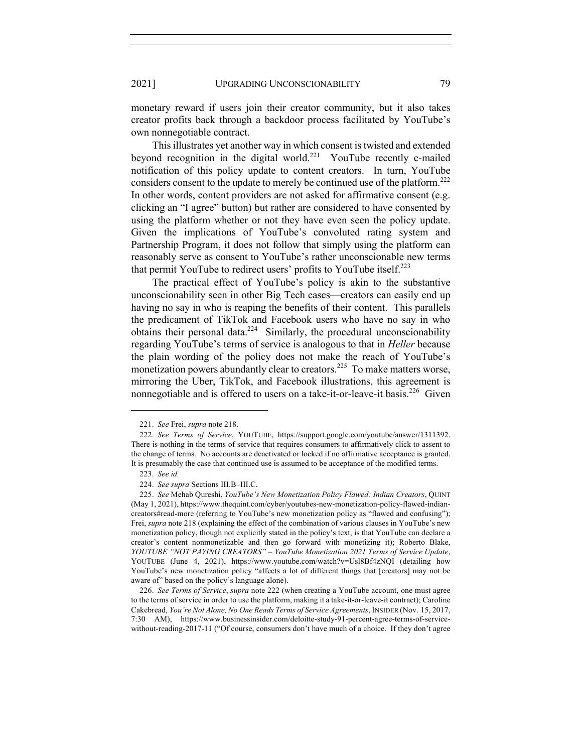monetary reward if users join their creator community, but it also takes creator profits back through a backdoor process facilitated by YouTube's own nonnegotiable contract.

This illustrates yet another way in which consent is twisted and extended beyond recognition in the digital world.[221] YouTube recently e-mailed notification of this policy update to content creators. In turn, YouTube considers consent to the update to merely be continued use of the platform.[222] In other words, content providers are not asked for affirmative consent (e.g. clicking an "I agree" button) but rather are considered to have consented by using the platform whether or not they have even seen the policy update. Given the implications of YouTube's convoluted rating system and Partnership Program, it does not follow that simply using the platform can reasonably serve as consent to YouTube's rather unconscionable new terms that permit YouTube to redirect users' profits to YouTube itself.[223]

The practical effect of YouTube's policy is akin to the substantive unconscionability seen in other Big Tech cases—creators can easily end up having no say in who is reaping the benefits of their content. This parallels the predicament of TikTok and Facebook users who have no say in who obtains their personal data.[224] Similarly, the procedural unconscionability regarding YouTube's terms of service is analogous to that in *Heller* because the plain wording of the policy does not make the reach of YouTube's monetization powers abundantly clear to creators.[225] To make matters worse, mirroring the Uber, TikTok, and Facebook illustrations, this agreement is nonnegotiable and is offered to users on a take-it-or-leave-it basis.[226] Given

---

221. *See* Frei, *supra* note 218.

222. *See Terms of Service*, YOUTUBE, https://support.google.com/youtube/answer/1311392. There is nothing in the terms of service that requires consumers to affirmatively click to assent to the change of terms. No accounts are deactivated or locked if no affirmative acceptance is granted. It is presumably the case that continued use is assumed to be acceptance of the modified terms.

223. *See id.*

224. *See supra* Sections III.B–III.C.

225. *See* Mehab Qureshi, *YouTube's New Monetization Policy Flawed: Indian Creators*, QUINT (May 1, 2021), https://www.thequint.com/cyber/youtubes-new-monetization-policy-flawed-indian-creators#read-more (referring to YouTube's new monetization policy as "flawed and confusing"); Frei, *supra* note 218 (explaining the effect of the combination of various clauses in YouTube's new monetization policy, though not explicitly stated in the policy's text, is that YouTube can declare a creator's content nonmonetizable and then go forward with monetizing it); Roberto Blake, *YOUTUBE "NOT PAYING CREATORS" – YouTube Monetization 2021 Terms of Service Update*, YOUTUBE (June 4, 2021), https://www.youtube.com/watch?v=Usl8Bf4zNQI (detailing how YouTube's new monetization policy "affects a lot of different things that [creators] may not be aware of" based on the policy's language alone).

226. *See Terms of Service*, *supra* note 222 (when creating a YouTube account, one must agree to the terms of service in order to use the platform, making it a take-it-or-leave-it contract); Caroline Cakebread, *You're Not Alone, No One Reads Terms of Service Agreements*, INSIDER (Nov. 15, 2017, 7:30 AM), https://www.businessinsider.com/deloitte-study-91-percent-agree-terms-of-service-without-reading-2017-11 ("Of course, consumers don't have much of a choice. If they don't agree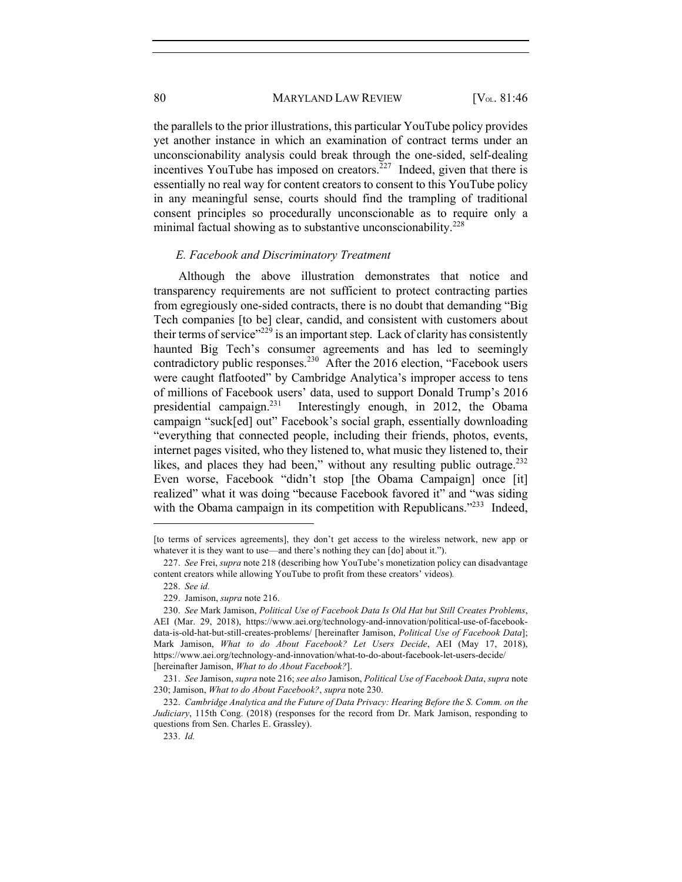the parallels to the prior illustrations, this particular YouTube policy provides yet another instance in which an examination of contract terms under an unconscionability analysis could break through the one-sided, self-dealing incentives YouTube has imposed on creators.[227] Indeed, given that there is essentially no real way for content creators to consent to this YouTube policy in any meaningful sense, courts should find the trampling of traditional consent principles so procedurally unconscionable as to require only a minimal factual showing as to substantive unconscionability.[228]

### *E. Facebook and Discriminatory Treatment*

Although the above illustration demonstrates that notice and transparency requirements are not sufficient to protect contracting parties from egregiously one-sided contracts, there is no doubt that demanding "Big Tech companies [to be] clear, candid, and consistent with customers about their terms of service"[229] is an important step. Lack of clarity has consistently haunted Big Tech's consumer agreements and has led to seemingly contradictory public responses.[230] After the 2016 election, "Facebook users were caught flatfooted" by Cambridge Analytica's improper access to tens of millions of Facebook users' data, used to support Donald Trump's 2016 presidential campaign.[231] Interestingly enough, in 2012, the Obama campaign "suck[ed] out" Facebook's social graph, essentially downloading "everything that connected people, including their friends, photos, events, internet pages visited, who they listened to, what music they listened to, their likes, and places they had been," without any resulting public outrage.[232] Even worse, Facebook "didn't stop [the Obama Campaign] once [it] realized" what it was doing "because Facebook favored it" and "was siding with the Obama campaign in its competition with Republicans."[233] Indeed,

---

[to terms of services agreements], they don't get access to the wireless network, new app or whatever it is they want to use—and there's nothing they can [do] about it.").

227. *See* Frei, *supra* note 218 (describing how YouTube's monetization policy can disadvantage content creators while allowing YouTube to profit from these creators' videos).

228. *See id.*

229. Jamison, *supra* note 216.

230. *See* Mark Jamison, *Political Use of Facebook Data Is Old Hat but Still Creates Problems*, AEI (Mar. 29, 2018), https://www.aei.org/technology-and-innovation/political-use-of-facebook-data-is-old-hat-but-still-creates-problems/ [hereinafter Jamison, *Political Use of Facebook Data*]; Mark Jamison, *What to do About Facebook? Let Users Decide*, AEI (May 17, 2018), https://www.aei.org/technology-and-innovation/what-to-do-about-facebook-let-users-decide/ [hereinafter Jamison, *What to do About Facebook?*].

231. *See* Jamison, *supra* note 216; *see also* Jamison, *Political Use of Facebook Data*, *supra* note 230; Jamison, *What to do About Facebook?*, *supra* note 230.

232. *Cambridge Analytica and the Future of Data Privacy: Hearing Before the S. Comm. on the Judiciary*, 115th Cong. (2018) (responses for the record from Dr. Mark Jamison, responding to questions from Sen. Charles E. Grassley).

233. *Id.*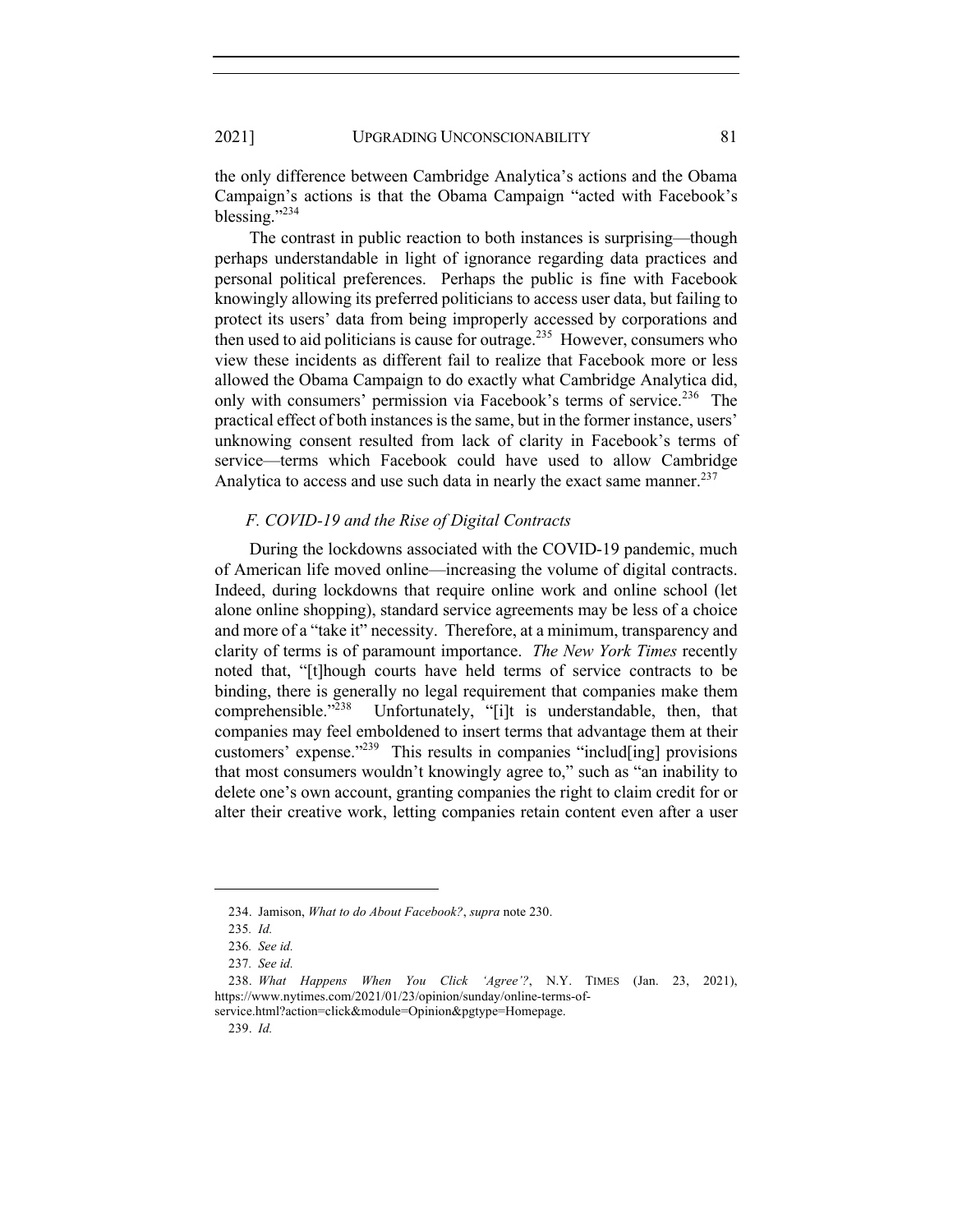the only difference between Cambridge Analytica's actions and the Obama Campaign's actions is that the Obama Campaign "acted with Facebook's blessing."[234]

The contrast in public reaction to both instances is surprising—though perhaps understandable in light of ignorance regarding data practices and personal political preferences. Perhaps the public is fine with Facebook knowingly allowing its preferred politicians to access user data, but failing to protect its users' data from being improperly accessed by corporations and then used to aid politicians is cause for outrage.[235] However, consumers who view these incidents as different fail to realize that Facebook more or less allowed the Obama Campaign to do exactly what Cambridge Analytica did, only with consumers' permission via Facebook's terms of service.[236] The practical effect of both instances is the same, but in the former instance, users' unknowing consent resulted from lack of clarity in Facebook's terms of service—terms which Facebook could have used to allow Cambridge Analytica to access and use such data in nearly the exact same manner.[237]

### *F. COVID-19 and the Rise of Digital Contracts*

During the lockdowns associated with the COVID-19 pandemic, much of American life moved online—increasing the volume of digital contracts. Indeed, during lockdowns that require online work and online school (let alone online shopping), standard service agreements may be less of a choice and more of a "take it" necessity. Therefore, at a minimum, transparency and clarity of terms is of paramount importance. *The New York Times* recently noted that, "[t]hough courts have held terms of service contracts to be binding, there is generally no legal requirement that companies make them comprehensible."[238] Unfortunately, "[i]t is understandable, then, that companies may feel emboldened to insert terms that advantage them at their customers' expense."[239] This results in companies "includ[ing] provisions that most consumers wouldn't knowingly agree to," such as "an inability to delete one's own account, granting companies the right to claim credit for or alter their creative work, letting companies retain content even after a user

---

234. Jamison, *What to do About Facebook?*, *supra* note 230.

235. *Id.*

236. *See id.*

237. *See id.*

238. *What Happens When You Click 'Agree'?*, N.Y. TIMES (Jan. 23, 2021), https://www.nytimes.com/2021/01/23/opinion/sunday/online-terms-of-service.html?action=click&module=Opinion&pgtype=Homepage.

239. *Id.*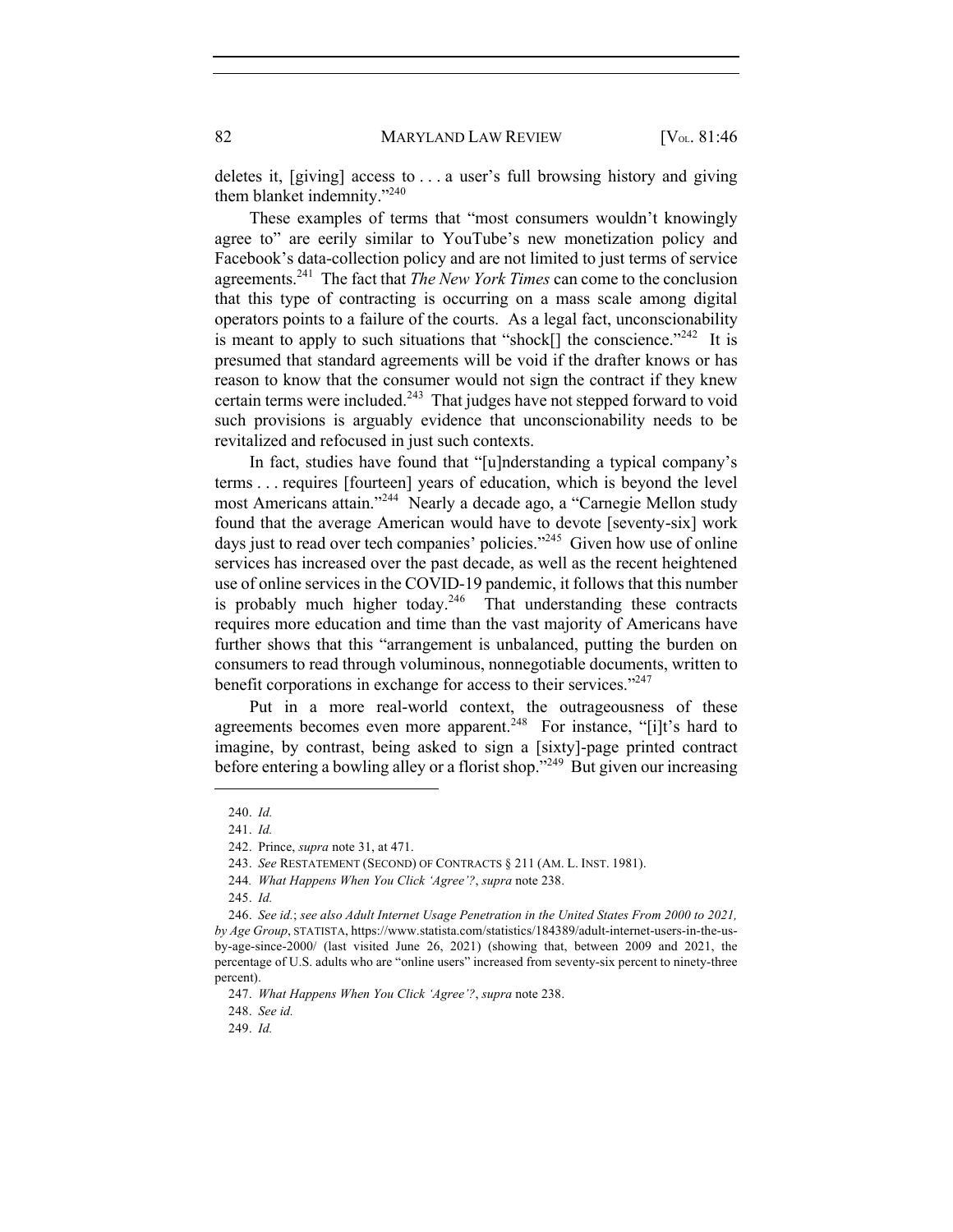deletes it, [giving] access to . . . a user's full browsing history and giving them blanket indemnity."[240]

These examples of terms that "most consumers wouldn't knowingly agree to" are eerily similar to YouTube's new monetization policy and Facebook's data-collection policy and are not limited to just terms of service agreements.[241] The fact that *The New York Times* can come to the conclusion that this type of contracting is occurring on a mass scale among digital operators points to a failure of the courts. As a legal fact, unconscionability is meant to apply to such situations that "shock[] the conscience."[242] It is presumed that standard agreements will be void if the drafter knows or has reason to know that the consumer would not sign the contract if they knew certain terms were included.[243] That judges have not stepped forward to void such provisions is arguably evidence that unconscionability needs to be revitalized and refocused in just such contexts.

In fact, studies have found that "[u]nderstanding a typical company's terms . . . requires [fourteen] years of education, which is beyond the level most Americans attain."[244] Nearly a decade ago, a "Carnegie Mellon study found that the average American would have to devote [seventy-six] work days just to read over tech companies' policies."[245] Given how use of online services has increased over the past decade, as well as the recent heightened use of online services in the COVID-19 pandemic, it follows that this number is probably much higher today.[246] That understanding these contracts requires more education and time than the vast majority of Americans have further shows that this "arrangement is unbalanced, putting the burden on consumers to read through voluminous, nonnegotiable documents, written to benefit corporations in exchange for access to their services."[247]

Put in a more real-world context, the outrageousness of these agreements becomes even more apparent.[248] For instance, "[i]t's hard to imagine, by contrast, being asked to sign a [sixty]-page printed contract before entering a bowling alley or a florist shop."[249] But given our increasing

---

240. *Id.*

241. *Id.*

242. Prince, *supra* note 31, at 471.

243. *See* RESTATEMENT (SECOND) OF CONTRACTS § 211 (AM. L. INST. 1981).

244. *What Happens When You Click 'Agree'?*, *supra* note 238.

245. *Id.*

246. *See id.*; *see also Adult Internet Usage Penetration in the United States From 2000 to 2021, by Age Group*, STATISTA, https://www.statista.com/statistics/184389/adult-internet-users-in-the-us-by-age-since-2000/ (last visited June 26, 2021) (showing that, between 2009 and 2021, the percentage of U.S. adults who are "online users" increased from seventy-six percent to ninety-three percent).

247. *What Happens When You Click 'Agree'?*, *supra* note 238.

248. *See id.*

249. *Id.*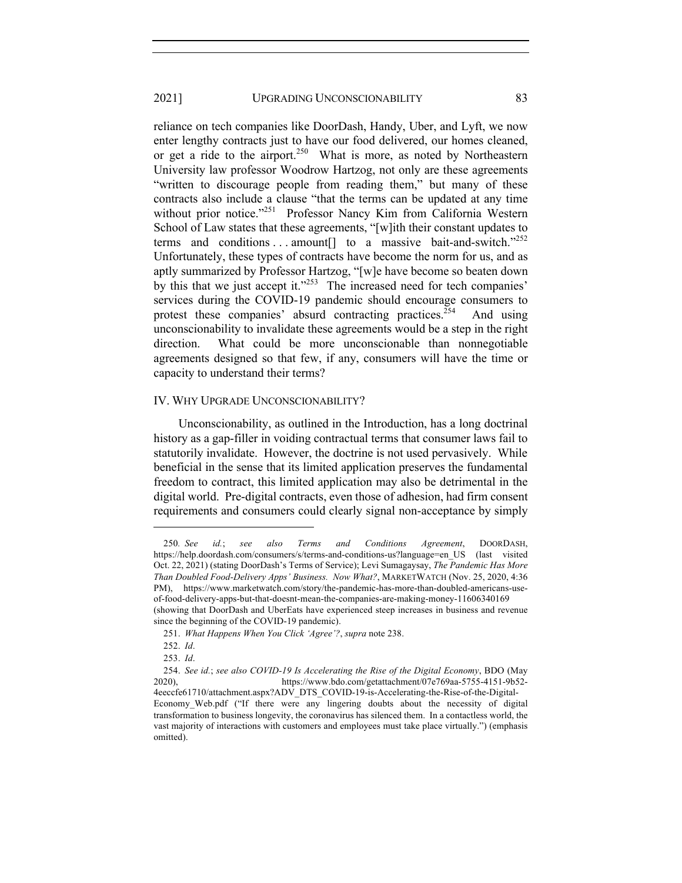reliance on tech companies like DoorDash, Handy, Uber, and Lyft, we now enter lengthy contracts just to have our food delivered, our homes cleaned, or get a ride to the airport.[250] What is more, as noted by Northeastern University law professor Woodrow Hartzog, not only are these agreements "written to discourage people from reading them," but many of these contracts also include a clause "that the terms can be updated at any time without prior notice."[251] Professor Nancy Kim from California Western School of Law states that these agreements, "[w]ith their constant updates to terms and conditions . . . amount[] to a massive bait-and-switch."[252] Unfortunately, these types of contracts have become the norm for us, and as aptly summarized by Professor Hartzog, "[w]e have become so beaten down by this that we just accept it."[253] The increased need for tech companies' services during the COVID-19 pandemic should encourage consumers to protest these companies' absurd contracting practices.[254] And using unconscionability to invalidate these agreements would be a step in the right direction. What could be more unconscionable than nonnegotiable agreements designed so that few, if any, consumers will have the time or capacity to understand their terms?

## IV. WHY UPGRADE UNCONSCIONABILITY?

Unconscionability, as outlined in the Introduction, has a long doctrinal history as a gap-filler in voiding contractual terms that consumer laws fail to statutorily invalidate. However, the doctrine is not used pervasively. While beneficial in the sense that its limited application preserves the fundamental freedom to contract, this limited application may also be detrimental in the digital world. Pre-digital contracts, even those of adhesion, had firm consent requirements and consumers could clearly signal non-acceptance by simply

---

250. *See id.*; *see also Terms and Conditions Agreement*, DOORDASH, https://help.doordash.com/consumers/s/terms-and-conditions-us?language=en_US (last visited Oct. 22, 2021) (stating DoorDash's Terms of Service); Levi Sumagaysay, *The Pandemic Has More Than Doubled Food-Delivery Apps' Business. Now What?*, MARKETWATCH (Nov. 25, 2020, 4:36 PM), https://www.marketwatch.com/story/the-pandemic-has-more-than-doubled-americans-use-of-food-delivery-apps-but-that-doesnt-mean-the-companies-are-making-money-11606340169 (showing that DoorDash and UberEats have experienced steep increases in business and revenue since the beginning of the COVID-19 pandemic).

251. *What Happens When You Click 'Agree'?*, *supra* note 238.

252. *Id*.

253. *Id*.

254. *See id.*; *see also COVID-19 Is Accelerating the Rise of the Digital Economy*, BDO (May 2020), https://www.bdo.com/getattachment/07e769aa-5755-4151-9b52-4eeccfe61710/attachment.aspx?ADV_DTS_COVID-19-is-Accelerating-the-Rise-of-the-Digital-Economy_Web.pdf ("If there were any lingering doubts about the necessity of digital transformation to business longevity, the coronavirus has silenced them. In a contactless world, the vast majority of interactions with customers and employees must take place virtually.") (emphasis omitted).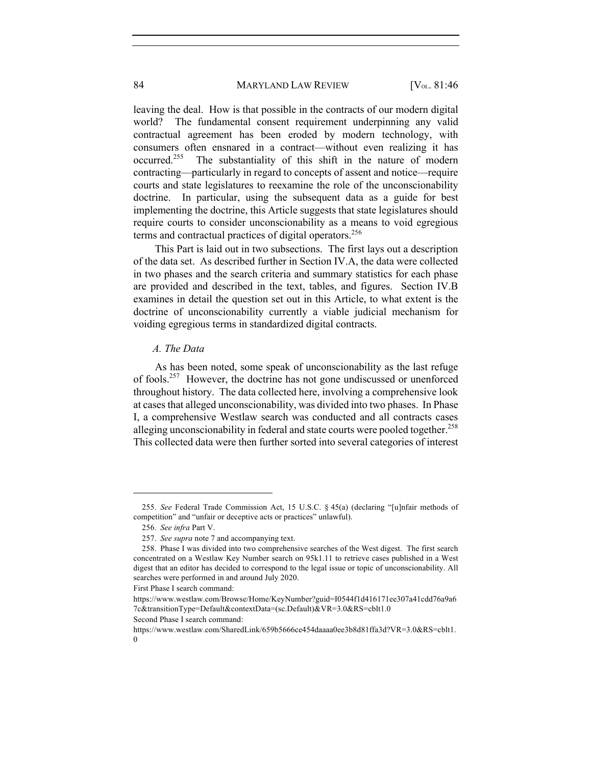leaving the deal. How is that possible in the contracts of our modern digital world? The fundamental consent requirement underpinning any valid contractual agreement has been eroded by modern technology, with consumers often ensnared in a contract—without even realizing it has occurred.[255] The substantiality of this shift in the nature of modern contracting—particularly in regard to concepts of assent and notice—require courts and state legislatures to reexamine the role of the unconscionability doctrine. In particular, using the subsequent data as a guide for best implementing the doctrine, this Article suggests that state legislatures should require courts to consider unconscionability as a means to void egregious terms and contractual practices of digital operators.[256]

This Part is laid out in two subsections. The first lays out a description of the data set. As described further in Section IV.A, the data were collected in two phases and the search criteria and summary statistics for each phase are provided and described in the text, tables, and figures. Section IV.B examines in detail the question set out in this Article, to what extent is the doctrine of unconscionability currently a viable judicial mechanism for voiding egregious terms in standardized digital contracts.

### *A. The Data*

As has been noted, some speak of unconscionability as the last refuge of fools.[257] However, the doctrine has not gone undiscussed or unenforced throughout history. The data collected here, involving a comprehensive look at cases that alleged unconscionability, was divided into two phases. In Phase I, a comprehensive Westlaw search was conducted and all contracts cases alleging unconscionability in federal and state courts were pooled together.[258] This collected data were then further sorted into several categories of interest

---

255. *See* Federal Trade Commission Act, 15 U.S.C. § 45(a) (declaring "[u]nfair methods of competition" and "unfair or deceptive acts or practices" unlawful).

256. *See infra* Part V.

257. *See supra* note 7 and accompanying text.

258. Phase I was divided into two comprehensive searches of the West digest. The first search concentrated on a Westlaw Key Number search on 95k1.11 to retrieve cases published in a West digest that an editor has decided to correspond to the legal issue or topic of unconscionability. All searches were performed in and around July 2020.

First Phase I search command:

https://www.westlaw.com/Browse/Home/KeyNumber?guid=I0544f1d416171ee307a41cdd76a9a67c&transitionType=Default&contextData=(sc.Default)&VR=3.0&RS=cblt1.0

Second Phase I search command:

https://www.westlaw.com/SharedLink/659b5666ce454daaaa0ee3b8d81ffa3d?VR=3.0&RS=cblt1.0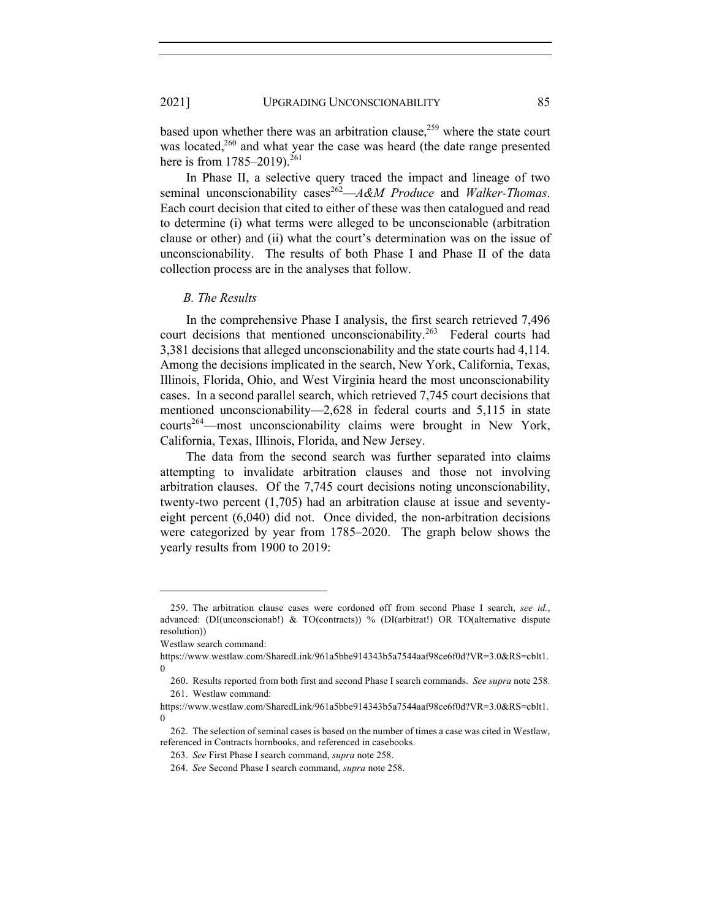based upon whether there was an arbitration clause,[259] where the state court was located,[260] and what year the case was heard (the date range presented here is from 1785–2019).[261]

In Phase II, a selective query traced the impact and lineage of two seminal unconscionability cases[262]—*A&M Produce* and *Walker-Thomas*. Each court decision that cited to either of these was then catalogued and read to determine (i) what terms were alleged to be unconscionable (arbitration clause or other) and (ii) what the court's determination was on the issue of unconscionability. The results of both Phase I and Phase II of the data collection process are in the analyses that follow.

### *B. The Results*

In the comprehensive Phase I analysis, the first search retrieved 7,496 court decisions that mentioned unconscionability.[263] Federal courts had 3,381 decisions that alleged unconscionability and the state courts had 4,114. Among the decisions implicated in the search, New York, California, Texas, Illinois, Florida, Ohio, and West Virginia heard the most unconscionability cases. In a second parallel search, which retrieved 7,745 court decisions that mentioned unconscionability—2,628 in federal courts and 5,115 in state courts[264]—most unconscionability claims were brought in New York, California, Texas, Illinois, Florida, and New Jersey.

The data from the second search was further separated into claims attempting to invalidate arbitration clauses and those not involving arbitration clauses. Of the 7,745 court decisions noting unconscionability, twenty-two percent (1,705) had an arbitration clause at issue and seventy-eight percent (6,040) did not. Once divided, the non-arbitration decisions were categorized by year from 1785–2020. The graph below shows the yearly results from 1900 to 2019:

---

259. The arbitration clause cases were cordoned off from second Phase I search, *see id.*, advanced: (DI(unconscionab!) & TO(contracts)) % (DI(arbitrat!) OR TO(alternative dispute resolution))
Westlaw search command:
https://www.westlaw.com/SharedLink/961a5bbe914343b5a7544aaf98ce6f0d?VR=3.0&RS=cblt1.0

260. Results reported from both first and second Phase I search commands. *See supra* note 258.

261. Westlaw command:
https://www.westlaw.com/SharedLink/961a5bbe914343b5a7544aaf98ce6f0d?VR=3.0&RS=cblt1.0

262. The selection of seminal cases is based on the number of times a case was cited in Westlaw, referenced in Contracts hornbooks, and referenced in casebooks.

263. *See* First Phase I search command, *supra* note 258.

264. *See* Second Phase I search command, *supra* note 258.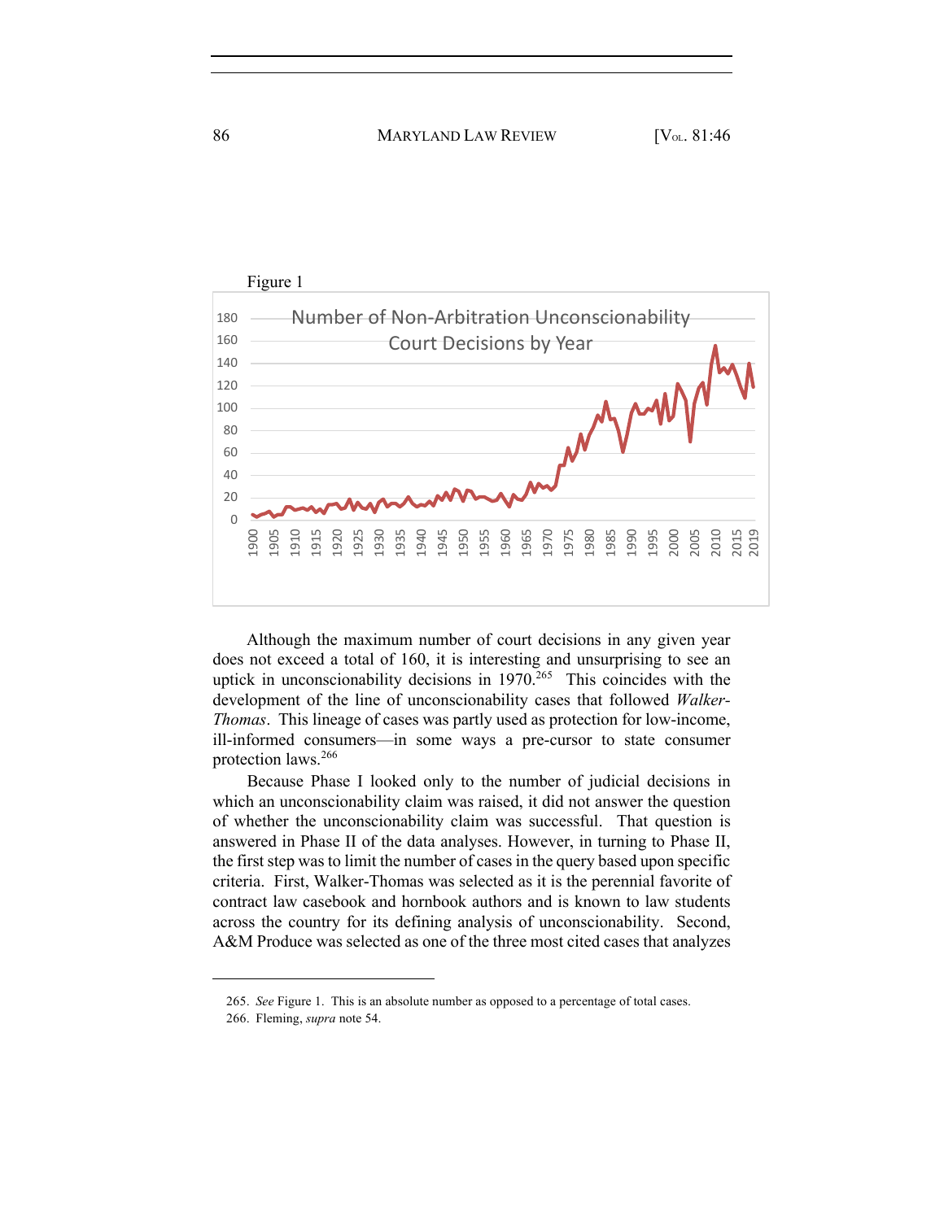Figure 1

Number of Non-Arbitration Unconscionability Court Decisions by Year

Although the maximum number of court decisions in any given year does not exceed a total of 160, it is interesting and unsurprising to see an uptick in unconscionability decisions in 1970.[265] This coincides with the development of the line of unconscionability cases that followed *Walker-Thomas*. This lineage of cases was partly used as protection for low-income, ill-informed consumers—in some ways a pre-cursor to state consumer protection laws.[266]

Because Phase I looked only to the number of judicial decisions in which an unconscionability claim was raised, it did not answer the question of whether the unconscionability claim was successful. That question is answered in Phase II of the data analyses. However, in turning to Phase II, the first step was to limit the number of cases in the query based upon specific criteria. First, Walker-Thomas was selected as it is the perennial favorite of contract law casebook and hornbook authors and is known to law students across the country for its defining analysis of unconscionability. Second, A&M Produce was selected as one of the three most cited cases that analyzes

---

265. *See* Figure 1. This is an absolute number as opposed to a percentage of total cases.

266. Fleming, *supra* note 54.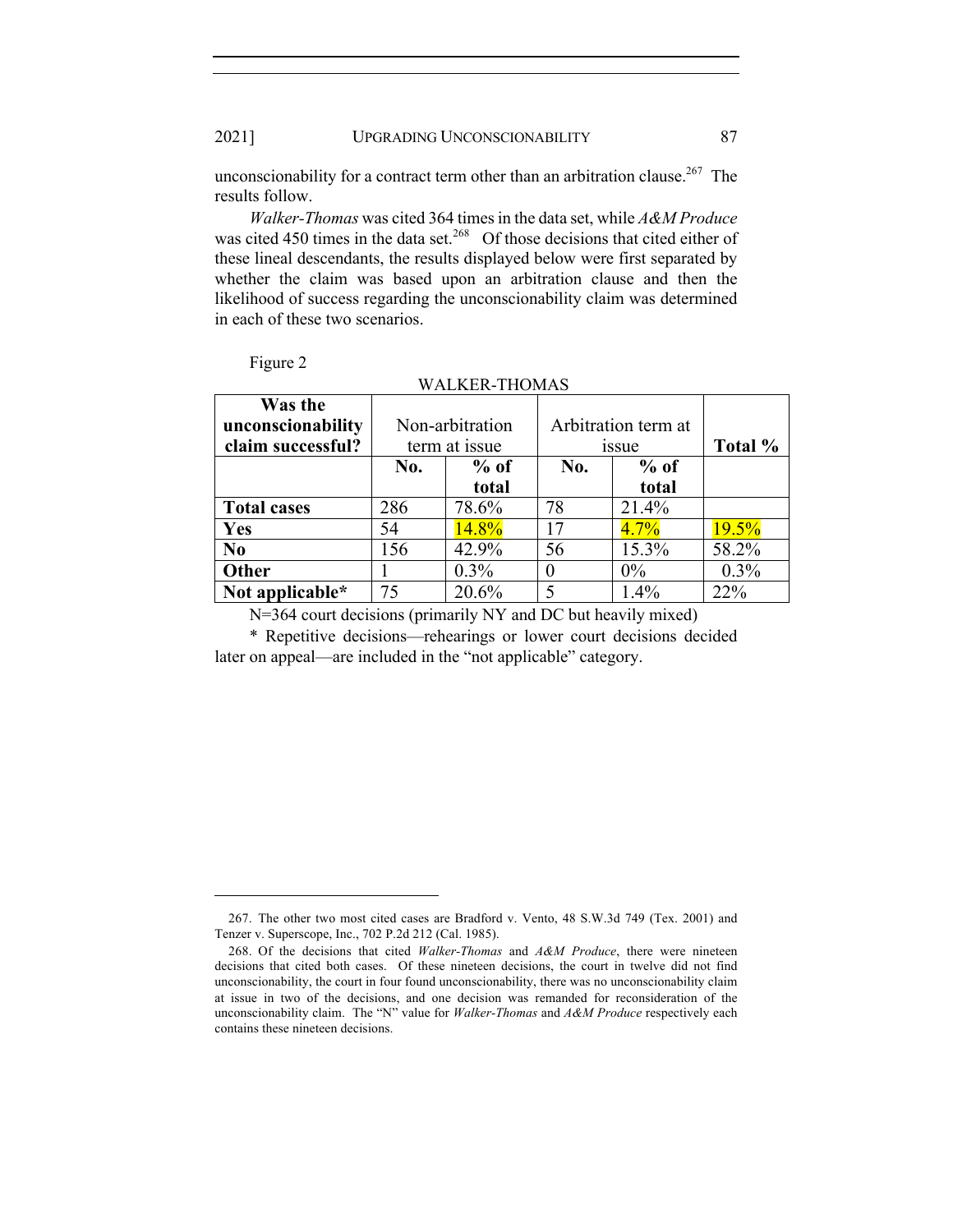unconscionability for a contract term other than an arbitration clause.[267] The results follow.

*Walker-Thomas* was cited 364 times in the data set, while *A&M Produce* was cited 450 times in the data set.[268] Of those decisions that cited either of these lineal descendants, the results displayed below were first separated by whether the claim was based upon an arbitration clause and then the likelihood of success regarding the unconscionability claim was determined in each of these two scenarios.

Figure 2

WALKER-THOMAS

| **Was the unconscionability claim successful?** | Non-arbitration term at issue | | Arbitration term at issue | | **Total %** |
|---|---|---|---|---|---|
| | **No.** | **% of total** | **No.** | **% of total** | |
| **Total cases** | 286 | 78.6% | 78 | 21.4% | |
| **Yes** | 54 | 14.8% | 17 | 4.7% | 19.5% |
| **No** | 156 | 42.9% | 56 | 15.3% | 58.2% |
| **Other** | 1 | 0.3% | 0 | 0% | 0.3% |
| **Not applicable*** | 75 | 20.6% | 5 | 1.4% | 22% |

N=364 court decisions (primarily NY and DC but heavily mixed)

* Repetitive decisions—rehearings or lower court decisions decided later on appeal—are included in the "not applicable" category.

---

267. The other two most cited cases are Bradford v. Vento, 48 S.W.3d 749 (Tex. 2001) and Tenzer v. Superscope, Inc., 702 P.2d 212 (Cal. 1985).

268. Of the decisions that cited *Walker-Thomas* and *A&M Produce*, there were nineteen decisions that cited both cases. Of these nineteen decisions, the court in twelve did not find unconscionability, the court in four found unconscionability, there was no unconscionability claim at issue in two of the decisions, and one decision was remanded for reconsideration of the unconscionability claim. The "N" value for *Walker-Thomas* and *A&M Produce* respectively each contains these nineteen decisions.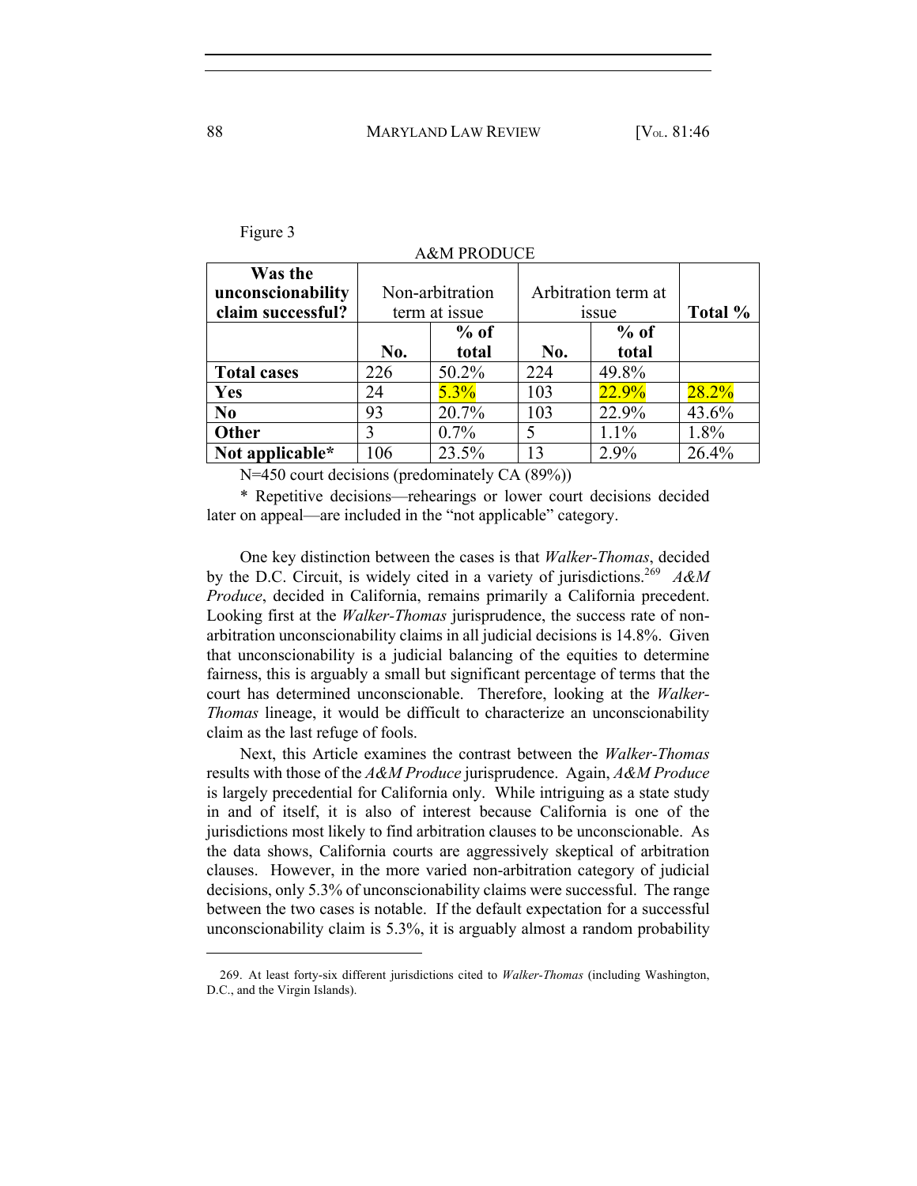Figure 3

A&M PRODUCE

| Was the unconscionability claim successful? | Non-arbitration term at issue | | Arbitration term at issue | | Total % |
|---|---|---|---|---|---|
| | No. | % of total | No. | % of total | |
| **Total cases** | 226 | 50.2% | 224 | 49.8% | |
| **Yes** | 24 | 5.3% | 103 | 22.9% | 28.2% |
| **No** | 93 | 20.7% | 103 | 22.9% | 43.6% |
| **Other** | 3 | 0.7% | 5 | 1.1% | 1.8% |
| **Not applicable*** | 106 | 23.5% | 13 | 2.9% | 26.4% |

N=450 court decisions (predominately CA (89%))

* Repetitive decisions—rehearings or lower court decisions decided later on appeal—are included in the "not applicable" category.

One key distinction between the cases is that *Walker-Thomas*, decided by the D.C. Circuit, is widely cited in a variety of jurisdictions.[269] *A&M Produce*, decided in California, remains primarily a California precedent. Looking first at the *Walker-Thomas* jurisprudence, the success rate of non-arbitration unconscionability claims in all judicial decisions is 14.8%. Given that unconscionability is a judicial balancing of the equities to determine fairness, this is arguably a small but significant percentage of terms that the court has determined unconscionable. Therefore, looking at the *Walker-Thomas* lineage, it would be difficult to characterize an unconscionability claim as the last refuge of fools.

Next, this Article examines the contrast between the *Walker-Thomas* results with those of the *A&M Produce* jurisprudence. Again, *A&M Produce* is largely precedential for California only. While intriguing as a state study in and of itself, it is also of interest because California is one of the jurisdictions most likely to find arbitration clauses to be unconscionable. As the data shows, California courts are aggressively skeptical of arbitration clauses. However, in the more varied non-arbitration category of judicial decisions, only 5.3% of unconscionability claims were successful. The range between the two cases is notable. If the default expectation for a successful unconscionability claim is 5.3%, it is arguably almost a random probability

269. At least forty-six different jurisdictions cited to *Walker-Thomas* (including Washington, D.C., and the Virgin Islands).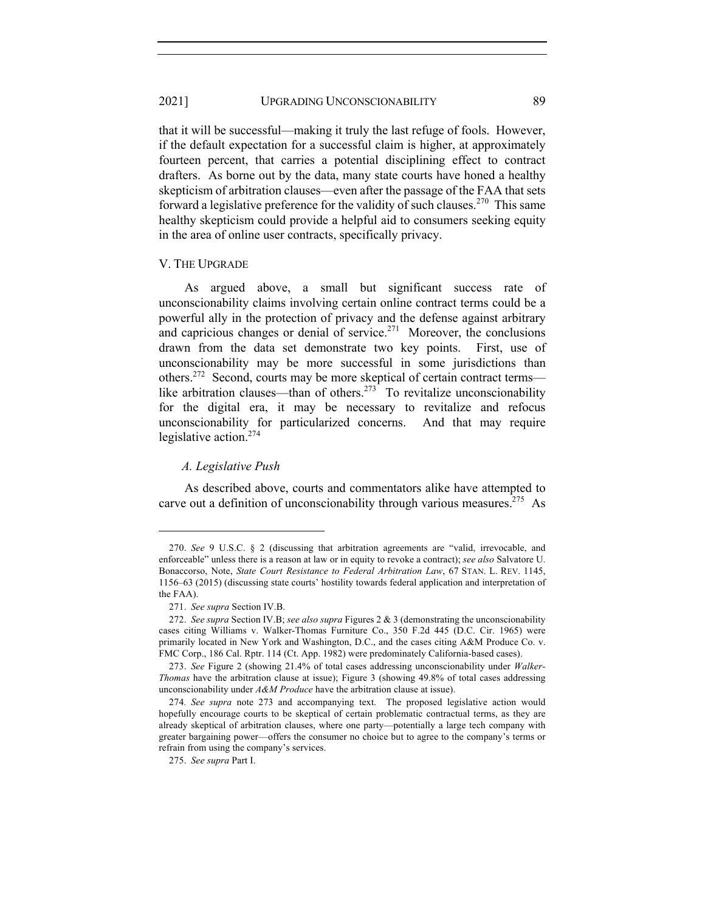that it will be successful—making it truly the last refuge of fools. However, if the default expectation for a successful claim is higher, at approximately fourteen percent, that carries a potential disciplining effect to contract drafters. As borne out by the data, many state courts have honed a healthy skepticism of arbitration clauses—even after the passage of the FAA that sets forward a legislative preference for the validity of such clauses.[270] This same healthy skepticism could provide a helpful aid to consumers seeking equity in the area of online user contracts, specifically privacy.

## V. The Upgrade

As argued above, a small but significant success rate of unconscionability claims involving certain online contract terms could be a powerful ally in the protection of privacy and the defense against arbitrary and capricious changes or denial of service.[271] Moreover, the conclusions drawn from the data set demonstrate two key points. First, use of unconscionability may be more successful in some jurisdictions than others.[272] Second, courts may be more skeptical of certain contract terms—like arbitration clauses—than of others.[273] To revitalize unconscionability for the digital era, it may be necessary to revitalize and refocus unconscionability for particularized concerns. And that may require legislative action.[274]

### *A. Legislative Push*

As described above, courts and commentators alike have attempted to carve out a definition of unconscionability through various measures.[275] As

---

270. *See* 9 U.S.C. § 2 (discussing that arbitration agreements are "valid, irrevocable, and enforceable" unless there is a reason at law or in equity to revoke a contract); *see also* Salvatore U. Bonaccorso, Note, *State Court Resistance to Federal Arbitration Law*, 67 STAN. L. REV. 1145, 1156–63 (2015) (discussing state courts' hostility towards federal application and interpretation of the FAA).

271. *See supra* Section IV.B.

272. *See supra* Section IV.B; *see also supra* Figures 2 & 3 (demonstrating the unconscionability cases citing Williams v. Walker-Thomas Furniture Co., 350 F.2d 445 (D.C. Cir. 1965) were primarily located in New York and Washington, D.C., and the cases citing A&M Produce Co. v. FMC Corp., 186 Cal. Rptr. 114 (Ct. App. 1982) were predominately California-based cases).

273. *See* Figure 2 (showing 21.4% of total cases addressing unconscionability under *Walker-Thomas* have the arbitration clause at issue); Figure 3 (showing 49.8% of total cases addressing unconscionability under *A&M Produce* have the arbitration clause at issue).

274. *See supra* note 273 and accompanying text. The proposed legislative action would hopefully encourage courts to be skeptical of certain problematic contractual terms, as they are already skeptical of arbitration clauses, where one party—potentially a large tech company with greater bargaining power—offers the consumer no choice but to agree to the company's terms or refrain from using the company's services.

275. *See supra* Part I.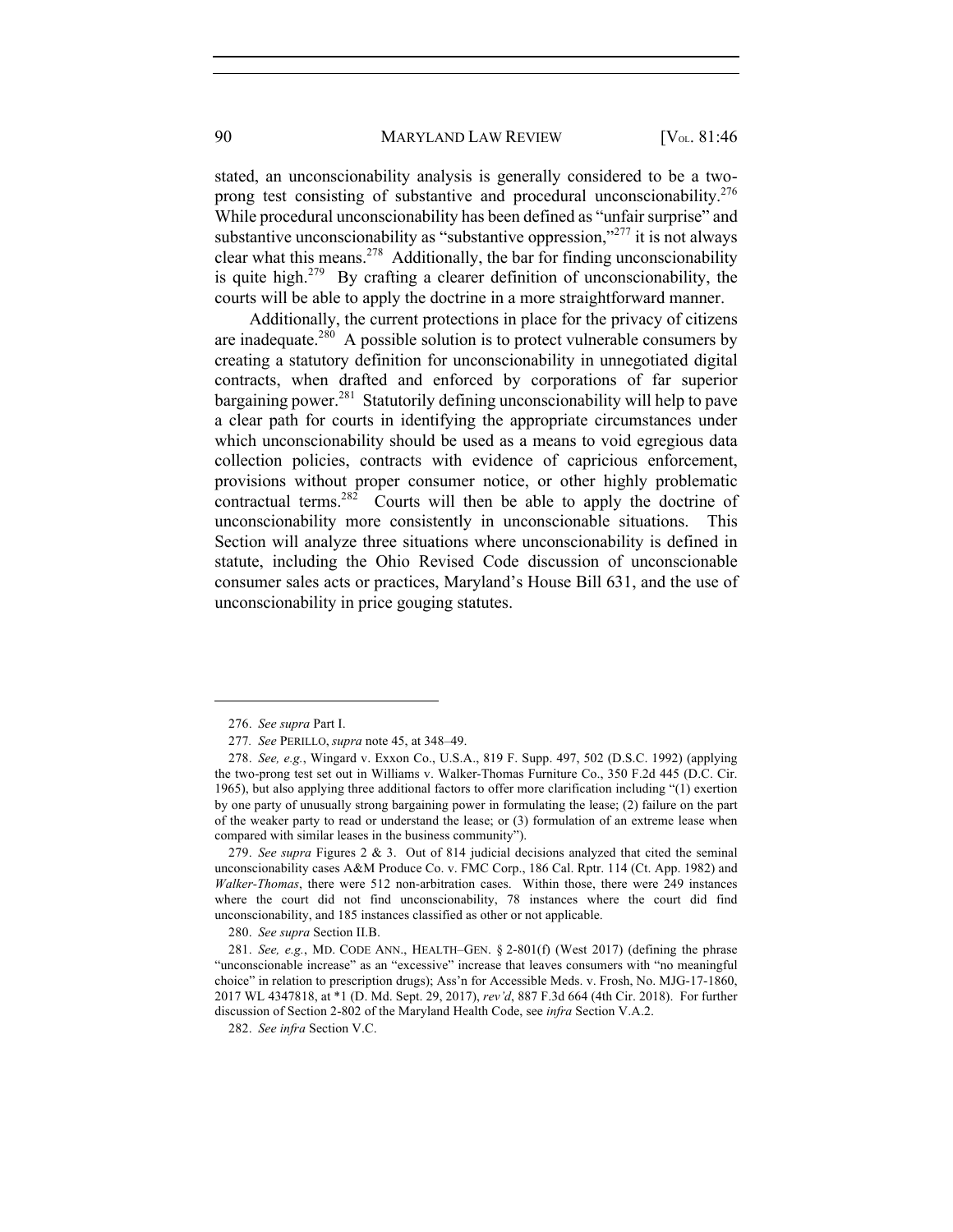stated, an unconscionability analysis is generally considered to be a two-prong test consisting of substantive and procedural unconscionability.[276] While procedural unconscionability has been defined as "unfair surprise" and substantive unconscionability as "substantive oppression,"[277] it is not always clear what this means.[278] Additionally, the bar for finding unconscionability is quite high.[279] By crafting a clearer definition of unconscionability, the courts will be able to apply the doctrine in a more straightforward manner.

Additionally, the current protections in place for the privacy of citizens are inadequate.[280] A possible solution is to protect vulnerable consumers by creating a statutory definition for unconscionability in unnegotiated digital contracts, when drafted and enforced by corporations of far superior bargaining power.[281] Statutorily defining unconscionability will help to pave a clear path for courts in identifying the appropriate circumstances under which unconscionability should be used as a means to void egregious data collection policies, contracts with evidence of capricious enforcement, provisions without proper consumer notice, or other highly problematic contractual terms.[282] Courts will then be able to apply the doctrine of unconscionability more consistently in unconscionable situations. This Section will analyze three situations where unconscionability is defined in statute, including the Ohio Revised Code discussion of unconscionable consumer sales acts or practices, Maryland's House Bill 631, and the use of unconscionability in price gouging statutes.

---

276. *See supra* Part I.

277. *See* PERILLO, *supra* note 45, at 348–49.

278. *See, e.g.*, Wingard v. Exxon Co., U.S.A., 819 F. Supp. 497, 502 (D.S.C. 1992) (applying the two-prong test set out in Williams v. Walker-Thomas Furniture Co., 350 F.2d 445 (D.C. Cir. 1965), but also applying three additional factors to offer more clarification including "(1) exertion by one party of unusually strong bargaining power in formulating the lease; (2) failure on the part of the weaker party to read or understand the lease; or (3) formulation of an extreme lease when compared with similar leases in the business community").

279. *See supra* Figures 2 & 3. Out of 814 judicial decisions analyzed that cited the seminal unconscionability cases A&M Produce Co. v. FMC Corp., 186 Cal. Rptr. 114 (Ct. App. 1982) and *Walker-Thomas*, there were 512 non-arbitration cases. Within those, there were 249 instances where the court did not find unconscionability, 78 instances where the court did find unconscionability, and 185 instances classified as other or not applicable.

280. *See supra* Section II.B.

281. *See, e.g.*, MD. CODE ANN., HEALTH–GEN. § 2-801(f) (West 2017) (defining the phrase "unconscionable increase" as an "excessive" increase that leaves consumers with "no meaningful choice" in relation to prescription drugs); Ass'n for Accessible Meds. v. Frosh, No. MJG-17-1860, 2017 WL 4347818, at *1 (D. Md. Sept. 29, 2017), *rev'd*, 887 F.3d 664 (4th Cir. 2018). For further discussion of Section 2-802 of the Maryland Health Code, see *infra* Section V.A.2.

282. *See infra* Section V.C.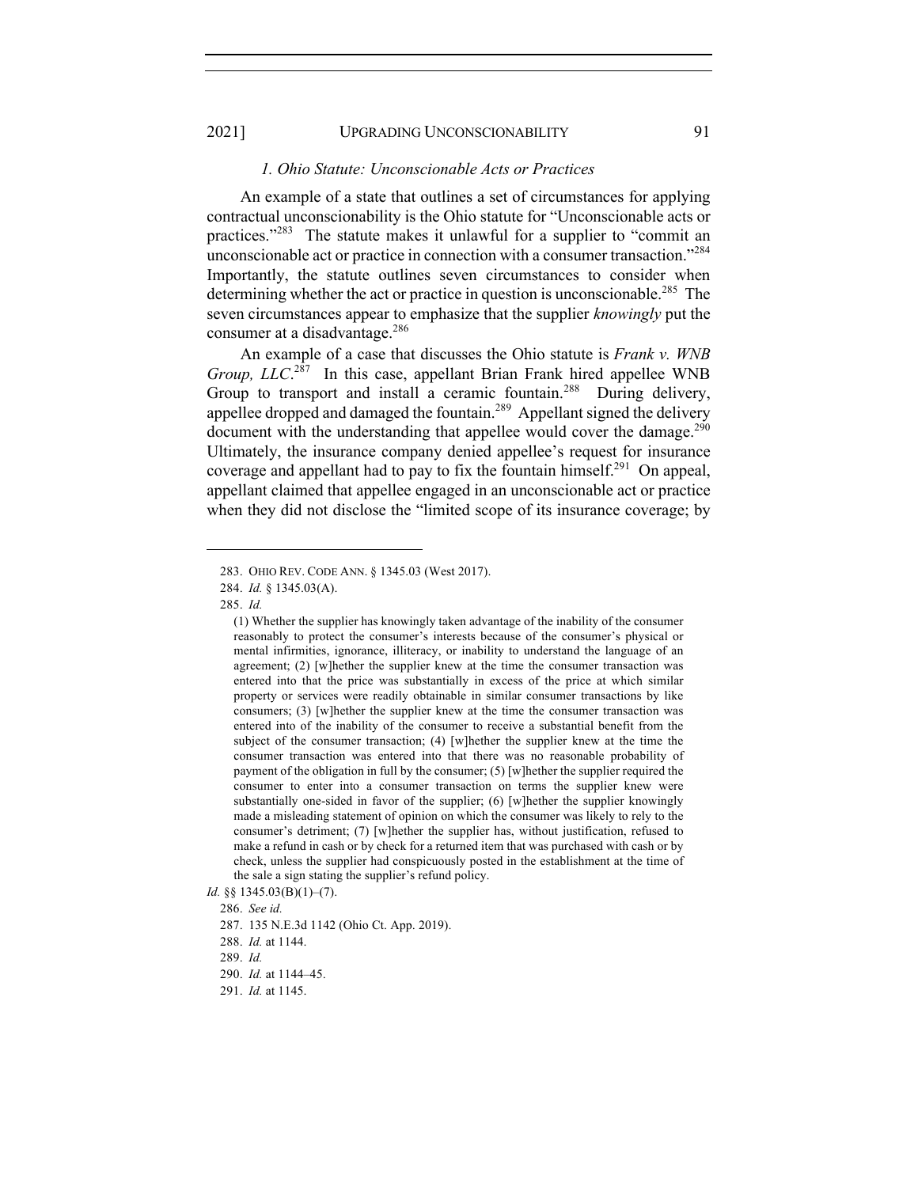### *1. Ohio Statute: Unconscionable Acts or Practices*

An example of a state that outlines a set of circumstances for applying contractual unconscionability is the Ohio statute for "Unconscionable acts or practices."[283] The statute makes it unlawful for a supplier to "commit an unconscionable act or practice in connection with a consumer transaction."[284] Importantly, the statute outlines seven circumstances to consider when determining whether the act or practice in question is unconscionable.[285] The seven circumstances appear to emphasize that the supplier *knowingly* put the consumer at a disadvantage.[286]

An example of a case that discusses the Ohio statute is *Frank v. WNB Group, LLC*.[287] In this case, appellant Brian Frank hired appellee WNB Group to transport and install a ceramic fountain.[288] During delivery, appellee dropped and damaged the fountain.[289] Appellant signed the delivery document with the understanding that appellee would cover the damage.[290] Ultimately, the insurance company denied appellee's request for insurance coverage and appellant had to pay to fix the fountain himself.[291] On appeal, appellant claimed that appellee engaged in an unconscionable act or practice when they did not disclose the "limited scope of its insurance coverage; by

---

283. OHIO REV. CODE ANN. § 1345.03 (West 2017).

284. *Id.* § 1345.03(A).

285. *Id.*

> (1) Whether the supplier has knowingly taken advantage of the inability of the consumer reasonably to protect the consumer's interests because of the consumer's physical or mental infirmities, ignorance, illiteracy, or inability to understand the language of an agreement; (2) [w]hether the supplier knew at the time the consumer transaction was entered into that the price was substantially in excess of the price at which similar property or services were readily obtainable in similar consumer transactions by like consumers; (3) [w]hether the supplier knew at the time the consumer transaction was entered into of the inability of the consumer to receive a substantial benefit from the subject of the consumer transaction; (4) [w]hether the supplier knew at the time the consumer transaction was entered into that there was no reasonable probability of payment of the obligation in full by the consumer; (5) [w]hether the supplier required the consumer to enter into a consumer transaction on terms the supplier knew were substantially one-sided in favor of the supplier; (6) [w]hether the supplier knowingly made a misleading statement of opinion on which the consumer was likely to rely to the consumer's detriment; (7) [w]hether the supplier has, without justification, refused to make a refund in cash or by check for a returned item that was purchased with cash or by check, unless the supplier had conspicuously posted in the establishment at the time of the sale a sign stating the supplier's refund policy.

*Id.* §§ 1345.03(B)(1)–(7).

286. *See id.*

287. 135 N.E.3d 1142 (Ohio Ct. App. 2019).

288. *Id.* at 1144.

289. *Id.*

290. *Id.* at 1144–45.

291. *Id.* at 1145.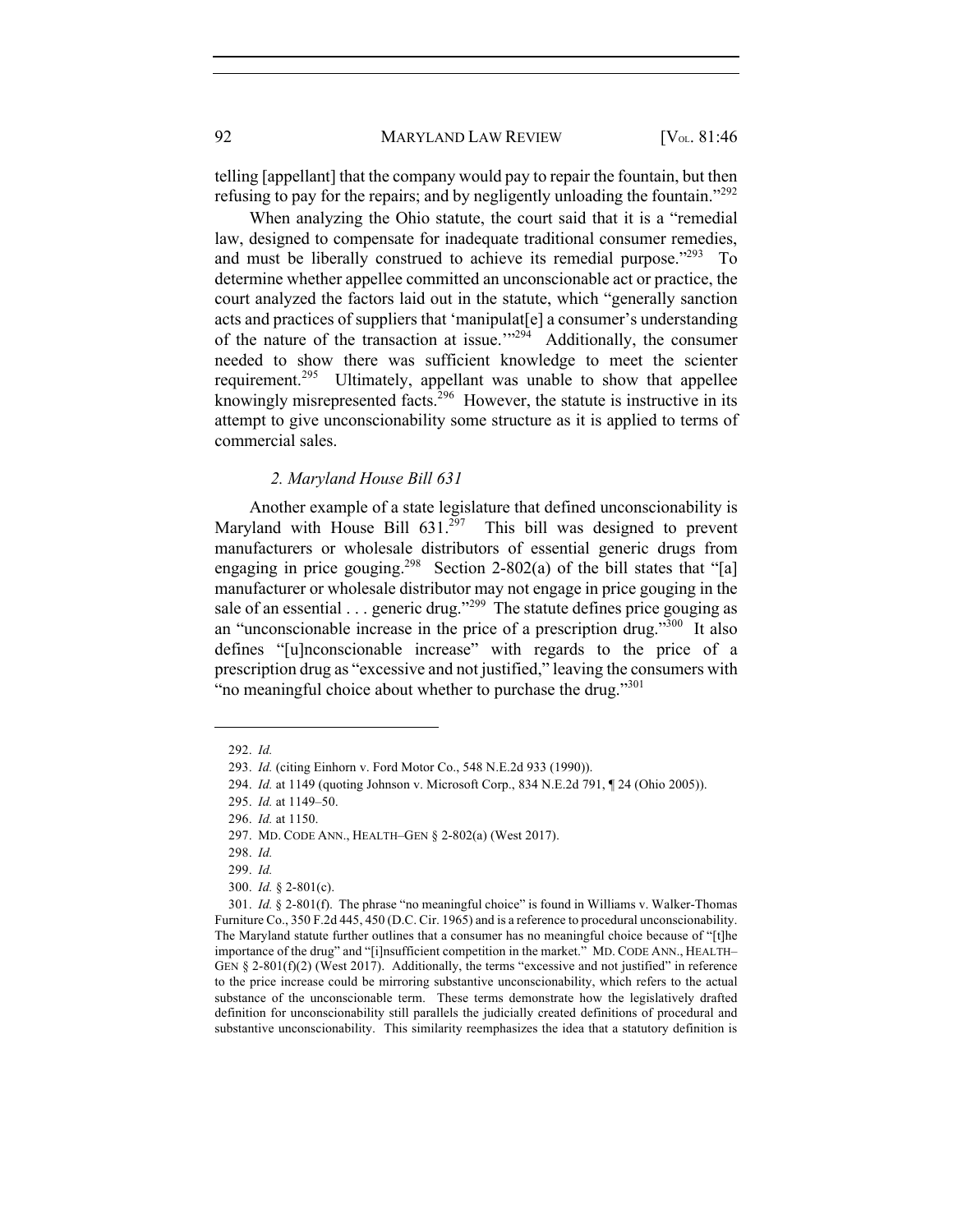telling [appellant] that the company would pay to repair the fountain, but then refusing to pay for the repairs; and by negligently unloading the fountain."[292]

When analyzing the Ohio statute, the court said that it is a "remedial law, designed to compensate for inadequate traditional consumer remedies, and must be liberally construed to achieve its remedial purpose."[293] To determine whether appellee committed an unconscionable act or practice, the court analyzed the factors laid out in the statute, which "generally sanction acts and practices of suppliers that 'manipulat[e] a consumer's understanding of the nature of the transaction at issue.'"[294] Additionally, the consumer needed to show there was sufficient knowledge to meet the scienter requirement.[295] Ultimately, appellant was unable to show that appellee knowingly misrepresented facts.[296] However, the statute is instructive in its attempt to give unconscionability some structure as it is applied to terms of commercial sales.

### *2. Maryland House Bill 631*

Another example of a state legislature that defined unconscionability is Maryland with House Bill 631.[297] This bill was designed to prevent manufacturers or wholesale distributors of essential generic drugs from engaging in price gouging.[298] Section 2-802(a) of the bill states that "[a] manufacturer or wholesale distributor may not engage in price gouging in the sale of an essential . . . generic drug."[299] The statute defines price gouging as an "unconscionable increase in the price of a prescription drug."[300] It also defines "[u]nconscionable increase" with regards to the price of a prescription drug as "excessive and not justified," leaving the consumers with "no meaningful choice about whether to purchase the drug."[301]

---

292. *Id.*

293. *Id.* (citing Einhorn v. Ford Motor Co., 548 N.E.2d 933 (1990)).

294. *Id.* at 1149 (quoting Johnson v. Microsoft Corp., 834 N.E.2d 791, ¶ 24 (Ohio 2005)).

295. *Id.* at 1149–50.

296. *Id.* at 1150.

297. MD. CODE ANN., HEALTH–GEN § 2-802(a) (West 2017).

298. *Id.*

299. *Id.*

300. *Id.* § 2-801(c).

301. *Id.* § 2-801(f). The phrase "no meaningful choice" is found in Williams v. Walker-Thomas Furniture Co., 350 F.2d 445, 450 (D.C. Cir. 1965) and is a reference to procedural unconscionability. The Maryland statute further outlines that a consumer has no meaningful choice because of "[t]he importance of the drug" and "[i]nsufficient competition in the market." MD. CODE ANN., HEALTH–GEN § 2-801(f)(2) (West 2017). Additionally, the terms "excessive and not justified" in reference to the price increase could be mirroring substantive unconscionability, which refers to the actual substance of the unconscionable term. These terms demonstrate how the legislatively drafted definition for unconscionability still parallels the judicially created definitions of procedural and substantive unconscionability. This similarity reemphasizes the idea that a statutory definition is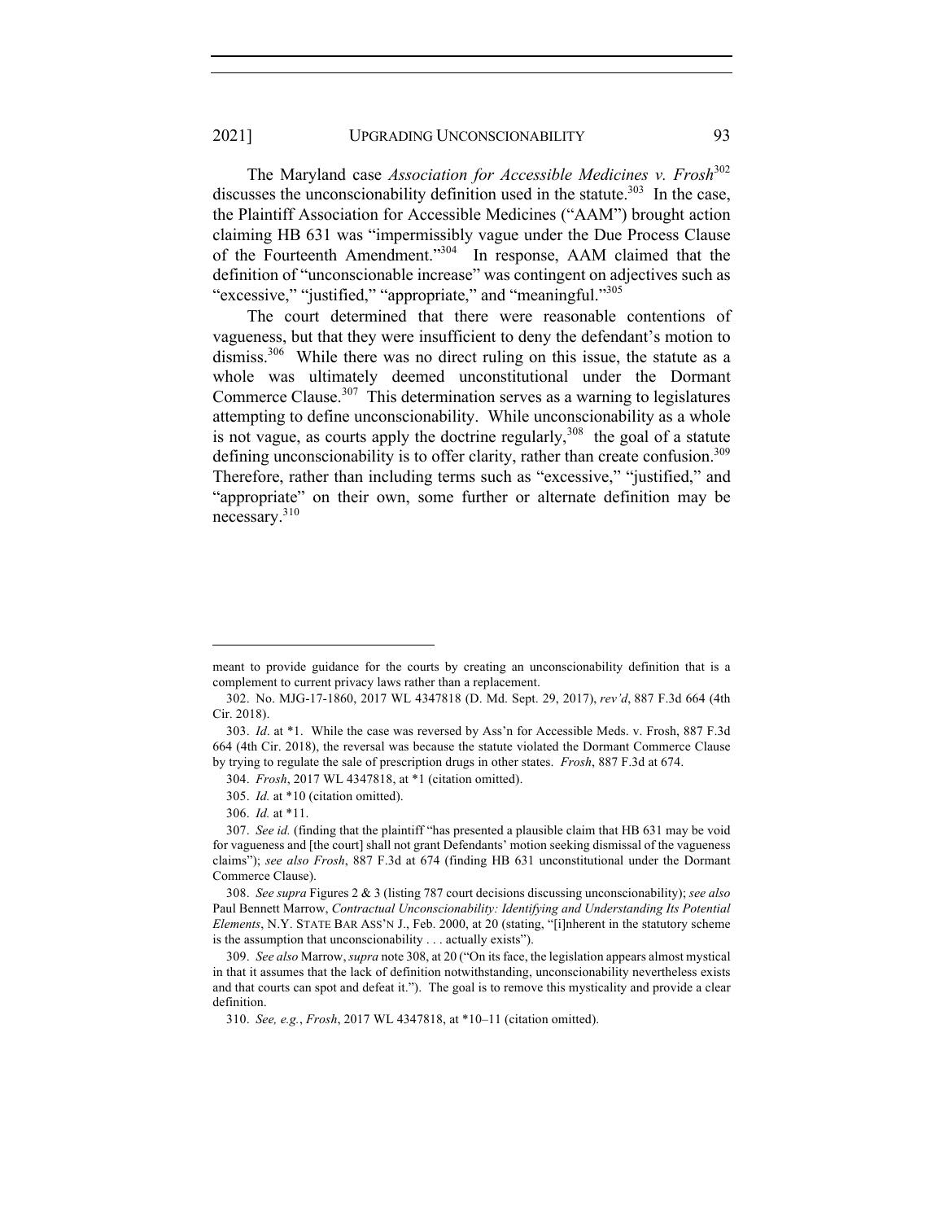The Maryland case *Association for Accessible Medicines v. Frosh*[302] discusses the unconscionability definition used in the statute.[303] In the case, the Plaintiff Association for Accessible Medicines ("AAM") brought action claiming HB 631 was "impermissibly vague under the Due Process Clause of the Fourteenth Amendment."[304] In response, AAM claimed that the definition of "unconscionable increase" was contingent on adjectives such as "excessive," "justified," "appropriate," and "meaningful."[305]

The court determined that there were reasonable contentions of vagueness, but that they were insufficient to deny the defendant's motion to dismiss.[306] While there was no direct ruling on this issue, the statute as a whole was ultimately deemed unconstitutional under the Dormant Commerce Clause.[307] This determination serves as a warning to legislatures attempting to define unconscionability. While unconscionability as a whole is not vague, as courts apply the doctrine regularly,[308] the goal of a statute defining unconscionability is to offer clarity, rather than create confusion.[309] Therefore, rather than including terms such as "excessive," "justified," and "appropriate" on their own, some further or alternate definition may be necessary.[310]

---

meant to provide guidance for the courts by creating an unconscionability definition that is a complement to current privacy laws rather than a replacement.

302. No. MJG-17-1860, 2017 WL 4347818 (D. Md. Sept. 29, 2017), *rev'd*, 887 F.3d 664 (4th Cir. 2018).

303. *Id*. at \*1. While the case was reversed by Ass'n for Accessible Meds. v. Frosh, 887 F.3d 664 (4th Cir. 2018), the reversal was because the statute violated the Dormant Commerce Clause by trying to regulate the sale of prescription drugs in other states. *Frosh*, 887 F.3d at 674.

304. *Frosh*, 2017 WL 4347818, at \*1 (citation omitted).

305. *Id.* at \*10 (citation omitted).

306. *Id.* at \*11.

307. *See id.* (finding that the plaintiff "has presented a plausible claim that HB 631 may be void for vagueness and [the court] shall not grant Defendants' motion seeking dismissal of the vagueness claims"); *see also Frosh*, 887 F.3d at 674 (finding HB 631 unconstitutional under the Dormant Commerce Clause).

308. *See supra* Figures 2 & 3 (listing 787 court decisions discussing unconscionability); *see also* Paul Bennett Marrow, *Contractual Unconscionability: Identifying and Understanding Its Potential Elements*, N.Y. STATE BAR ASS'N J., Feb. 2000, at 20 (stating, "[i]nherent in the statutory scheme is the assumption that unconscionability . . . actually exists").

309. *See also* Marrow, *supra* note 308, at 20 ("On its face, the legislation appears almost mystical in that it assumes that the lack of definition notwithstanding, unconscionability nevertheless exists and that courts can spot and defeat it."). The goal is to remove this mysticality and provide a clear definition.

310. *See, e.g.*, *Frosh*, 2017 WL 4347818, at \*10–11 (citation omitted).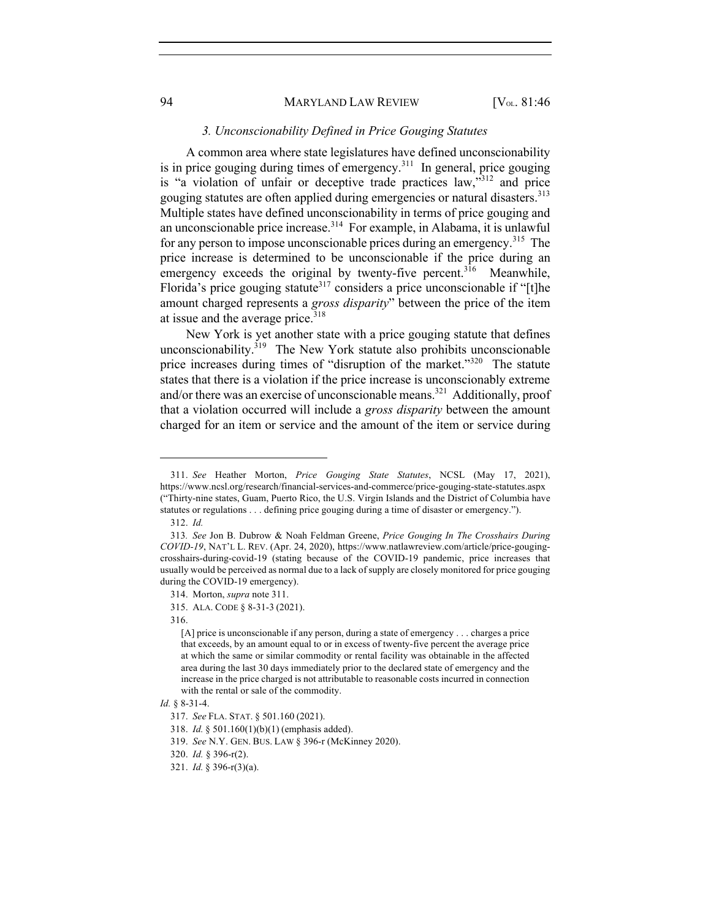### 3. Unconscionability Defined in Price Gouging Statutes

A common area where state legislatures have defined unconscionability is in price gouging during times of emergency.[311] In general, price gouging is "a violation of unfair or deceptive trade practices law,"[312] and price gouging statutes are often applied during emergencies or natural disasters.[313] Multiple states have defined unconscionability in terms of price gouging and an unconscionable price increase.[314] For example, in Alabama, it is unlawful for any person to impose unconscionable prices during an emergency.[315] The price increase is determined to be unconscionable if the price during an emergency exceeds the original by twenty-five percent.[316] Meanwhile, Florida's price gouging statute[317] considers a price unconscionable if "[t]he amount charged represents a *gross disparity*" between the price of the item at issue and the average price.[318]

New York is yet another state with a price gouging statute that defines unconscionability.[319] The New York statute also prohibits unconscionable price increases during times of "disruption of the market."[320] The statute states that there is a violation if the price increase is unconscionably extreme and/or there was an exercise of unconscionable means.[321] Additionally, proof that a violation occurred will include a *gross disparity* between the amount charged for an item or service and the amount of the item or service during

---

311. *See* Heather Morton, *Price Gouging State Statutes*, NCSL (May 17, 2021), https://www.ncsl.org/research/financial-services-and-commerce/price-gouging-state-statutes.aspx ("Thirty-nine states, Guam, Puerto Rico, the U.S. Virgin Islands and the District of Columbia have statutes or regulations . . . defining price gouging during a time of disaster or emergency.").

312. *Id.*

313. *See* Jon B. Dubrow & Noah Feldman Greene, *Price Gouging In The Crosshairs During COVID-19*, NAT'L L. REV. (Apr. 24, 2020), https://www.natlawreview.com/article/price-gouging-crosshairs-during-covid-19 (stating because of the COVID-19 pandemic, price increases that usually would be perceived as normal due to a lack of supply are closely monitored for price gouging during the COVID-19 emergency).

314. Morton, *supra* note 311.

315. ALA. CODE § 8-31-3 (2021).

316.

> [A] price is unconscionable if any person, during a state of emergency . . . charges a price that exceeds, by an amount equal to or in excess of twenty-five percent the average price at which the same or similar commodity or rental facility was obtainable in the affected area during the last 30 days immediately prior to the declared state of emergency and the increase in the price charged is not attributable to reasonable costs incurred in connection with the rental or sale of the commodity.

*Id.* § 8-31-4.

317. *See* FLA. STAT. § 501.160 (2021).

318. *Id.* § 501.160(1)(b)(1) (emphasis added).

319. *See* N.Y. GEN. BUS. LAW § 396-r (McKinney 2020).

320. *Id.* § 396-r(2).

321. *Id.* § 396-r(3)(a).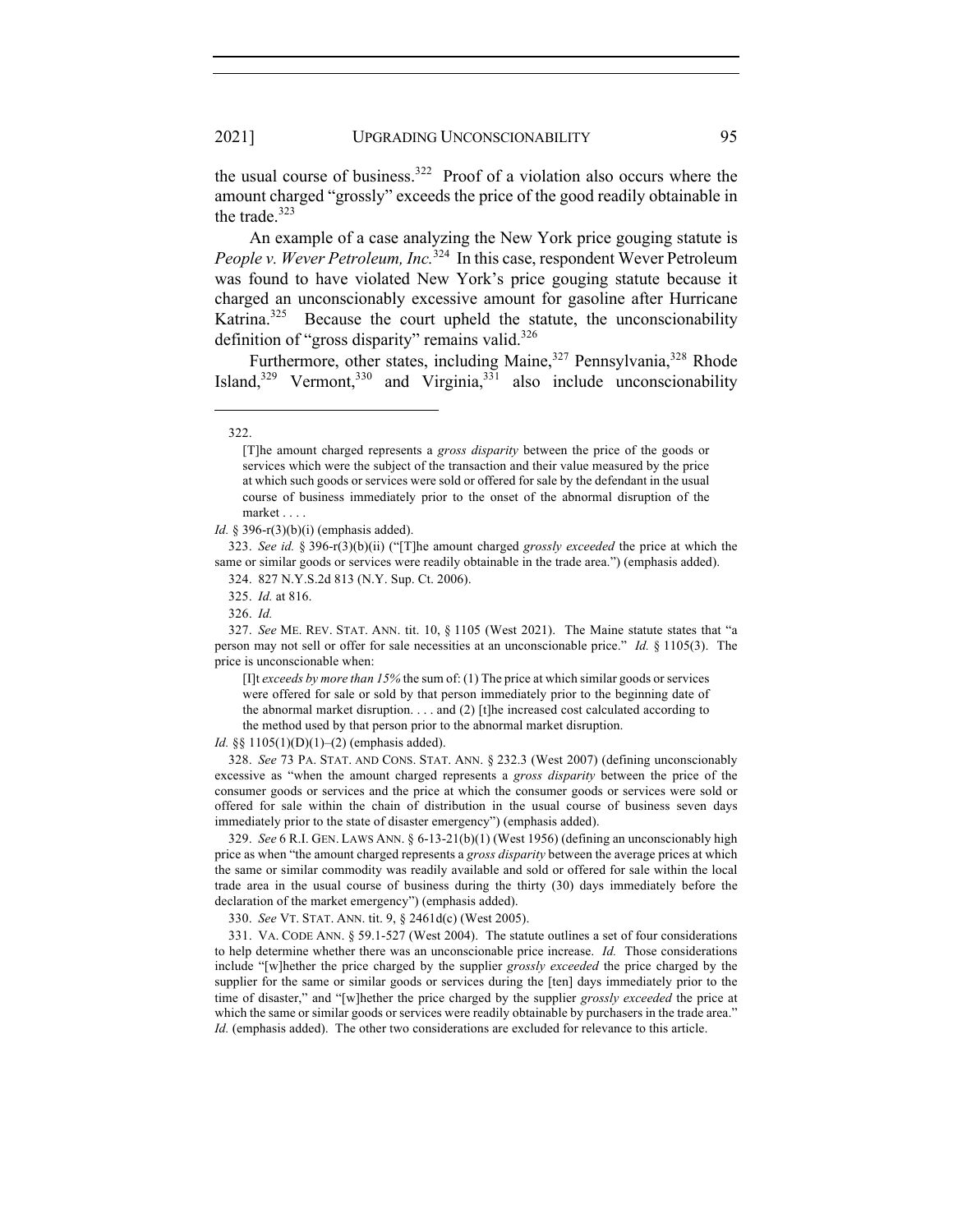the usual course of business.[322] Proof of a violation also occurs where the amount charged "grossly" exceeds the price of the good readily obtainable in the trade.[323]

An example of a case analyzing the New York price gouging statute is *People v. Wever Petroleum, Inc.*[324] In this case, respondent Wever Petroleum was found to have violated New York's price gouging statute because it charged an unconscionably excessive amount for gasoline after Hurricane Katrina.[325] Because the court upheld the statute, the unconscionability definition of "gross disparity" remains valid.[326]

Furthermore, other states, including Maine,[327] Pennsylvania,[328] Rhode Island,[329] Vermont,[330] and Virginia,[331] also include unconscionability

---

322.

> [T]he amount charged represents a *gross disparity* between the price of the goods or services which were the subject of the transaction and their value measured by the price at which such goods or services were sold or offered for sale by the defendant in the usual course of business immediately prior to the onset of the abnormal disruption of the market . . . .

*Id.* § 396-r(3)(b)(i) (emphasis added).

323. *See id.* § 396-r(3)(b)(ii) ("[T]he amount charged *grossly exceeded* the price at which the same or similar goods or services were readily obtainable in the trade area.") (emphasis added).

324. 827 N.Y.S.2d 813 (N.Y. Sup. Ct. 2006).

325. *Id.* at 816.

326. *Id.*

327. *See* ME. REV. STAT. ANN. tit. 10, § 1105 (West 2021). The Maine statute states that "a person may not sell or offer for sale necessities at an unconscionable price." *Id.* § 1105(3). The price is unconscionable when:

> [I]t *exceeds by more than 15%* the sum of: (1) The price at which similar goods or services were offered for sale or sold by that person immediately prior to the beginning date of the abnormal market disruption. . . . and (2) [t]he increased cost calculated according to the method used by that person prior to the abnormal market disruption.

*Id.* §§ 1105(1)(D)(1)–(2) (emphasis added).

328. *See* 73 PA. STAT. AND CONS. STAT. ANN. § 232.3 (West 2007) (defining unconscionably excessive as "when the amount charged represents a *gross disparity* between the price of the consumer goods or services and the price at which the consumer goods or services were sold or offered for sale within the chain of distribution in the usual course of business seven days immediately prior to the state of disaster emergency") (emphasis added).

329. *See* 6 R.I. GEN. LAWS ANN. § 6-13-21(b)(1) (West 1956) (defining an unconscionably high price as when "the amount charged represents a *gross disparity* between the average prices at which the same or similar commodity was readily available and sold or offered for sale within the local trade area in the usual course of business during the thirty (30) days immediately before the declaration of the market emergency") (emphasis added).

330. *See* VT. STAT. ANN. tit. 9, § 2461d(c) (West 2005).

331. VA. CODE ANN. § 59.1-527 (West 2004). The statute outlines a set of four considerations to help determine whether there was an unconscionable price increase. *Id.* Those considerations include "[w]hether the price charged by the supplier *grossly exceeded* the price charged by the supplier for the same or similar goods or services during the [ten] days immediately prior to the time of disaster," and "[w]hether the price charged by the supplier *grossly exceeded* the price at which the same or similar goods or services were readily obtainable by purchasers in the trade area." *Id.* (emphasis added). The other two considerations are excluded for relevance to this article.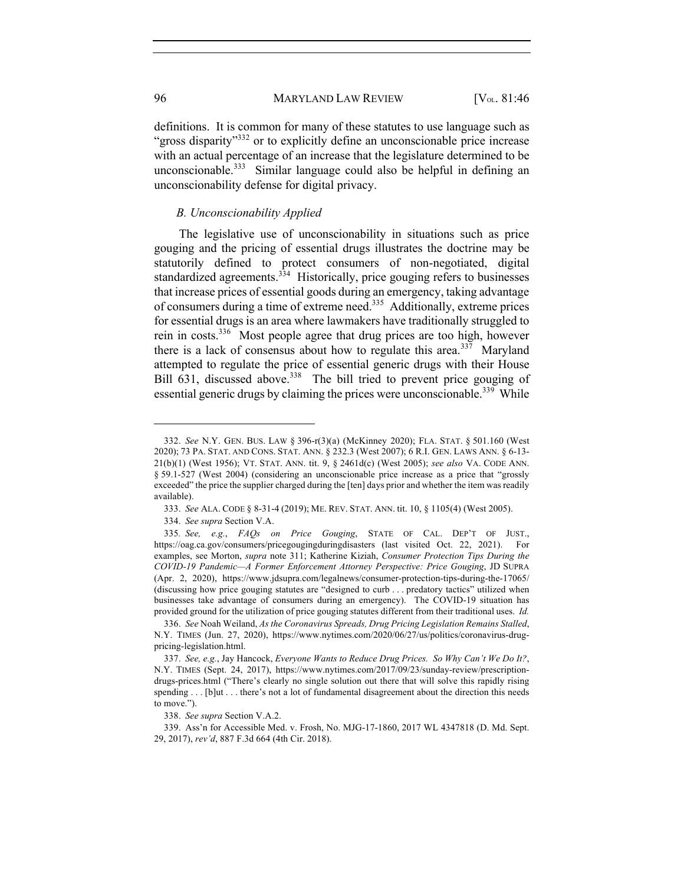definitions. It is common for many of these statutes to use language such as "gross disparity"[332] or to explicitly define an unconscionable price increase with an actual percentage of an increase that the legislature determined to be unconscionable.[333] Similar language could also be helpful in defining an unconscionability defense for digital privacy.

### *B. Unconscionability Applied*

The legislative use of unconscionability in situations such as price gouging and the pricing of essential drugs illustrates the doctrine may be statutorily defined to protect consumers of non-negotiated, digital standardized agreements.[334] Historically, price gouging refers to businesses that increase prices of essential goods during an emergency, taking advantage of consumers during a time of extreme need.[335] Additionally, extreme prices for essential drugs is an area where lawmakers have traditionally struggled to rein in costs.[336] Most people agree that drug prices are too high, however there is a lack of consensus about how to regulate this area.[337] Maryland attempted to regulate the price of essential generic drugs with their House Bill 631, discussed above.[338] The bill tried to prevent price gouging of essential generic drugs by claiming the prices were unconscionable.[339] While

---

332. *See* N.Y. GEN. BUS. LAW § 396-r(3)(a) (McKinney 2020); FLA. STAT. § 501.160 (West 2020); 73 PA. STAT. AND CONS. STAT. ANN. § 232.3 (West 2007); 6 R.I. GEN. LAWS ANN. § 6-13-21(b)(1) (West 1956); VT. STAT. ANN. tit. 9, § 2461d(c) (West 2005); *see also* VA. CODE ANN. § 59.1-527 (West 2004) (considering an unconscionable price increase as a price that "grossly exceeded" the price the supplier charged during the [ten] days prior and whether the item was readily available).

333. *See* ALA. CODE § 8-31-4 (2019); ME. REV. STAT. ANN. tit. 10, § 1105(4) (West 2005).

334. *See supra* Section V.A.

335. *See, e.g.*, *FAQs on Price Gouging*, STATE OF CAL. DEP'T OF JUST., https://oag.ca.gov/consumers/pricegougingduringdisasters (last visited Oct. 22, 2021). For examples, see Morton, *supra* note 311; Katherine Kiziah, *Consumer Protection Tips During the COVID-19 Pandemic—A Former Enforcement Attorney Perspective: Price Gouging*, JD SUPRA (Apr. 2, 2020), https://www.jdsupra.com/legalnews/consumer-protection-tips-during-the-17065/ (discussing how price gouging statutes are "designed to curb . . . predatory tactics" utilized when businesses take advantage of consumers during an emergency). The COVID-19 situation has provided ground for the utilization of price gouging statutes different from their traditional uses. *Id.*

336. *See* Noah Weiland, *As the Coronavirus Spreads, Drug Pricing Legislation Remains Stalled*, N.Y. TIMES (Jun. 27, 2020), https://www.nytimes.com/2020/06/27/us/politics/coronavirus-drug-pricing-legislation.html.

337. *See, e.g.*, Jay Hancock, *Everyone Wants to Reduce Drug Prices. So Why Can't We Do It?*, N.Y. TIMES (Sept. 24, 2017), https://www.nytimes.com/2017/09/23/sunday-review/prescription-drugs-prices.html ("There's clearly no single solution out there that will solve this rapidly rising spending . . . [b]ut . . . there's not a lot of fundamental disagreement about the direction this needs to move.").

338. *See supra* Section V.A.2.

339. Ass'n for Accessible Med. v. Frosh, No. MJG-17-1860, 2017 WL 4347818 (D. Md. Sept. 29, 2017), *rev'd*, 887 F.3d 664 (4th Cir. 2018).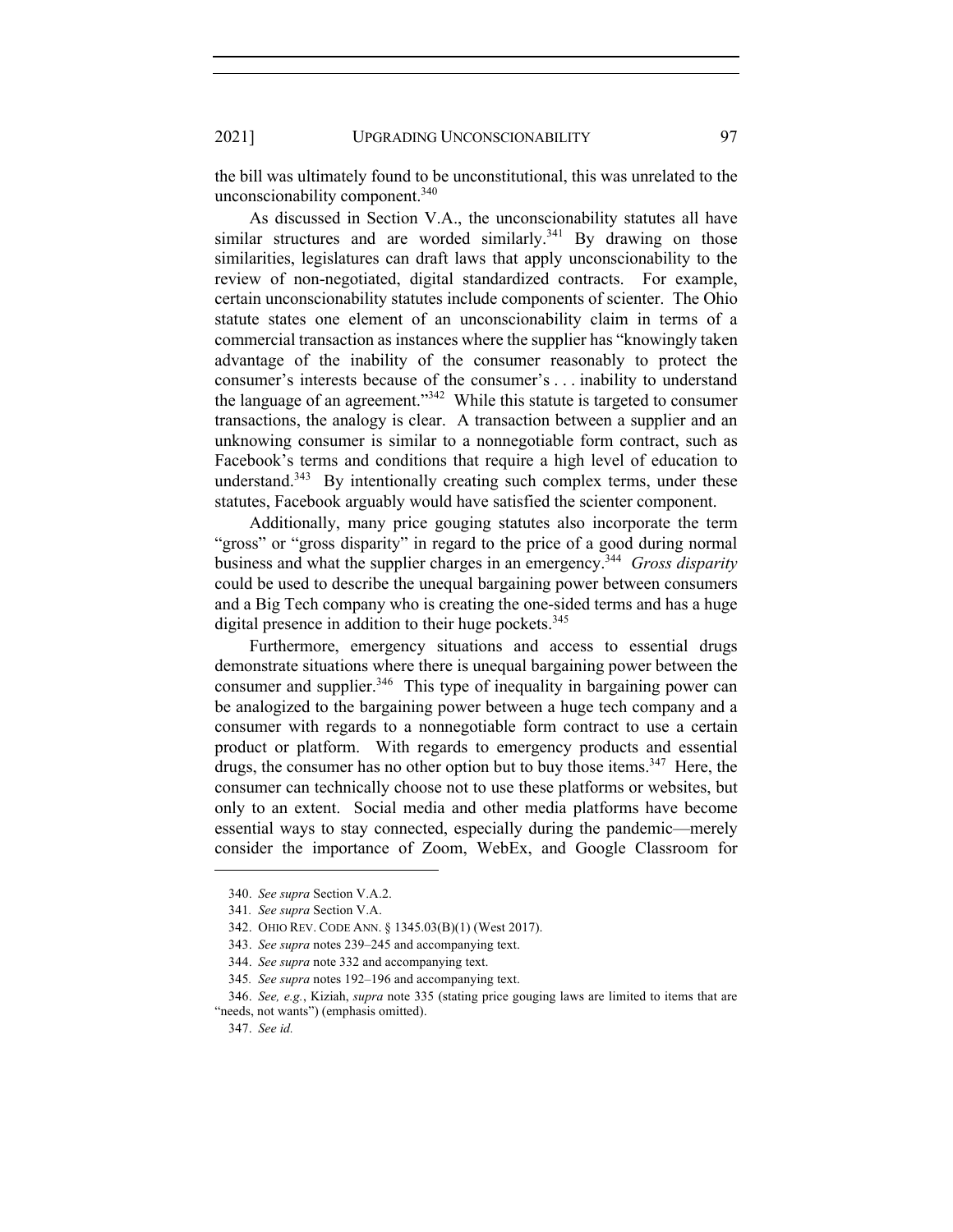the bill was ultimately found to be unconstitutional, this was unrelated to the unconscionability component.[340]

As discussed in Section V.A., the unconscionability statutes all have similar structures and are worded similarly.[341] By drawing on those similarities, legislatures can draft laws that apply unconscionability to the review of non-negotiated, digital standardized contracts. For example, certain unconscionability statutes include components of scienter. The Ohio statute states one element of an unconscionability claim in terms of a commercial transaction as instances where the supplier has "knowingly taken advantage of the inability of the consumer reasonably to protect the consumer's interests because of the consumer's . . . inability to understand the language of an agreement."[342] While this statute is targeted to consumer transactions, the analogy is clear. A transaction between a supplier and an unknowing consumer is similar to a nonnegotiable form contract, such as Facebook's terms and conditions that require a high level of education to understand.[343] By intentionally creating such complex terms, under these statutes, Facebook arguably would have satisfied the scienter component.

Additionally, many price gouging statutes also incorporate the term "gross" or "gross disparity" in regard to the price of a good during normal business and what the supplier charges in an emergency.[344] *Gross disparity* could be used to describe the unequal bargaining power between consumers and a Big Tech company who is creating the one-sided terms and has a huge digital presence in addition to their huge pockets.[345]

Furthermore, emergency situations and access to essential drugs demonstrate situations where there is unequal bargaining power between the consumer and supplier.[346] This type of inequality in bargaining power can be analogized to the bargaining power between a huge tech company and a consumer with regards to a nonnegotiable form contract to use a certain product or platform. With regards to emergency products and essential drugs, the consumer has no other option but to buy those items.[347] Here, the consumer can technically choose not to use these platforms or websites, but only to an extent. Social media and other media platforms have become essential ways to stay connected, especially during the pandemic—merely consider the importance of Zoom, WebEx, and Google Classroom for

---

340. *See supra* Section V.A.2.

341. *See supra* Section V.A.

342. OHIO REV. CODE ANN. § 1345.03(B)(1) (West 2017).

343. *See supra* notes 239–245 and accompanying text.

344. *See supra* note 332 and accompanying text.

345. *See supra* notes 192–196 and accompanying text.

346. *See, e.g.*, Kiziah, *supra* note 335 (stating price gouging laws are limited to items that are "needs, not wants") (emphasis omitted).

347. *See id.*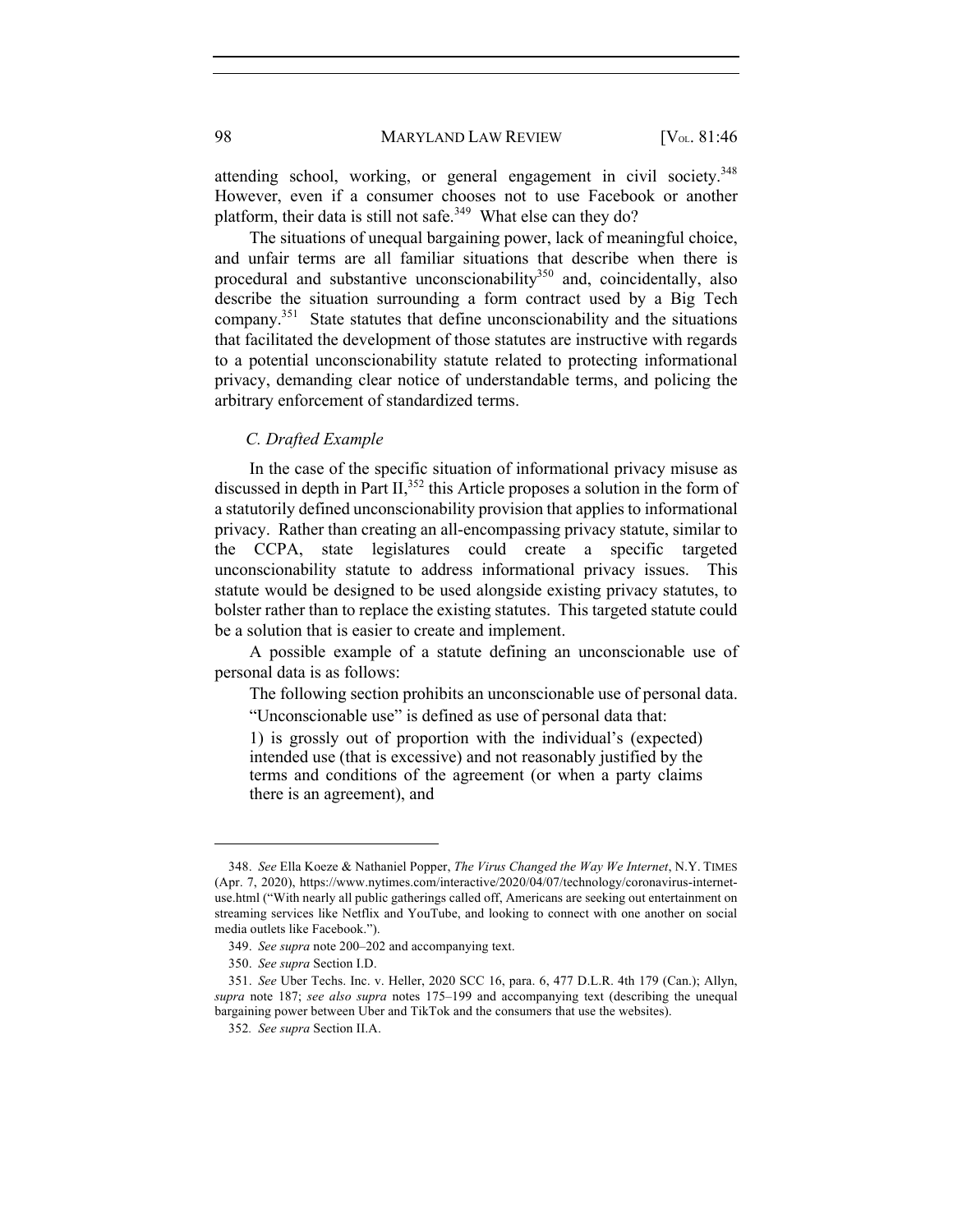attending school, working, or general engagement in civil society.[348] However, even if a consumer chooses not to use Facebook or another platform, their data is still not safe.[349] What else can they do?

The situations of unequal bargaining power, lack of meaningful choice, and unfair terms are all familiar situations that describe when there is procedural and substantive unconscionability[350] and, coincidentally, also describe the situation surrounding a form contract used by a Big Tech company.[351] State statutes that define unconscionability and the situations that facilitated the development of those statutes are instructive with regards to a potential unconscionability statute related to protecting informational privacy, demanding clear notice of understandable terms, and policing the arbitrary enforcement of standardized terms.

### *C. Drafted Example*

In the case of the specific situation of informational privacy misuse as discussed in depth in Part II,[352] this Article proposes a solution in the form of a statutorily defined unconscionability provision that applies to informational privacy. Rather than creating an all-encompassing privacy statute, similar to the CCPA, state legislatures could create a specific targeted unconscionability statute to address informational privacy issues. This statute would be designed to be used alongside existing privacy statutes, to bolster rather than to replace the existing statutes. This targeted statute could be a solution that is easier to create and implement.

A possible example of a statute defining an unconscionable use of personal data is as follows:

> The following section prohibits an unconscionable use of personal data.
>
> "Unconscionable use" is defined as use of personal data that:
>
> 1) is grossly out of proportion with the individual's (expected) intended use (that is excessive) and not reasonably justified by the terms and conditions of the agreement (or when a party claims there is an agreement), and

---

348. *See* Ella Koeze & Nathaniel Popper, *The Virus Changed the Way We Internet*, N.Y. TIMES (Apr. 7, 2020), https://www.nytimes.com/interactive/2020/04/07/technology/coronavirus-internet-use.html ("With nearly all public gatherings called off, Americans are seeking out entertainment on streaming services like Netflix and YouTube, and looking to connect with one another on social media outlets like Facebook.").

349. *See supra* note 200–202 and accompanying text.

350. *See supra* Section I.D.

351. *See* Uber Techs. Inc. v. Heller, 2020 SCC 16, para. 6, 477 D.L.R. 4th 179 (Can.); Allyn, *supra* note 187; *see also supra* notes 175–199 and accompanying text (describing the unequal bargaining power between Uber and TikTok and the consumers that use the websites).

352. *See supra* Section II.A.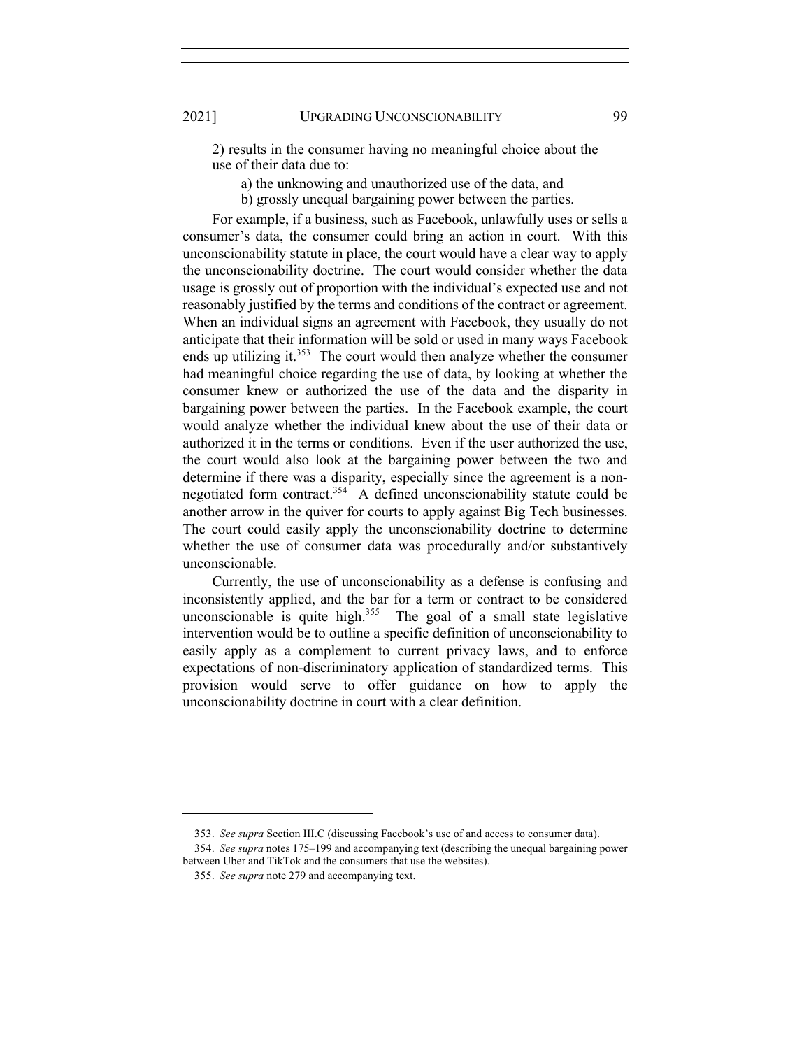2) results in the consumer having no meaningful choice about the use of their data due to:

a) the unknowing and unauthorized use of the data, and

b) grossly unequal bargaining power between the parties.

For example, if a business, such as Facebook, unlawfully uses or sells a consumer's data, the consumer could bring an action in court. With this unconscionability statute in place, the court would have a clear way to apply the unconscionability doctrine. The court would consider whether the data usage is grossly out of proportion with the individual's expected use and not reasonably justified by the terms and conditions of the contract or agreement. When an individual signs an agreement with Facebook, they usually do not anticipate that their information will be sold or used in many ways Facebook ends up utilizing it.[353] The court would then analyze whether the consumer had meaningful choice regarding the use of data, by looking at whether the consumer knew or authorized the use of the data and the disparity in bargaining power between the parties. In the Facebook example, the court would analyze whether the individual knew about the use of their data or authorized it in the terms or conditions. Even if the user authorized the use, the court would also look at the bargaining power between the two and determine if there was a disparity, especially since the agreement is a non-negotiated form contract.[354] A defined unconscionability statute could be another arrow in the quiver for courts to apply against Big Tech businesses. The court could easily apply the unconscionability doctrine to determine whether the use of consumer data was procedurally and/or substantively unconscionable.

Currently, the use of unconscionability as a defense is confusing and inconsistently applied, and the bar for a term or contract to be considered unconscionable is quite high.[355] The goal of a small state legislative intervention would be to outline a specific definition of unconscionability to easily apply as a complement to current privacy laws, and to enforce expectations of non-discriminatory application of standardized terms. This provision would serve to offer guidance on how to apply the unconscionability doctrine in court with a clear definition.

---

353. *See supra* Section III.C (discussing Facebook's use of and access to consumer data).

354. *See supra* notes 175–199 and accompanying text (describing the unequal bargaining power between Uber and TikTok and the consumers that use the websites).

355. *See supra* note 279 and accompanying text.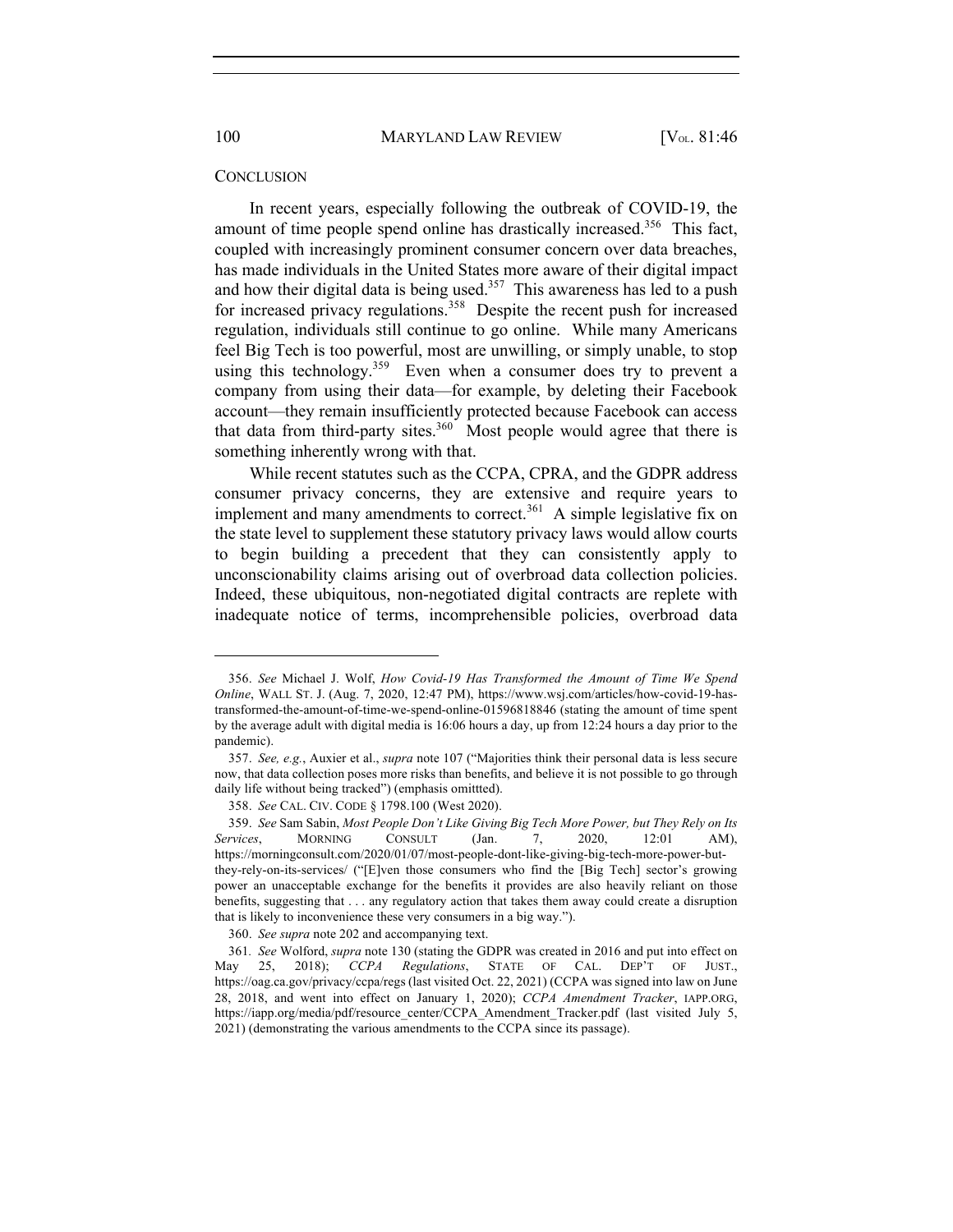## CONCLUSION

In recent years, especially following the outbreak of COVID-19, the amount of time people spend online has drastically increased.[356] This fact, coupled with increasingly prominent consumer concern over data breaches, has made individuals in the United States more aware of their digital impact and how their digital data is being used.[357] This awareness has led to a push for increased privacy regulations.[358] Despite the recent push for increased regulation, individuals still continue to go online. While many Americans feel Big Tech is too powerful, most are unwilling, or simply unable, to stop using this technology.[359] Even when a consumer does try to prevent a company from using their data—for example, by deleting their Facebook account—they remain insufficiently protected because Facebook can access that data from third-party sites.[360] Most people would agree that there is something inherently wrong with that.

While recent statutes such as the CCPA, CPRA, and the GDPR address consumer privacy concerns, they are extensive and require years to implement and many amendments to correct.[361] A simple legislative fix on the state level to supplement these statutory privacy laws would allow courts to begin building a precedent that they can consistently apply to unconscionability claims arising out of overbroad data collection policies. Indeed, these ubiquitous, non-negotiated digital contracts are replete with inadequate notice of terms, incomprehensible policies, overbroad data

---

356. *See* Michael J. Wolf, *How Covid-19 Has Transformed the Amount of Time We Spend Online*, WALL ST. J. (Aug. 7, 2020, 12:47 PM), https://www.wsj.com/articles/how-covid-19-has-transformed-the-amount-of-time-we-spend-online-01596818846 (stating the amount of time spent by the average adult with digital media is 16:06 hours a day, up from 12:24 hours a day prior to the pandemic).

357. *See, e.g.*, Auxier et al., *supra* note 107 ("Majorities think their personal data is less secure now, that data collection poses more risks than benefits, and believe it is not possible to go through daily life without being tracked") (emphasis omittted).

358. *See* CAL. CIV. CODE § 1798.100 (West 2020).

359. *See* Sam Sabin, *Most People Don't Like Giving Big Tech More Power, but They Rely on Its Services*, MORNING CONSULT (Jan. 7, 2020, 12:01 AM), https://morningconsult.com/2020/01/07/most-people-dont-like-giving-big-tech-more-power-but-they-rely-on-its-services/ ("[E]ven those consumers who find the [Big Tech] sector's growing power an unacceptable exchange for the benefits it provides are also heavily reliant on those benefits, suggesting that . . . any regulatory action that takes them away could create a disruption that is likely to inconvenience these very consumers in a big way.").

360. *See supra* note 202 and accompanying text.

361. *See* Wolford, *supra* note 130 (stating the GDPR was created in 2016 and put into effect on May 25, 2018); *CCPA Regulations*, STATE OF CAL. DEP'T OF JUST., https://oag.ca.gov/privacy/ccpa/regs (last visited Oct. 22, 2021) (CCPA was signed into law on June 28, 2018, and went into effect on January 1, 2020); *CCPA Amendment Tracker*, IAPP.ORG, https://iapp.org/media/pdf/resource_center/CCPA_Amendment_Tracker.pdf (last visited July 5, 2021) (demonstrating the various amendments to the CCPA since its passage).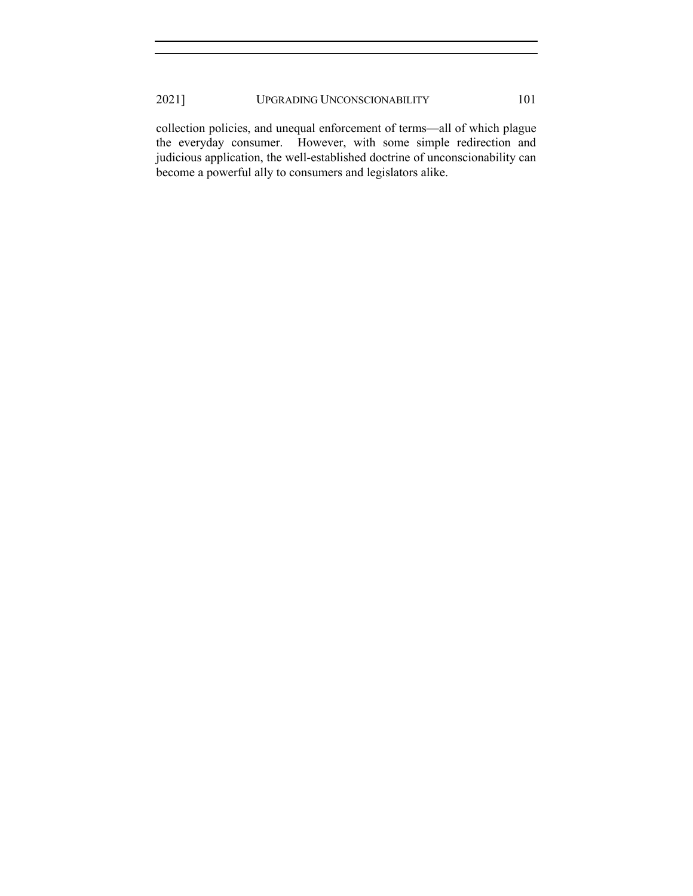collection policies, and unequal enforcement of terms—all of which plague the everyday consumer. However, with some simple redirection and judicious application, the well-established doctrine of unconscionability can become a powerful ally to consumers and legislators alike.